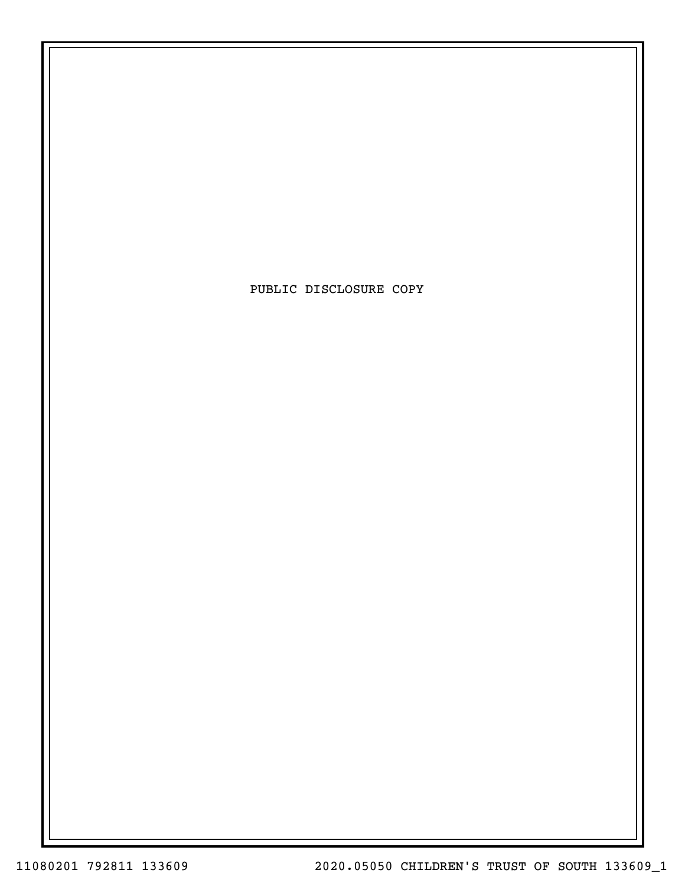PUBLIC DISCLOSURE COPY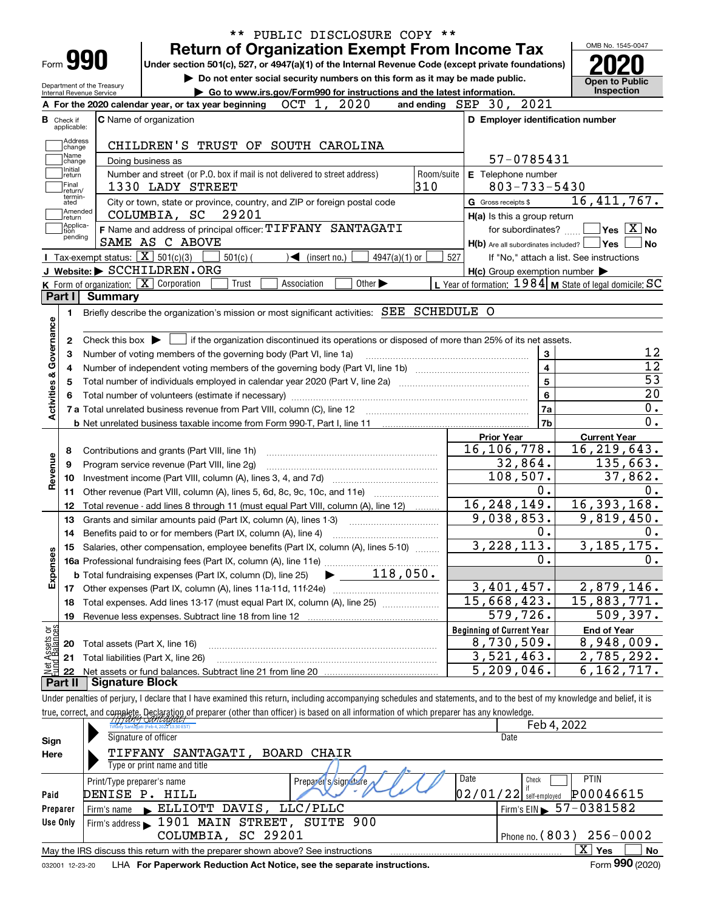** PUBLIC DISCLOSURE COPY **

# Form 990 — Return of Organization Exempt From Income Tax

**2020**

OMB No. 1545-0047

Under section 501(c), 527, or 4947(a)(1) of the Internal Revenue Code (except private foundations)

▶ Do not enter social security numbers on this form as it may be made public.

▶ Go to www.irs.gov/Form990 for instructions and the latest information.

Department of the Treasury
Internal Revenue Service

Open to Public Inspection

**A** For the 2020 calendar year, or tax year beginning OCT 1, 2020 and ending SEP 30, 2021

**B** Check if applicable: Address change; Name change; Initial return; Final return/terminated; Amended return; Application pending

**C** Name of organization: CHILDREN'S TRUST OF SOUTH CAROLINA

Doing business as

Number and street (or P.O. box if mail is not delivered to street address): 1330 LADY STREET — Room/suite: 310

City or town, state or province, country, and ZIP or foreign postal code: COLUMBIA, SC 29201

**F** Name and address of principal officer: TIFFANY SANTAGATI, SAME AS C ABOVE

**D** Employer identification number: 57-0785431

**E** Telephone number: 803-733-5430

**G** Gross receipts $ 16,411,767.

**H(a)** Is this a group return for subordinates? Yes [ ] No [X]

**H(b)** Are all subordinates included? Yes [ ] No [ ] If "No," attach a list. See instructions

**H(c)** Group exemption number ▶

**I** Tax-exempt status: [X] 501(c)(3) [ ] 501(c) ( ) ◀ (insert no.) [ ] 4947(a)(1) or [ ] 527

**J** Website: ▶ SCCHILDREN.ORG

**K** Form of organization: [X] Corporation [ ] Trust [ ] Association [ ] Other ▶

**L** Year of formation: 1984 **M** State of legal domicile: SC

## Part I Summary

**Activities & Governance**

1. Briefly describe the organization's mission or most significant activities: SEE SCHEDULE O
2. Check this box ▶ [ ] if the organization discontinued its operations or disposed of more than 25% of its net assets.

| Line | Description | No. | Value |
|---|---|---|---|
| 3 | Number of voting members of the governing body (Part VI, line 1a) | 3 | 12 |
| 4 | Number of independent voting members of the governing body (Part VI, line 1b) | 4 | 12 |
| 5 | Total number of individuals employed in calendar year 2020 (Part V, line 2a) | 5 | 53 |
| 6 | Total number of volunteers (estimate if necessary) | 6 | 20 |
| 7a | Total unrelated business revenue from Part VIII, column (C), line 12 | 7a | 0. |
| 7b | Net unrelated business taxable income from Form 990-T, Part I, line 11 | 7b | 0. |

| Section | Line | Description | Prior Year | Current Year |
|---|---|---|---|---|
| Revenue | 8 | Contributions and grants (Part VIII, line 1h) | 16,106,778. | 16,219,643. |
| | 9 | Program service revenue (Part VIII, line 2g) | 32,864. | 135,663. |
| | 10 | Investment income (Part VIII, column (A), lines 3, 4, and 7d) | 108,507. | 37,862. |
| | 11 | Other revenue (Part VIII, column (A), lines 5, 6d, 8c, 9c, 10c, and 11e) | 0. | 0. |
| | 12 | Total revenue - add lines 8 through 11 (must equal Part VIII, column (A), line 12) | 16,248,149. | 16,393,168. |
| Expenses | 13 | Grants and similar amounts paid (Part IX, column (A), lines 1-3) | 9,038,853. | 9,819,450. |
| | 14 | Benefits paid to or for members (Part IX, column (A), line 4) | 0. | 0. |
| | 15 | Salaries, other compensation, employee benefits (Part IX, column (A), lines 5-10) | 3,228,113. | 3,185,175. |
| | 16a | Professional fundraising fees (Part IX, column (A), line 11e) | 0. | 0. |
| | b | Total fundraising expenses (Part IX, column (D), line 25) ▶ 118,050. | | |
| | 17 | Other expenses (Part IX, column (A), lines 11a-11d, 11f-24e) | 3,401,457. | 2,879,146. |
| | 18 | Total expenses. Add lines 13-17 (must equal Part IX, column (A), line 25) | 15,668,423. | 15,883,771. |
| | 19 | Revenue less expenses. Subtract line 18 from line 12 | 579,726. | 509,397. |

| Section | Line | Description | Beginning of Current Year | End of Year |
|---|---|---|---|---|
| Net Assets or Fund Balances | 20 | Total assets (Part X, line 16) | 8,730,509. | 8,948,009. |
| | 21 | Total liabilities (Part X, line 26) | 3,521,463. | 2,785,292. |
| | 22 | Net assets or fund balances. Subtract line 21 from line 20 | 5,209,046. | 6,162,717. |

## Part II Signature Block

Under penalties of perjury, I declare that I have examined this return, including accompanying schedules and statements, and to the best of my knowledge and belief, it is true, correct, and complete. Declaration of preparer (other than officer) is based on all information of which preparer has any knowledge.

**Sign Here**

Signature of officer: Tiffany Santagati (Tiffany Santagati (Feb 4, 2022 13:30 EST)) — Date: Feb 4, 2022

Type or print name and title: TIFFANY SANTAGATI, BOARD CHAIR

**Paid Preparer Use Only**

| Print/Type preparer's name | Preparer's signature | Date | Check if self-employed | PTIN |
|---|---|---|---|---|
| DENISE P. HILL | | 02/01/22 | [ ] | P00046615 |

Firm's name ▶ ELLIOTT DAVIS, LLC/PLLC — Firm's EIN ▶ 57-0381582

Firm's address ▶ 1901 MAIN STREET, SUITE 900, COLUMBIA, SC 29201 — Phone no. (803) 256-0002

May the IRS discuss this return with the preparer shown above? See instructions [X] Yes [ ] No

032001 12-23-20 LHA For Paperwork Reduction Act Notice, see the separate instructions. Form 990 (2020)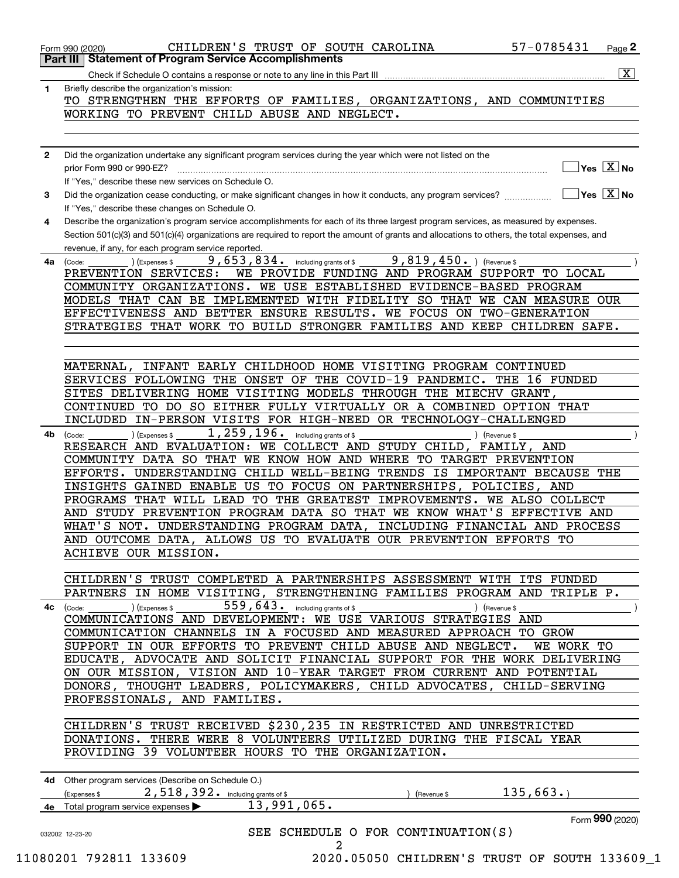Form 990 (2020) CHILDREN'S TRUST OF SOUTH CAROLINA 57-0785431

## Part III Statement of Program Service Accomplishments

Check if Schedule O contains a response or note to any line in this Part III [X]

**1** Briefly describe the organization's mission:

TO STRENGTHEN THE EFFORTS OF FAMILIES, ORGANIZATIONS, AND COMMUNITIES WORKING TO PREVENT CHILD ABUSE AND NEGLECT.

**2** Did the organization undertake any significant program services during the year which were not listed on the prior Form 990 or 990-EZ? [ ] Yes [X] No

If "Yes," describe these new services on Schedule O.

**3** Did the organization cease conducting, or make significant changes in how it conducts, any program services? [ ] Yes [X] No

If "Yes," describe these changes on Schedule O.

**4** Describe the organization's program service accomplishments for each of its three largest program services, as measured by expenses. Section 501(c)(3) and 501(c)(4) organizations are required to report the amount of grants and allocations to others, the total expenses, and revenue, if any, for each program service reported.

**4a** (Code: ) (Expenses $ 9,653,834. including grants of $ 9,819,450. ) (Revenue $ )

PREVENTION SERVICES: WE PROVIDE FUNDING AND PROGRAM SUPPORT TO LOCAL COMMUNITY ORGANIZATIONS. WE USE ESTABLISHED EVIDENCE-BASED PROGRAM MODELS THAT CAN BE IMPLEMENTED WITH FIDELITY SO THAT WE CAN MEASURE OUR EFFECTIVENESS AND BETTER ENSURE RESULTS. WE FOCUS ON TWO-GENERATION STRATEGIES THAT WORK TO BUILD STRONGER FAMILIES AND KEEP CHILDREN SAFE.

MATERNAL, INFANT EARLY CHILDHOOD HOME VISITING PROGRAM CONTINUED SERVICES FOLLOWING THE ONSET OF THE COVID-19 PANDEMIC. THE 16 FUNDED SITES DELIVERING HOME VISITING MODELS THROUGH THE MIECHV GRANT, CONTINUED TO DO SO EITHER FULLY VIRTUALLY OR A COMBINED OPTION THAT INCLUDED IN-PERSON VISITS FOR HIGH-NEED OR TECHNOLOGY-CHALLENGED

**4b** (Code: ) (Expenses $ 1,259,196. including grants of $ ) (Revenue $ )

RESEARCH AND EVALUATION: WE COLLECT AND STUDY CHILD, FAMILY, AND COMMUNITY DATA SO THAT WE KNOW HOW AND WHERE TO TARGET PREVENTION EFFORTS. UNDERSTANDING CHILD WELL-BEING TRENDS IS IMPORTANT BECAUSE THE INSIGHTS GAINED ENABLE US TO FOCUS ON PARTNERSHIPS, POLICIES, AND PROGRAMS THAT WILL LEAD TO THE GREATEST IMPROVEMENTS. WE ALSO COLLECT AND STUDY PREVENTION PROGRAM DATA SO THAT WE KNOW WHAT'S EFFECTIVE AND WHAT'S NOT. UNDERSTANDING PROGRAM DATA, INCLUDING FINANCIAL AND PROCESS AND OUTCOME DATA, ALLOWS US TO EVALUATE OUR PREVENTION EFFORTS TO ACHIEVE OUR MISSION.

CHILDREN'S TRUST COMPLETED A PARTNERSHIPS ASSESSMENT WITH ITS FUNDED PARTNERS IN HOME VISITING, STRENGTHENING FAMILIES PROGRAM AND TRIPLE P.

**4c** (Code: ) (Expenses $ 559,643. including grants of $ ) (Revenue $ )

COMMUNICATIONS AND DEVELOPMENT: WE USE VARIOUS STRATEGIES AND COMMUNICATION CHANNELS IN A FOCUSED AND MEASURED APPROACH TO GROW SUPPORT IN OUR EFFORTS TO PREVENT CHILD ABUSE AND NEGLECT. WE WORK TO EDUCATE, ADVOCATE AND SOLICIT FINANCIAL SUPPORT FOR THE WORK DELIVERING ON OUR MISSION, VISION AND 10-YEAR TARGET FROM CURRENT AND POTENTIAL DONORS, THOUGHT LEADERS, POLICYMAKERS, CHILD ADVOCATES, CHILD-SERVING PROFESSIONALS, AND FAMILIES.

CHILDREN'S TRUST RECEIVED $230,235 IN RESTRICTED AND UNRESTRICTED DONATIONS. THERE WERE 8 VOLUNTEERS UTILIZED DURING THE FISCAL YEAR PROVIDING 39 VOLUNTEER HOURS TO THE ORGANIZATION.

**4d** Other program services (Describe on Schedule O.)

(Expenses $ 2,518,392. including grants of $ ) (Revenue $ 135,663.)

**4e** Total program service expenses ▶ 13,991,065.

Form **990** (2020)

SEE SCHEDULE O FOR CONTINUATION(S)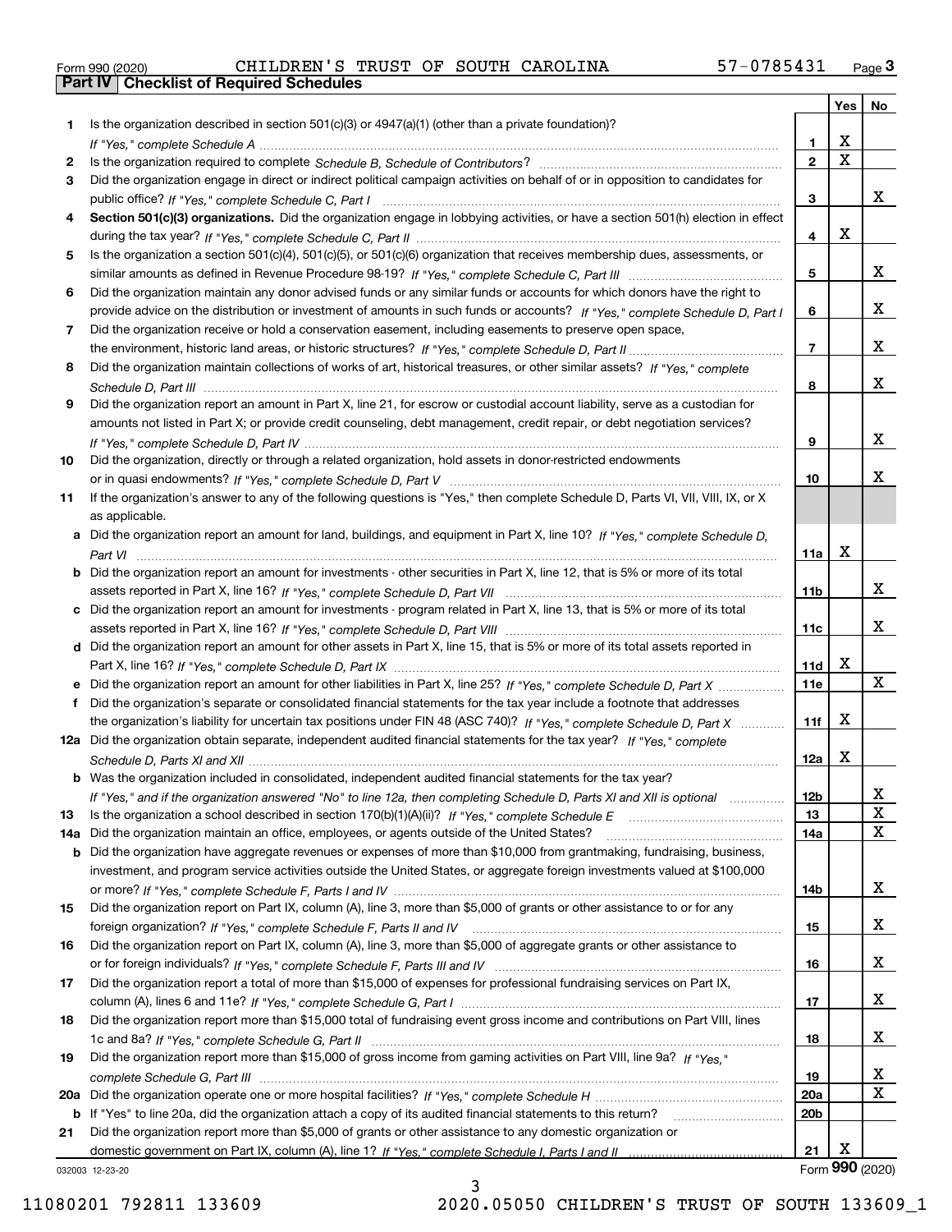Form 990 (2020) CHILDREN'S TRUST OF SOUTH CAROLINA 57-0785431 Page 3

## Part IV Checklist of Required Schedules

| | | | Yes | No |
|---|---|---|---|---|
| 1 | Is the organization described in section 501(c)(3) or 4947(a)(1) (other than a private foundation)? *If "Yes," complete Schedule A* | 1 | X | |
| 2 | Is the organization required to complete *Schedule B, Schedule of Contributors*? | 2 | X | |
| 3 | Did the organization engage in direct or indirect political campaign activities on behalf of or in opposition to candidates for public office? *If "Yes," complete Schedule C, Part I* | 3 | | X |
| 4 | **Section 501(c)(3) organizations.** Did the organization engage in lobbying activities, or have a section 501(h) election in effect during the tax year? *If "Yes," complete Schedule C, Part II* | 4 | X | |
| 5 | Is the organization a section 501(c)(4), 501(c)(5), or 501(c)(6) organization that receives membership dues, assessments, or similar amounts as defined in Revenue Procedure 98-19? *If "Yes," complete Schedule C, Part III* | 5 | | X |
| 6 | Did the organization maintain any donor advised funds or any similar funds or accounts for which donors have the right to provide advice on the distribution or investment of amounts in such funds or accounts? *If "Yes," complete Schedule D, Part I* | 6 | | X |
| 7 | Did the organization receive or hold a conservation easement, including easements to preserve open space, the environment, historic land areas, or historic structures? *If "Yes," complete Schedule D, Part II* | 7 | | X |
| 8 | Did the organization maintain collections of works of art, historical treasures, or other similar assets? *If "Yes," complete Schedule D, Part III* | 8 | | X |
| 9 | Did the organization report an amount in Part X, line 21, for escrow or custodial account liability, serve as a custodian for amounts not listed in Part X; or provide credit counseling, debt management, credit repair, or debt negotiation services? *If "Yes," complete Schedule D, Part IV* | 9 | | X |
| 10 | Did the organization, directly or through a related organization, hold assets in donor-restricted endowments or in quasi endowments? *If "Yes," complete Schedule D, Part V* | 10 | | X |
| 11 | If the organization's answer to any of the following questions is "Yes," then complete Schedule D, Parts VI, VII, VIII, IX, or X as applicable. | | | |
| a | Did the organization report an amount for land, buildings, and equipment in Part X, line 10? *If "Yes," complete Schedule D, Part VI* | 11a | X | |
| b | Did the organization report an amount for investments - other securities in Part X, line 12, that is 5% or more of its total assets reported in Part X, line 16? *If "Yes," complete Schedule D, Part VII* | 11b | | X |
| c | Did the organization report an amount for investments - program related in Part X, line 13, that is 5% or more of its total assets reported in Part X, line 16? *If "Yes," complete Schedule D, Part VIII* | 11c | | X |
| d | Did the organization report an amount for other assets in Part X, line 15, that is 5% or more of its total assets reported in Part X, line 16? *If "Yes," complete Schedule D, Part IX* | 11d | X | |
| e | Did the organization report an amount for other liabilities in Part X, line 25? *If "Yes," complete Schedule D, Part X* | 11e | | X |
| f | Did the organization's separate or consolidated financial statements for the tax year include a footnote that addresses the organization's liability for uncertain tax positions under FIN 48 (ASC 740)? *If "Yes," complete Schedule D, Part X* | 11f | X | |
| 12a | Did the organization obtain separate, independent audited financial statements for the tax year? *If "Yes," complete Schedule D, Parts XI and XII* | 12a | X | |
| b | Was the organization included in consolidated, independent audited financial statements for the tax year? *If "Yes," and if the organization answered "No" to line 12a, then completing Schedule D, Parts XI and XII is optional* | 12b | | X |
| 13 | Is the organization a school described in section 170(b)(1)(A)(ii)? *If "Yes," complete Schedule E* | 13 | | X |
| 14a | Did the organization maintain an office, employees, or agents outside of the United States? | 14a | | X |
| b | Did the organization have aggregate revenues or expenses of more than $10,000 from grantmaking, fundraising, business, investment, and program service activities outside the United States, or aggregate foreign investments valued at $100,000 or more? *If "Yes," complete Schedule F, Parts I and IV* | 14b | | X |
| 15 | Did the organization report on Part IX, column (A), line 3, more than $5,000 of grants or other assistance to or for any foreign organization? *If "Yes," complete Schedule F, Parts II and IV* | 15 | | X |
| 16 | Did the organization report on Part IX, column (A), line 3, more than $5,000 of aggregate grants or other assistance to or for foreign individuals? *If "Yes," complete Schedule F, Parts III and IV* | 16 | | X |
| 17 | Did the organization report a total of more than $15,000 of expenses for professional fundraising services on Part IX, column (A), lines 6 and 11e? *If "Yes," complete Schedule G, Part I* | 17 | | X |
| 18 | Did the organization report more than $15,000 total of fundraising event gross income and contributions on Part VIII, lines 1c and 8a? *If "Yes," complete Schedule G, Part II* | 18 | | X |
| 19 | Did the organization report more than $15,000 of gross income from gaming activities on Part VIII, line 9a? *If "Yes," complete Schedule G, Part III* | 19 | | X |
| 20a | Did the organization operate one or more hospital facilities? *If "Yes," complete Schedule H* | 20a | | X |
| b | If "Yes" to line 20a, did the organization attach a copy of its audited financial statements to this return? | 20b | | |
| 21 | Did the organization report more than $5,000 of grants or other assistance to any domestic organization or domestic government on Part IX, column (A), line 1? *If "Yes," complete Schedule I, Parts I and II* | 21 | X | |

032003 12-23-20 Form 990 (2020)

11080201 792811 133609 2020.05050 CHILDREN'S TRUST OF SOUTH 133609_1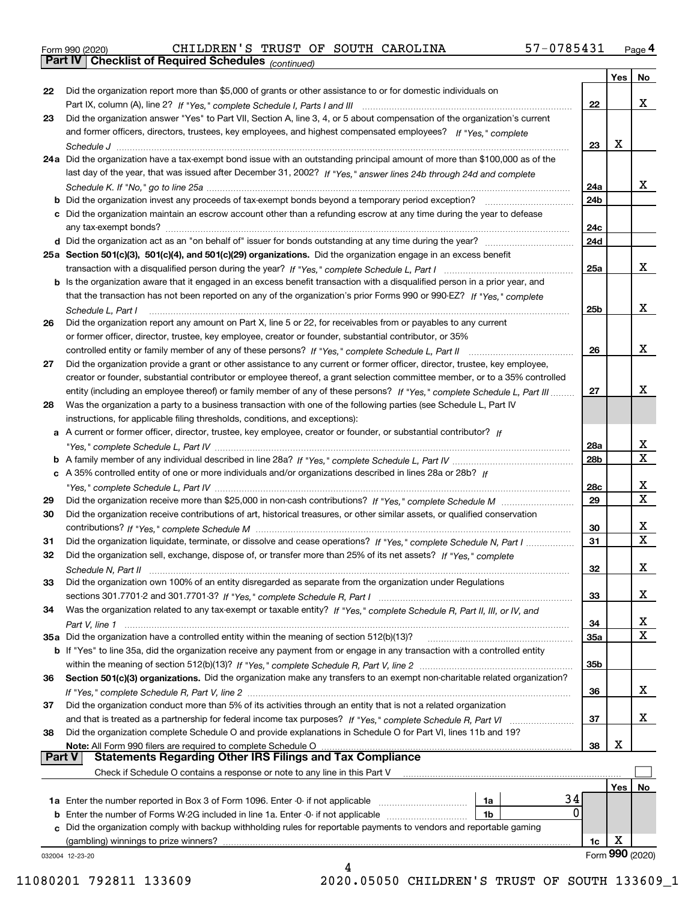Form 990 (2020) CHILDREN'S TRUST OF SOUTH CAROLINA 57-0785431 Page 4

## Part IV Checklist of Required Schedules *(continued)*

| | | | Yes | No |
|---|---|---|---|---|
| 22 | Did the organization report more than $5,000 of grants or other assistance to or for domestic individuals on Part IX, column (A), line 2? *If "Yes," complete Schedule I, Parts I and III* | 22 | | X |
| 23 | Did the organization answer "Yes" to Part VII, Section A, line 3, 4, or 5 about compensation of the organization's current and former officers, directors, trustees, key employees, and highest compensated employees? *If "Yes," complete Schedule J* | 23 | X | |
| 24a | Did the organization have a tax-exempt bond issue with an outstanding principal amount of more than $100,000 as of the last day of the year, that was issued after December 31, 2002? *If "Yes," answer lines 24b through 24d and complete Schedule K. If "No," go to line 25a* | 24a | | X |
| b | Did the organization invest any proceeds of tax-exempt bonds beyond a temporary period exception? | 24b | | |
| c | Did the organization maintain an escrow account other than a refunding escrow at any time during the year to defease any tax-exempt bonds? | 24c | | |
| d | Did the organization act as an "on behalf of" issuer for bonds outstanding at any time during the year? | 24d | | |
| 25a | **Section 501(c)(3), 501(c)(4), and 501(c)(29) organizations.** Did the organization engage in an excess benefit transaction with a disqualified person during the year? *If "Yes," complete Schedule L, Part I* | 25a | | X |
| b | Is the organization aware that it engaged in an excess benefit transaction with a disqualified person in a prior year, and that the transaction has not been reported on any of the organization's prior Forms 990 or 990-EZ? *If "Yes," complete Schedule L, Part I* | 25b | | X |
| 26 | Did the organization report any amount on Part X, line 5 or 22, for receivables from or payables to any current or former officer, director, trustee, key employee, creator or founder, substantial contributor, or 35% controlled entity or family member of any of these persons? *If "Yes," complete Schedule L, Part II* | 26 | | X |
| 27 | Did the organization provide a grant or other assistance to any current or former officer, director, trustee, key employee, creator or founder, substantial contributor or employee thereof, a grant selection committee member, or to a 35% controlled entity (including an employee thereof) or family member of any of these persons? *If "Yes," complete Schedule L, Part III* | 27 | | X |
| 28 | Was the organization a party to a business transaction with one of the following parties (see Schedule L, Part IV instructions, for applicable filing thresholds, conditions, and exceptions): | | | |
| a | A current or former officer, director, trustee, key employee, creator or founder, or substantial contributor? *If "Yes," complete Schedule L, Part IV* | 28a | | X |
| b | A family member of any individual described in line 28a? *If "Yes," complete Schedule L, Part IV* | 28b | | X |
| c | A 35% controlled entity of one or more individuals and/or organizations described in lines 28a or 28b? *If "Yes," complete Schedule L, Part IV* | 28c | | X |
| 29 | Did the organization receive more than $25,000 in non-cash contributions? *If "Yes," complete Schedule M* | 29 | | X |
| 30 | Did the organization receive contributions of art, historical treasures, or other similar assets, or qualified conservation contributions? *If "Yes," complete Schedule M* | 30 | | X |
| 31 | Did the organization liquidate, terminate, or dissolve and cease operations? *If "Yes," complete Schedule N, Part I* | 31 | | X |
| 32 | Did the organization sell, exchange, dispose of, or transfer more than 25% of its net assets? *If "Yes," complete Schedule N, Part II* | 32 | | X |
| 33 | Did the organization own 100% of an entity disregarded as separate from the organization under Regulations sections 301.7701-2 and 301.7701-3? *If "Yes," complete Schedule R, Part I* | 33 | | X |
| 34 | Was the organization related to any tax-exempt or taxable entity? *If "Yes," complete Schedule R, Part II, III, or IV, and Part V, line 1* | 34 | | X |
| 35a | Did the organization have a controlled entity within the meaning of section 512(b)(13)? | 35a | | X |
| b | If "Yes" to line 35a, did the organization receive any payment from or engage in any transaction with a controlled entity within the meaning of section 512(b)(13)? *If "Yes," complete Schedule R, Part V, line 2* | 35b | | |
| 36 | **Section 501(c)(3) organizations.** Did the organization make any transfers to an exempt non-charitable related organization? *If "Yes," complete Schedule R, Part V, line 2* | 36 | | X |
| 37 | Did the organization conduct more than 5% of its activities through an entity that is not a related organization and that is treated as a partnership for federal income tax purposes? *If "Yes," complete Schedule R, Part VI* | 37 | | X |
| 38 | Did the organization complete Schedule O and provide explanations in Schedule O for Part VI, lines 11b and 19? **Note:** All Form 990 filers are required to complete Schedule O | 38 | X | |

## Part V Statements Regarding Other IRS Filings and Tax Compliance

Check if Schedule O contains a response or note to any line in this Part V ☐

| | | | | | Yes | No |
|---|---|---|---|---|---|---|
| 1a | Enter the number reported in Box 3 of Form 1096. Enter -0- if not applicable | 1a | 34 | | | |
| b | Enter the number of Forms W-2G included in line 1a. Enter -0- if not applicable | 1b | 0 | | | |
| c | Did the organization comply with backup withholding rules for reportable payments to vendors and reportable gaming (gambling) winnings to prize winners? | | | 1c | X | |

032004 12-23-20

Form **990** (2020)

11080201 792811 133609 2020.05050 CHILDREN'S TRUST OF SOUTH 133609_1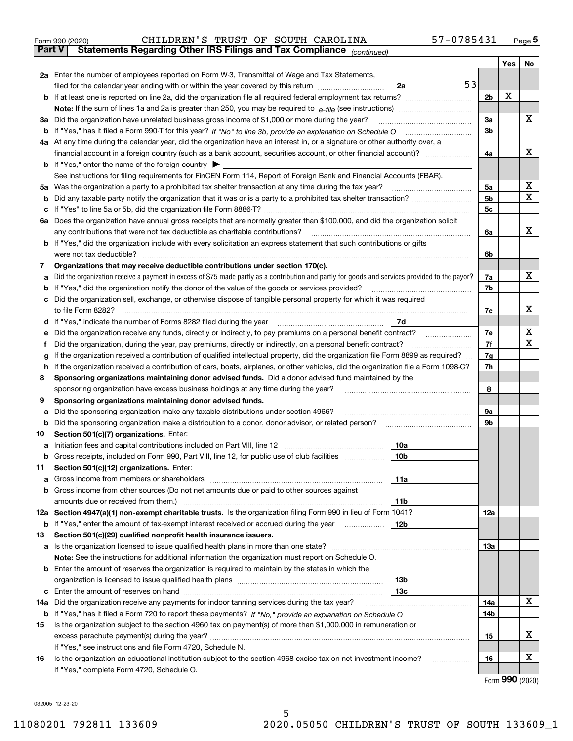Form 990 (2020) CHILDREN'S TRUST OF SOUTH CAROLINA 57-0785431 Page 5

**Part V Statements Regarding Other IRS Filings and Tax Compliance** *(continued)*

| Line | Description | | | Ref | Yes | No |
|---|---|---|---|---|---|---|
| **2a** | Enter the number of employees reported on Form W-3, Transmittal of Wage and Tax Statements, filed for the calendar year ending with or within the year covered by this return | 2a | 53 | | | |
| **b** | If at least one is reported on line 2a, did the organization file all required federal employment tax returns? | | | 2b | X | |
| | **Note:** If the sum of lines 1a and 2a is greater than 250, you may be required to *e-file* (see instructions) | | | | | |
| **3a** | Did the organization have unrelated business gross income of $1,000 or more during the year? | | | 3a | | X |
| **b** | If "Yes," has it filed a Form 990-T for this year? *If "No" to line 3b, provide an explanation on Schedule O* | | | 3b | | |
| **4a** | At any time during the calendar year, did the organization have an interest in, or a signature or other authority over, a financial account in a foreign country (such as a bank account, securities account, or other financial account)? | | | 4a | | X |
| **b** | If "Yes," enter the name of the foreign country ▶ | | | | | |
| | See instructions for filing requirements for FinCEN Form 114, Report of Foreign Bank and Financial Accounts (FBAR). | | | | | |
| **5a** | Was the organization a party to a prohibited tax shelter transaction at any time during the tax year? | | | 5a | | X |
| **b** | Did any taxable party notify the organization that it was or is a party to a prohibited tax shelter transaction? | | | 5b | | X |
| **c** | If "Yes" to line 5a or 5b, did the organization file Form 8886-T? | | | 5c | | |
| **6a** | Does the organization have annual gross receipts that are normally greater than $100,000, and did the organization solicit any contributions that were not tax deductible as charitable contributions? | | | 6a | | X |
| **b** | If "Yes," did the organization include with every solicitation an express statement that such contributions or gifts were not tax deductible? | | | 6b | | |
| **7** | **Organizations that may receive deductible contributions under section 170(c).** | | | | | |
| **a** | Did the organization receive a payment in excess of $75 made partly as a contribution and partly for goods and services provided to the payor? | | | 7a | | X |
| **b** | If "Yes," did the organization notify the donor of the value of the goods or services provided? | | | 7b | | |
| **c** | Did the organization sell, exchange, or otherwise dispose of tangible personal property for which it was required to file Form 8282? | | | 7c | | X |
| **d** | If "Yes," indicate the number of Forms 8282 filed during the year | 7d | | | | |
| **e** | Did the organization receive any funds, directly or indirectly, to pay premiums on a personal benefit contract? | | | 7e | | X |
| **f** | Did the organization, during the year, pay premiums, directly or indirectly, on a personal benefit contract? | | | 7f | | X |
| **g** | If the organization received a contribution of qualified intellectual property, did the organization file Form 8899 as required? | | | 7g | | |
| **h** | If the organization received a contribution of cars, boats, airplanes, or other vehicles, did the organization file a Form 1098-C? | | | 7h | | |
| **8** | **Sponsoring organizations maintaining donor advised funds.** Did a donor advised fund maintained by the sponsoring organization have excess business holdings at any time during the year? | | | 8 | | |
| **9** | **Sponsoring organizations maintaining donor advised funds.** | | | | | |
| **a** | Did the sponsoring organization make any taxable distributions under section 4966? | | | 9a | | |
| **b** | Did the sponsoring organization make a distribution to a donor, donor advisor, or related person? | | | 9b | | |
| **10** | **Section 501(c)(7) organizations.** Enter: | | | | | |
| **a** | Initiation fees and capital contributions included on Part VIII, line 12 | 10a | | | | |
| **b** | Gross receipts, included on Form 990, Part VIII, line 12, for public use of club facilities | 10b | | | | |
| **11** | **Section 501(c)(12) organizations.** Enter: | | | | | |
| **a** | Gross income from members or shareholders | 11a | | | | |
| **b** | Gross income from other sources (Do not net amounts due or paid to other sources against amounts due or received from them.) | 11b | | | | |
| **12a** | **Section 4947(a)(1) non-exempt charitable trusts.** Is the organization filing Form 990 in lieu of Form 1041? | | | 12a | | |
| **b** | If "Yes," enter the amount of tax-exempt interest received or accrued during the year | 12b | | | | |
| **13** | **Section 501(c)(29) qualified nonprofit health insurance issuers.** | | | | | |
| **a** | Is the organization licensed to issue qualified health plans in more than one state? | | | 13a | | |
| | **Note:** See the instructions for additional information the organization must report on Schedule O. | | | | | |
| **b** | Enter the amount of reserves the organization is required to maintain by the states in which the organization is licensed to issue qualified health plans | 13b | | | | |
| **c** | Enter the amount of reserves on hand | 13c | | | | |
| **14a** | Did the organization receive any payments for indoor tanning services during the tax year? | | | 14a | | X |
| **b** | If "Yes," has it filed a Form 720 to report these payments? *If "No," provide an explanation on Schedule O* | | | 14b | | |
| **15** | Is the organization subject to the section 4960 tax on payment(s) of more than $1,000,000 in remuneration or excess parachute payment(s) during the year? | | | 15 | | X |
| | If "Yes," see instructions and file Form 4720, Schedule N. | | | | | |
| **16** | Is the organization an educational institution subject to the section 4968 excise tax on net investment income? | | | 16 | | X |
| | If "Yes," complete Form 4720, Schedule O. | | | | | |

Form **990** (2020)

032005 12-23-20

11080201 792811 133609 2020.05050 CHILDREN'S TRUST OF SOUTH 133609_1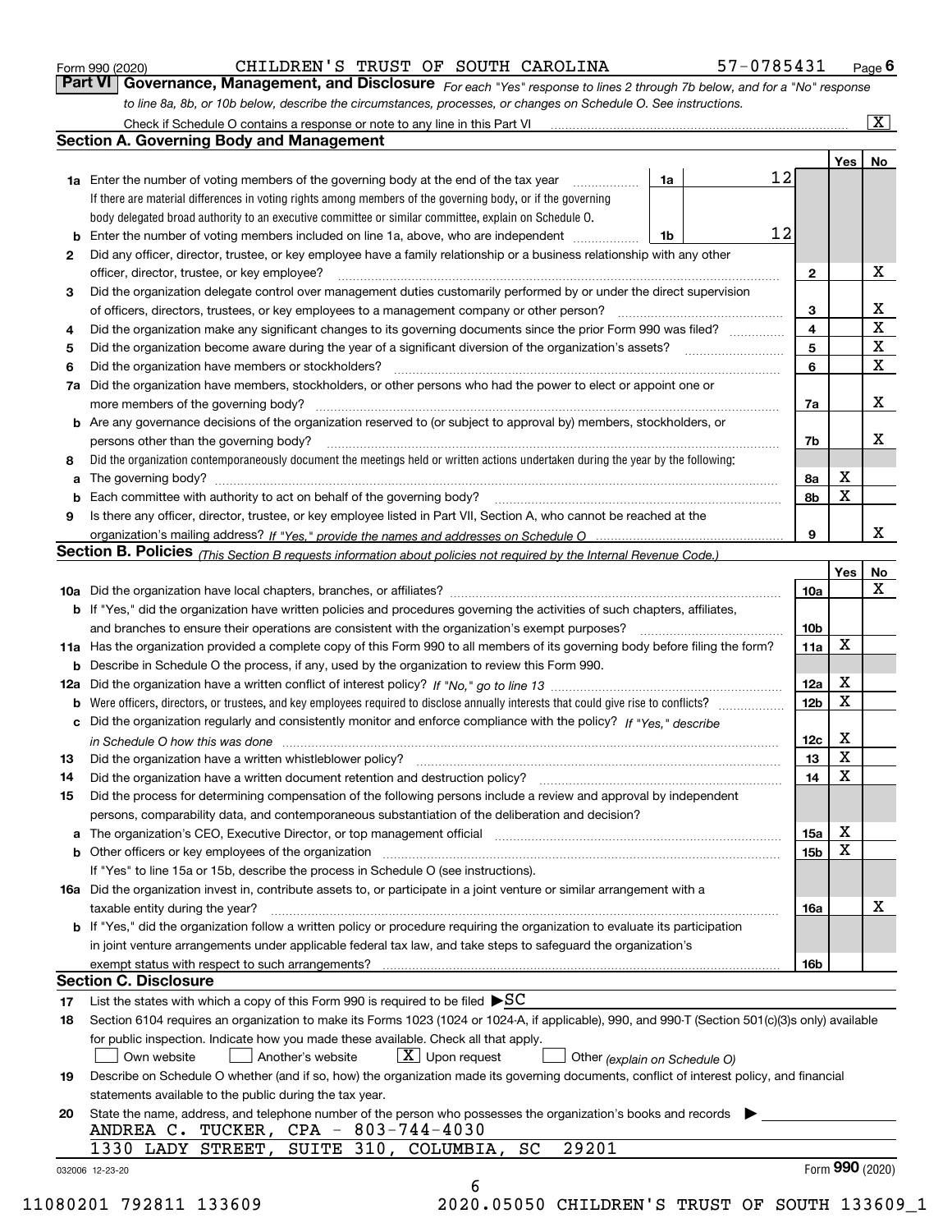Form 990 (2020) CHILDREN'S TRUST OF SOUTH CAROLINA 57-0785431 Page 6

**Part VI Governance, Management, and Disclosure** *For each "Yes" response to lines 2 through 7b below, and for a "No" response to line 8a, 8b, or 10b below, describe the circumstances, processes, or changes on Schedule O. See instructions.*

Check if Schedule O contains a response or note to any line in this Part VI ..... [X]

## Section A. Governing Body and Management

| | | | | Yes | No |
|---|---|---|---|---|---|
| 1a | Enter the number of voting members of the governing body at the end of the tax year | 1a | 12 | | |
| | If there are material differences in voting rights among members of the governing body, or if the governing body delegated broad authority to an executive committee or similar committee, explain on Schedule O. | | | | |
| b | Enter the number of voting members included on line 1a, above, who are independent | 1b | 12 | | |
| 2 | Did any officer, director, trustee, or key employee have a family relationship or a business relationship with any other officer, director, trustee, or key employee? | 2 | | | X |
| 3 | Did the organization delegate control over management duties customarily performed by or under the direct supervision of officers, directors, trustees, or key employees to a management company or other person? | 3 | | | X |
| 4 | Did the organization make any significant changes to its governing documents since the prior Form 990 was filed? | 4 | | | X |
| 5 | Did the organization become aware during the year of a significant diversion of the organization's assets? | 5 | | | X |
| 6 | Did the organization have members or stockholders? | 6 | | | X |
| 7a | Did the organization have members, stockholders, or other persons who had the power to elect or appoint one or more members of the governing body? | 7a | | | X |
| b | Are any governance decisions of the organization reserved to (or subject to approval by) members, stockholders, or persons other than the governing body? | 7b | | | X |
| 8 | Did the organization contemporaneously document the meetings held or written actions undertaken during the year by the following: | | | | |
| a | The governing body? | 8a | | X | |
| b | Each committee with authority to act on behalf of the governing body? | 8b | | X | |
| 9 | Is there any officer, director, trustee, or key employee listed in Part VII, Section A, who cannot be reached at the organization's mailing address? *If "Yes," provide the names and addresses on Schedule O* | 9 | | | X |

## Section B. Policies *(This Section B requests information about policies not required by the Internal Revenue Code.)*

| | | | Yes | No |
|---|---|---|---|---|
| 10a | Did the organization have local chapters, branches, or affiliates? | 10a | | X |
| b | If "Yes," did the organization have written policies and procedures governing the activities of such chapters, affiliates, and branches to ensure their operations are consistent with the organization's exempt purposes? | 10b | | |
| 11a | Has the organization provided a complete copy of this Form 990 to all members of its governing body before filing the form? | 11a | X | |
| b | Describe in Schedule O the process, if any, used by the organization to review this Form 990. | | | |
| 12a | Did the organization have a written conflict of interest policy? *If "No," go to line 13* | 12a | X | |
| b | Were officers, directors, or trustees, and key employees required to disclose annually interests that could give rise to conflicts? | 12b | X | |
| c | Did the organization regularly and consistently monitor and enforce compliance with the policy? *If "Yes," describe in Schedule O how this was done* | 12c | X | |
| 13 | Did the organization have a written whistleblower policy? | 13 | X | |
| 14 | Did the organization have a written document retention and destruction policy? | 14 | X | |
| 15 | Did the process for determining compensation of the following persons include a review and approval by independent persons, comparability data, and contemporaneous substantiation of the deliberation and decision? | | | |
| a | The organization's CEO, Executive Director, or top management official | 15a | X | |
| b | Other officers or key employees of the organization | 15b | X | |
| | If "Yes" to line 15a or 15b, describe the process in Schedule O (see instructions). | | | |
| 16a | Did the organization invest in, contribute assets to, or participate in a joint venture or similar arrangement with a taxable entity during the year? | 16a | | X |
| b | If "Yes," did the organization follow a written policy or procedure requiring the organization to evaluate its participation in joint venture arrangements under applicable federal tax law, and take steps to safeguard the organization's exempt status with respect to such arrangements? | 16b | | |

## Section C. Disclosure

17 List the states with which a copy of this Form 990 is required to be filed ▶SC

18 Section 6104 requires an organization to make its Forms 1023 (1024 or 1024-A, if applicable), 990, and 990-T (Section 501(c)(3)s only) available for public inspection. Indicate how you made these available. Check all that apply.

[ ] Own website [ ] Another's website [X] Upon request [ ] Other *(explain on Schedule O)*

19 Describe on Schedule O whether (and if so, how) the organization made its governing documents, conflict of interest policy, and financial statements available to the public during the tax year.

20 State the name, address, and telephone number of the person who possesses the organization's books and records ▶

ANDREA C. TUCKER, CPA - 803-744-4030
1330 LADY STREET, SUITE 310, COLUMBIA, SC 29201

032006 12-23-20 Form **990** (2020)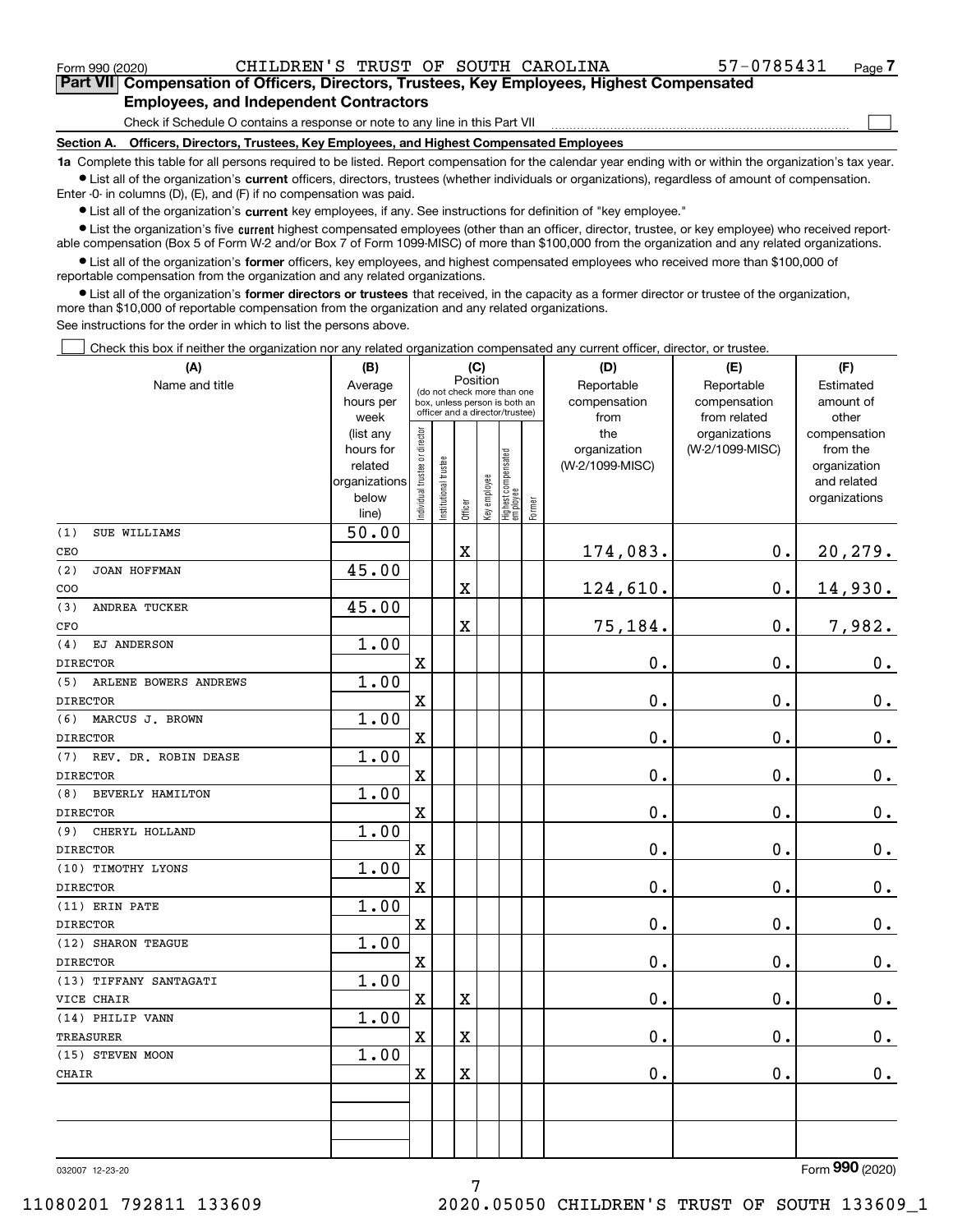Form 990 (2020) CHILDREN'S TRUST OF SOUTH CAROLINA 57-0785431

## Part VII Compensation of Officers, Directors, Trustees, Key Employees, Highest Compensated Employees, and Independent Contractors

Check if Schedule O contains a response or note to any line in this Part VII ☐

### Section A. Officers, Directors, Trustees, Key Employees, and Highest Compensated Employees

**1a** Complete this table for all persons required to be listed. Report compensation for the calendar year ending with or within the organization's tax year.

- List all of the organization's **current** officers, directors, trustees (whether individuals or organizations), regardless of amount of compensation. Enter -0- in columns (D), (E), and (F) if no compensation was paid.
- List all of the organization's **current** key employees, if any. See instructions for definition of "key employee."
- List the organization's five **current** highest compensated employees (other than an officer, director, trustee, or key employee) who received reportable compensation (Box 5 of Form W-2 and/or Box 7 of Form 1099-MISC) of more than $100,000 from the organization and any related organizations.
- List all of the organization's **former** officers, key employees, and highest compensated employees who received more than $100,000 of reportable compensation from the organization and any related organizations.
- List all of the organization's **former directors or trustees** that received, in the capacity as a former director or trustee of the organization, more than $10,000 of reportable compensation from the organization and any related organizations.

See instructions for the order in which to list the persons above.

☐ Check this box if neither the organization nor any related organization compensated any current officer, director, or trustee.

| (A) Name and title | (B) Average hours per week (list any hours for related organizations below line) | (C) Position: Individual trustee or director | Institutional trustee | Officer | Key employee | Highest compensated employee | Former | (D) Reportable compensation from the organization (W-2/1099-MISC) | (E) Reportable compensation from related organizations (W-2/1099-MISC) | (F) Estimated amount of other compensation from the organization and related organizations |
|---|---|---|---|---|---|---|---|---|---|---|
| (1) SUE WILLIAMS<br>CEO | 50.00 | | | X | | | | 174,083. | 0. | 20,279. |
| (2) JOAN HOFFMAN<br>COO | 45.00 | | | X | | | | 124,610. | 0. | 14,930. |
| (3) ANDREA TUCKER<br>CFO | 45.00 | | | X | | | | 75,184. | 0. | 7,982. |
| (4) EJ ANDERSON<br>DIRECTOR | 1.00 | X | | | | | | 0. | 0. | 0. |
| (5) ARLENE BOWERS ANDREWS<br>DIRECTOR | 1.00 | X | | | | | | 0. | 0. | 0. |
| (6) MARCUS J. BROWN<br>DIRECTOR | 1.00 | X | | | | | | 0. | 0. | 0. |
| (7) REV. DR. ROBIN DEASE<br>DIRECTOR | 1.00 | X | | | | | | 0. | 0. | 0. |
| (8) BEVERLY HAMILTON<br>DIRECTOR | 1.00 | X | | | | | | 0. | 0. | 0. |
| (9) CHERYL HOLLAND<br>DIRECTOR | 1.00 | X | | | | | | 0. | 0. | 0. |
| (10) TIMOTHY LYONS<br>DIRECTOR | 1.00 | X | | | | | | 0. | 0. | 0. |
| (11) ERIN PATE<br>DIRECTOR | 1.00 | X | | | | | | 0. | 0. | 0. |
| (12) SHARON TEAGUE<br>DIRECTOR | 1.00 | X | | | | | | 0. | 0. | 0. |
| (13) TIFFANY SANTAGATI<br>VICE CHAIR | 1.00 | X | | X | | | | 0. | 0. | 0. |
| (14) PHILIP VANN<br>TREASURER | 1.00 | X | | X | | | | 0. | 0. | 0. |
| (15) STEVEN MOON<br>CHAIR | 1.00 | X | | X | | | | 0. | 0. | 0. |
| | | | | | | | | | | |
| | | | | | | | | | | |

032007 12-23-20 Form **990** (2020)

11080201 792811 133609 2020.05050 CHILDREN'S TRUST OF SOUTH 133609_1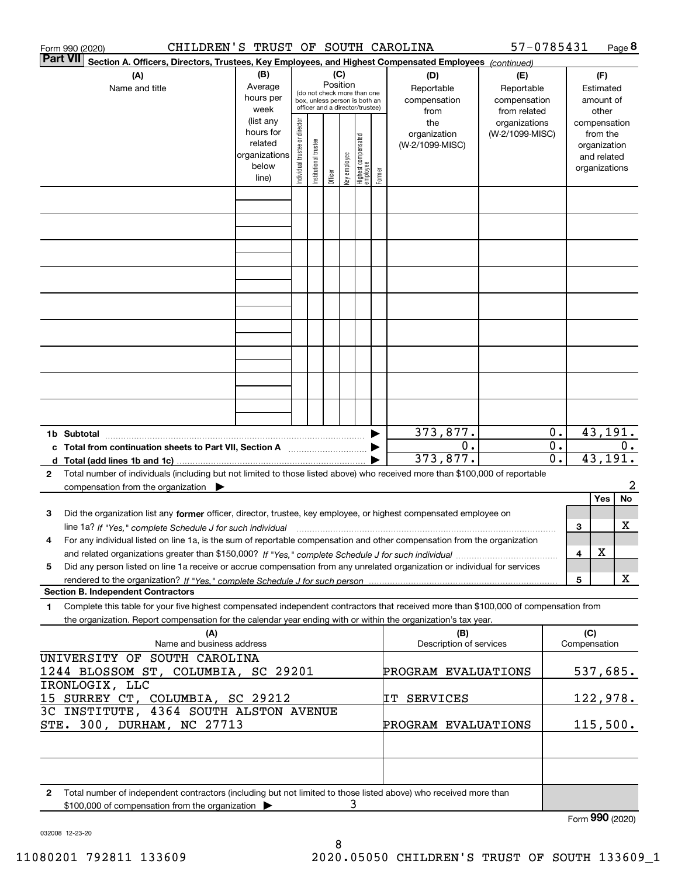Form 990 (2020) CHILDREN'S TRUST OF SOUTH CAROLINA 57-0785431 Page 8

**Part VII Section A. Officers, Directors, Trustees, Key Employees, and Highest Compensated Employees** *(continued)*

| (A) Name and title | (B) Average hours per week (list any hours for related organizations below line) | (C) Position (do not check more than one box, unless person is both an officer and a director/trustee): Individual trustee or director | Institutional trustee | Officer | Key employee | Highest compensated employee | Former | (D) Reportable compensation from the organization (W-2/1099-MISC) | (E) Reportable compensation from related organizations (W-2/1099-MISC) | (F) Estimated amount of other compensation from the organization and related organizations |
|---|---|---|---|---|---|---|---|---|---|---|
| | | | | | | | | | | |
| | | | | | | | | | | |
| | | | | | | | | | | |
| | | | | | | | | | | |
| | | | | | | | | | | |
| | | | | | | | | | | |
| | | | | | | | | | | |
| | | | | | | | | | | |
| | | | | | | | | | | |

| | (D) | (E) | (F) |
|---|---|---|---|
| **1b Subtotal** | 373,877. | 0. | 43,191. |
| **c Total from continuation sheets to Part VII, Section A** | 0. | 0. | 0. |
| **d Total (add lines 1b and 1c)** | 373,877. | 0. | 43,191. |

**2** Total number of individuals (including but not limited to those listed above) who received more than $100,000 of reportable compensation from the organization ▶ 2

| | | Yes | No |
|---|---|---|---|
| **3** Did the organization list any **former** officer, director, trustee, key employee, or highest compensated employee on line 1a? *If "Yes," complete Schedule J for such individual* | 3 | | X |
| **4** For any individual listed on line 1a, is the sum of reportable compensation and other compensation from the organization and related organizations greater than $150,000? *If "Yes," complete Schedule J for such individual* | 4 | X | |
| **5** Did any person listed on line 1a receive or accrue compensation from any unrelated organization or individual for services rendered to the organization? *If "Yes," complete Schedule J for such person* | 5 | | X |

**Section B. Independent Contractors**

**1** Complete this table for your five highest compensated independent contractors that received more than $100,000 of compensation from the organization. Report compensation for the calendar year ending with or within the organization's tax year.

| (A) Name and business address | (B) Description of services | (C) Compensation |
|---|---|---|
| UNIVERSITY OF SOUTH CAROLINA<br>1244 BLOSSOM ST, COLUMBIA, SC 29201 | PROGRAM EVALUATIONS | 537,685. |
| IRONLOGIX, LLC<br>15 SURREY CT, COLUMBIA, SC 29212 | IT SERVICES | 122,978. |
| 3C INSTITUTE, 4364 SOUTH ALSTON AVENUE<br>STE. 300, DURHAM, NC 27713 | PROGRAM EVALUATIONS | 115,500. |
| | | |
| | | |

**2** Total number of independent contractors (including but not limited to those listed above) who received more than $100,000 of compensation from the organization ▶ 3

Form **990** (2020)

032008 12-23-20

11080201 792811 133609 2020.05050 CHILDREN'S TRUST OF SOUTH 133609_1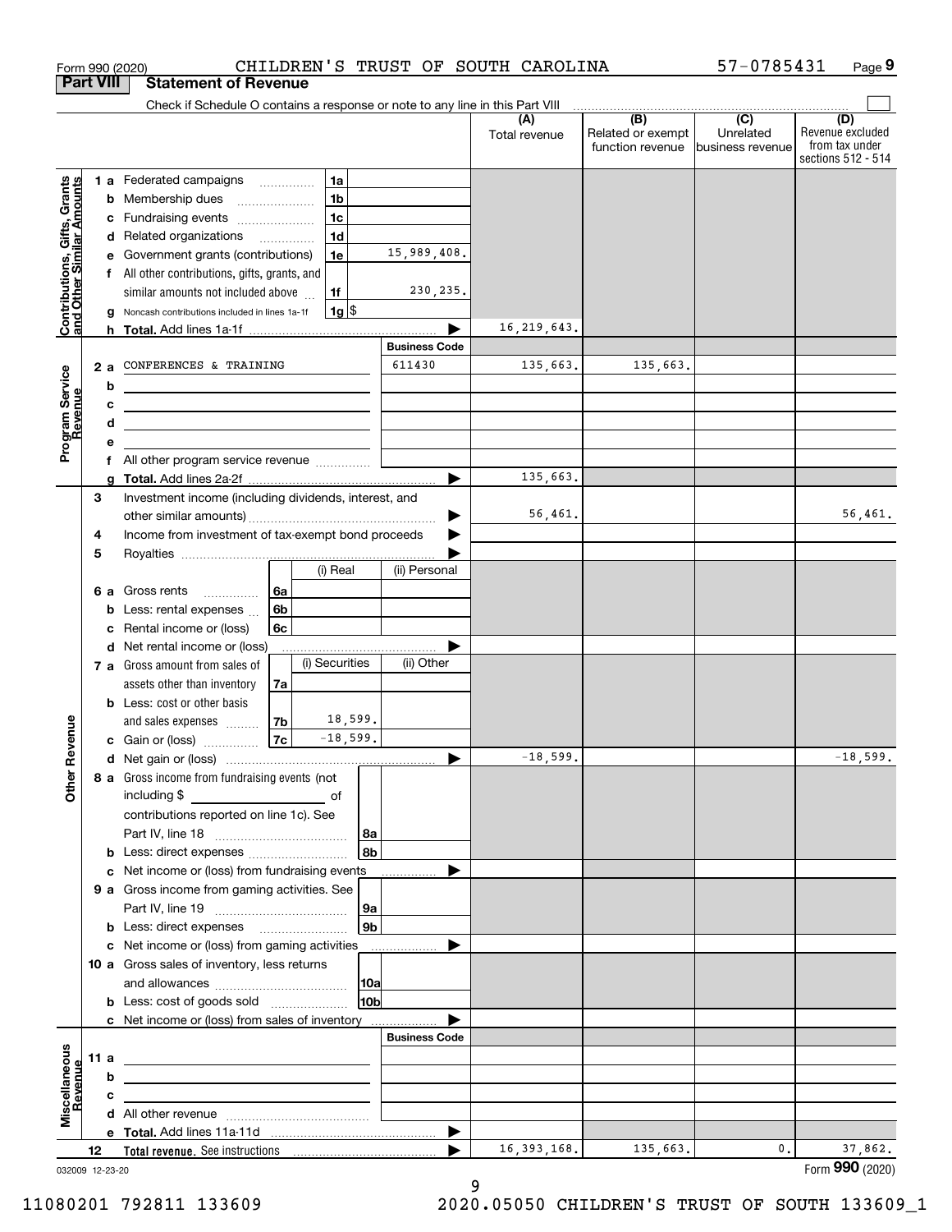Form 990 (2020) CHILDREN'S TRUST OF SOUTH CAROLINA 57-0785431 Page 9

## Part VIII Statement of Revenue

Check if Schedule O contains a response or note to any line in this Part VIII

| | | | | (A) Total revenue | (B) Related or exempt function revenue | (C) Unrelated business revenue | (D) Revenue excluded from tax under sections 512 - 514 |
|---|---|---|---|---|---|---|---|
| **Contributions, Gifts, Grants and Other Similar Amounts** | 1 a Federated campaigns | 1a | | | | | |
| | b Membership dues | 1b | | | | | |
| | c Fundraising events | 1c | | | | | |
| | d Related organizations | 1d | | | | | |
| | e Government grants (contributions) | 1e | 15,989,408. | | | | |
| | f All other contributions, gifts, grants, and similar amounts not included above | 1f | 230,235. | | | | |
| | g Noncash contributions included in lines 1a-1f | 1g $ | | | | | |
| | h **Total.** Add lines 1a-1f | | ▶ | 16,219,643. | | | |
| **Program Service Revenue** | | | Business Code | | | | |
| | 2 a CONFERENCES & TRAINING | | 611430 | 135,663. | 135,663. | | |
| | b | | | | | | |
| | c | | | | | | |
| | d | | | | | | |
| | e | | | | | | |
| | f All other program service revenue | | | | | | |
| | g **Total.** Add lines 2a-2f | | ▶ | 135,663. | | | |
| **Other Revenue** | 3 Investment income (including dividends, interest, and other similar amounts) | | ▶ | 56,461. | | | 56,461. |
| | 4 Income from investment of tax-exempt bond proceeds | | ▶ | | | | |
| | 5 Royalties | | ▶ | | | | |
| | | (i) Real | (ii) Personal | | | | |
| | 6 a Gross rents 6a | | | | | | |
| | b Less: rental expenses 6b | | | | | | |
| | c Rental income or (loss) 6c | | | | | | |
| | d Net rental income or (loss) | | ▶ | | | | |
| | | (i) Securities | (ii) Other | | | | |
| | 7 a Gross amount from sales of assets other than inventory 7a | | | | | | |
| | b Less: cost or other basis and sales expenses 7b | 18,599. | | | | | |
| | c Gain or (loss) 7c | -18,599. | | | | | |
| | d Net gain or (loss) | | ▶ | -18,599. | | | -18,599. |
| | 8 a Gross income from fundraising events (not including $ of contributions reported on line 1c). See Part IV, line 18 | 8a | | | | | |
| | b Less: direct expenses | 8b | | | | | |
| | c Net income or (loss) from fundraising events | | ▶ | | | | |
| | 9 a Gross income from gaming activities. See Part IV, line 19 | 9a | | | | | |
| | b Less: direct expenses | 9b | | | | | |
| | c Net income or (loss) from gaming activities | | ▶ | | | | |
| | 10 a Gross sales of inventory, less returns and allowances | 10a | | | | | |
| | b Less: cost of goods sold | 10b | | | | | |
| | c Net income or (loss) from sales of inventory | | ▶ | | | | |
| **Miscellaneous Revenue** | | | Business Code | | | | |
| | 11 a | | | | | | |
| | b | | | | | | |
| | c | | | | | | |
| | d All other revenue | | | | | | |
| | e **Total.** Add lines 11a-11d | | ▶ | | | | |
| | 12 **Total revenue.** See instructions | | ▶ | 16,393,168. | 135,663. | 0. | 37,862. |

032009 12-23-20

Form **990** (2020)

11080201 792811 133609 2020.05050 CHILDREN'S TRUST OF SOUTH 133609_1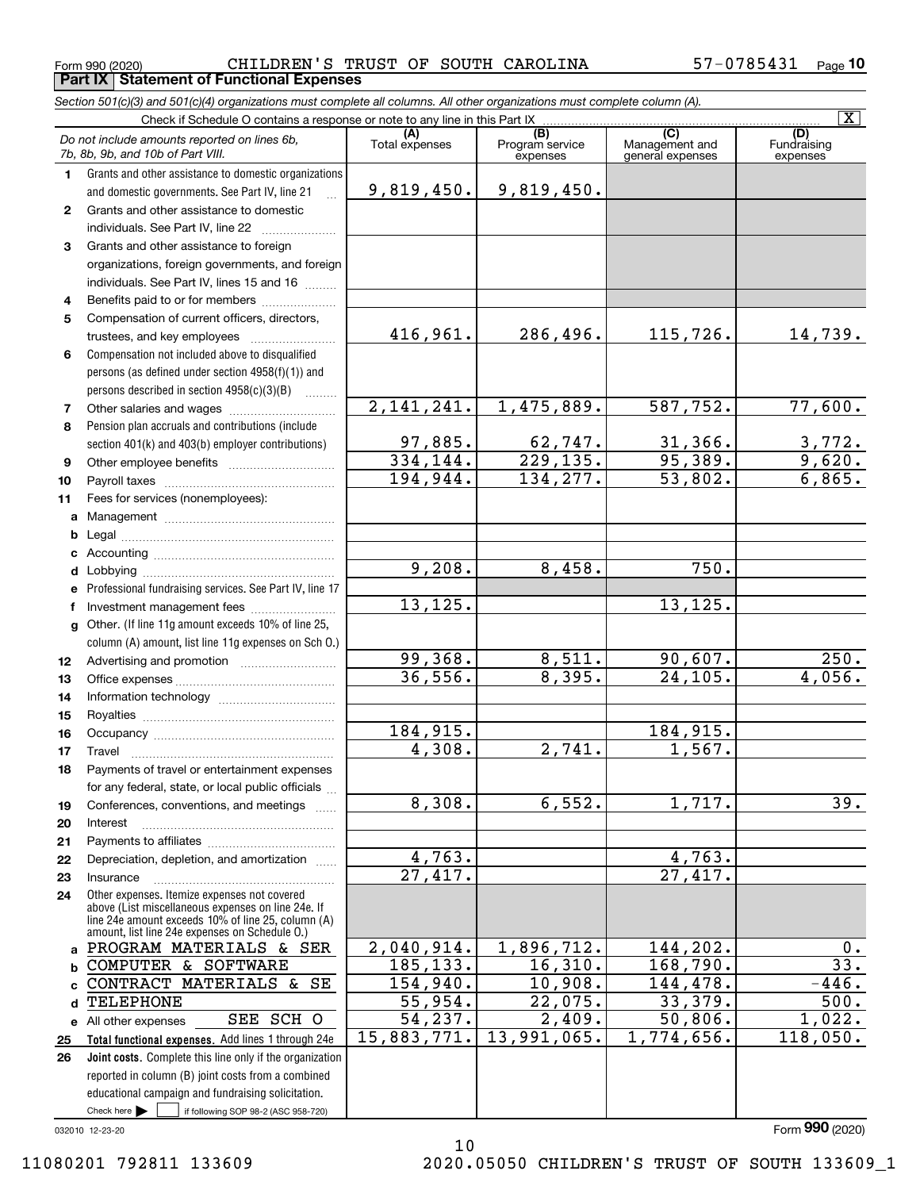Form 990 (2020) CHILDREN'S TRUST OF SOUTH CAROLINA 57-0785431 Page 10

**Part IX Statement of Functional Expenses**

*Section 501(c)(3) and 501(c)(4) organizations must complete all columns. All other organizations must complete column (A).*

Check if Schedule O contains a response or note to any line in this Part IX [X]

| *Do not include amounts reported on lines 6b, 7b, 8b, 9b, and 10b of Part VIII.* | (A) Total expenses | (B) Program service expenses | (C) Management and general expenses | (D) Fundraising expenses |
|---|---|---|---|---|
| 1 Grants and other assistance to domestic organizations and domestic governments. See Part IV, line 21 | 9,819,450. | 9,819,450. | | |
| 2 Grants and other assistance to domestic individuals. See Part IV, line 22 | | | | |
| 3 Grants and other assistance to foreign organizations, foreign governments, and foreign individuals. See Part IV, lines 15 and 16 | | | | |
| 4 Benefits paid to or for members | | | | |
| 5 Compensation of current officers, directors, trustees, and key employees | 416,961. | 286,496. | 115,726. | 14,739. |
| 6 Compensation not included above to disqualified persons (as defined under section 4958(f)(1)) and persons described in section 4958(c)(3)(B) | | | | |
| 7 Other salaries and wages | 2,141,241. | 1,475,889. | 587,752. | 77,600. |
| 8 Pension plan accruals and contributions (include section 401(k) and 403(b) employer contributions) | 97,885. | 62,747. | 31,366. | 3,772. |
| 9 Other employee benefits | 334,144. | 229,135. | 95,389. | 9,620. |
| 10 Payroll taxes | 194,944. | 134,277. | 53,802. | 6,865. |
| 11 Fees for services (nonemployees): | | | | |
| a Management | | | | |
| b Legal | | | | |
| c Accounting | | | | |
| d Lobbying | 9,208. | 8,458. | 750. | |
| e Professional fundraising services. See Part IV, line 17 | | | | |
| f Investment management fees | 13,125. | | 13,125. | |
| g Other. (If line 11g amount exceeds 10% of line 25, column (A) amount, list line 11g expenses on Sch O.) | | | | |
| 12 Advertising and promotion | 99,368. | 8,511. | 90,607. | 250. |
| 13 Office expenses | 36,556. | 8,395. | 24,105. | 4,056. |
| 14 Information technology | | | | |
| 15 Royalties | | | | |
| 16 Occupancy | 184,915. | | 184,915. | |
| 17 Travel | 4,308. | 2,741. | 1,567. | |
| 18 Payments of travel or entertainment expenses for any federal, state, or local public officials | | | | |
| 19 Conferences, conventions, and meetings | 8,308. | 6,552. | 1,717. | 39. |
| 20 Interest | | | | |
| 21 Payments to affiliates | | | | |
| 22 Depreciation, depletion, and amortization | 4,763. | | 4,763. | |
| 23 Insurance | 27,417. | | 27,417. | |
| 24 Other expenses. Itemize expenses not covered above (List miscellaneous expenses on line 24e. If line 24e amount exceeds 10% of line 25, column (A) amount, list line 24e expenses on Schedule O.) | | | | |
| a PROGRAM MATERIALS & SER | 2,040,914. | 1,896,712. | 144,202. | 0. |
| b COMPUTER & SOFTWARE | 185,133. | 16,310. | 168,790. | 33. |
| c CONTRACT MATERIALS & SE | 154,940. | 10,908. | 144,478. | -446. |
| d TELEPHONE | 55,954. | 22,075. | 33,379. | 500. |
| e All other expenses SEE SCH O | 54,237. | 2,409. | 50,806. | 1,022. |
| 25 **Total functional expenses.** Add lines 1 through 24e | 15,883,771. | 13,991,065. | 1,774,656. | 118,050. |
| 26 **Joint costs.** Complete this line only if the organization reported in column (B) joint costs from a combined educational campaign and fundraising solicitation. Check here [ ] if following SOP 98-2 (ASC 958-720) | | | | |

032010 12-23-20 Form **990** (2020)

11080201 792811 133609 2020.05050 CHILDREN'S TRUST OF SOUTH 133609_1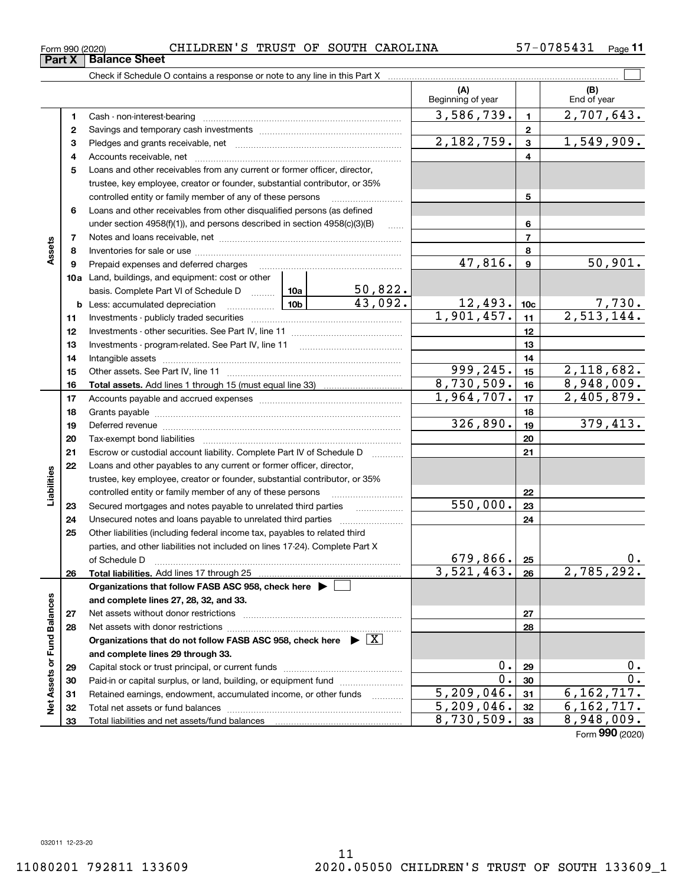Form 990 (2020) CHILDREN'S TRUST OF SOUTH CAROLINA 57-0785431

## Part X Balance Sheet

Check if Schedule O contains a response or note to any line in this Part X

| | | | (A) Beginning of year | | (B) End of year |
|---|---|---|---|---|---|
| **Assets** | 1 | Cash - non-interest-bearing | 3,586,739. | 1 | 2,707,643. |
| | 2 | Savings and temporary cash investments | | 2 | |
| | 3 | Pledges and grants receivable, net | 2,182,759. | 3 | 1,549,909. |
| | 4 | Accounts receivable, net | | 4 | |
| | 5 | Loans and other receivables from any current or former officer, director, trustee, key employee, creator or founder, substantial contributor, or 35% controlled entity or family member of any of these persons | | 5 | |
| | 6 | Loans and other receivables from other disqualified persons (as defined under section 4958(f)(1)), and persons described in section 4958(c)(3)(B) | | 6 | |
| | 7 | Notes and loans receivable, net | | 7 | |
| | 8 | Inventories for sale or use | | 8 | |
| | 9 | Prepaid expenses and deferred charges | 47,816. | 9 | 50,901. |
| | 10a | Land, buildings, and equipment: cost or other basis. Complete Part VI of Schedule D — 10a: 50,822. | | | |
| | b | Less: accumulated depreciation — 10b: 43,092. | 12,493. | 10c | 7,730. |
| | 11 | Investments - publicly traded securities | 1,901,457. | 11 | 2,513,144. |
| | 12 | Investments - other securities. See Part IV, line 11 | | 12 | |
| | 13 | Investments - program-related. See Part IV, line 11 | | 13 | |
| | 14 | Intangible assets | | 14 | |
| | 15 | Other assets. See Part IV, line 11 | 999,245. | 15 | 2,118,682. |
| | 16 | **Total assets.** Add lines 1 through 15 (must equal line 33) | 8,730,509. | 16 | 8,948,009. |
| **Liabilities** | 17 | Accounts payable and accrued expenses | 1,964,707. | 17 | 2,405,879. |
| | 18 | Grants payable | | 18 | |
| | 19 | Deferred revenue | 326,890. | 19 | 379,413. |
| | 20 | Tax-exempt bond liabilities | | 20 | |
| | 21 | Escrow or custodial account liability. Complete Part IV of Schedule D | | 21 | |
| | 22 | Loans and other payables to any current or former officer, director, trustee, key employee, creator or founder, substantial contributor, or 35% controlled entity or family member of any of these persons | | 22 | |
| | 23 | Secured mortgages and notes payable to unrelated third parties | 550,000. | 23 | |
| | 24 | Unsecured notes and loans payable to unrelated third parties | | 24 | |
| | 25 | Other liabilities (including federal income tax, payables to related third parties, and other liabilities not included on lines 17-24). Complete Part X of Schedule D | 679,866. | 25 | 0. |
| | 26 | **Total liabilities.** Add lines 17 through 25 | 3,521,463. | 26 | 2,785,292. |
| **Net Assets or Fund Balances** | | **Organizations that follow FASB ASC 958, check here ☐ and complete lines 27, 28, 32, and 33.** | | | |
| | 27 | Net assets without donor restrictions | | 27 | |
| | 28 | Net assets with donor restrictions | | 28 | |
| | | **Organizations that do not follow FASB ASC 958, check here ☒ and complete lines 29 through 33.** | | | |
| | 29 | Capital stock or trust principal, or current funds | 0. | 29 | 0. |
| | 30 | Paid-in or capital surplus, or land, building, or equipment fund | 0. | 30 | 0. |
| | 31 | Retained earnings, endowment, accumulated income, or other funds | 5,209,046. | 31 | 6,162,717. |
| | 32 | Total net assets or fund balances | 5,209,046. | 32 | 6,162,717. |
| | 33 | Total liabilities and net assets/fund balances | 8,730,509. | 33 | 8,948,009. |

Form **990** (2020)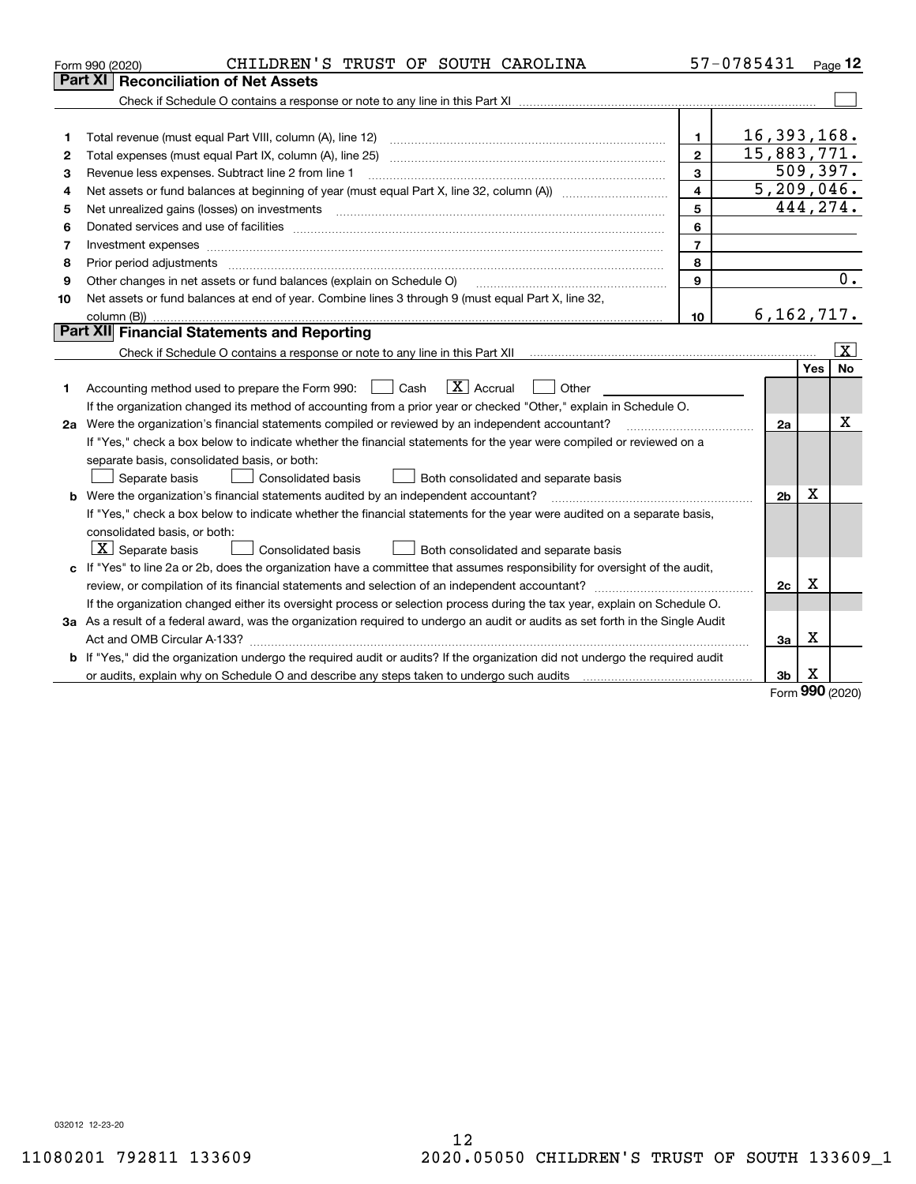Form 990 (2020) CHILDREN'S TRUST OF SOUTH CAROLINA 57-0785431

## Part XI Reconciliation of Net Assets

Check if Schedule O contains a response or note to any line in this Part XI ☐

| | | | |
|---|---|---|---|
| 1 | Total revenue (must equal Part VIII, column (A), line 12) | 1 | 16,393,168. |
| 2 | Total expenses (must equal Part IX, column (A), line 25) | 2 | 15,883,771. |
| 3 | Revenue less expenses. Subtract line 2 from line 1 | 3 | 509,397. |
| 4 | Net assets or fund balances at beginning of year (must equal Part X, line 32, column (A)) | 4 | 5,209,046. |
| 5 | Net unrealized gains (losses) on investments | 5 | 444,274. |
| 6 | Donated services and use of facilities | 6 | |
| 7 | Investment expenses | 7 | |
| 8 | Prior period adjustments | 8 | |
| 9 | Other changes in net assets or fund balances (explain on Schedule O) | 9 | 0. |
| 10 | Net assets or fund balances at end of year. Combine lines 3 through 9 (must equal Part X, line 32, column (B)) | 10 | 6,162,717. |

## Part XII Financial Statements and Reporting

Check if Schedule O contains a response or note to any line in this Part XII ☒

| | | | Yes | No |
|---|---|---|---|---|
| 1 | Accounting method used to prepare the Form 990: ☐ Cash ☒ Accrual ☐ Other<br>If the organization changed its method of accounting from a prior year or checked "Other," explain in Schedule O. | | | |
| 2a | Were the organization's financial statements compiled or reviewed by an independent accountant?<br>If "Yes," check a box below to indicate whether the financial statements for the year were compiled or reviewed on a separate basis, consolidated basis, or both:<br>☐ Separate basis ☐ Consolidated basis ☐ Both consolidated and separate basis | 2a | | X |
| b | Were the organization's financial statements audited by an independent accountant?<br>If "Yes," check a box below to indicate whether the financial statements for the year were audited on a separate basis, consolidated basis, or both:<br>☒ Separate basis ☐ Consolidated basis ☐ Both consolidated and separate basis | 2b | X | |
| c | If "Yes" to line 2a or 2b, does the organization have a committee that assumes responsibility for oversight of the audit, review, or compilation of its financial statements and selection of an independent accountant?<br>If the organization changed either its oversight process or selection process during the tax year, explain on Schedule O. | 2c | X | |
| 3a | As a result of a federal award, was the organization required to undergo an audit or audits as set forth in the Single Audit Act and OMB Circular A-133? | 3a | X | |
| b | If "Yes," did the organization undergo the required audit or audits? If the organization did not undergo the required audit or audits, explain why on Schedule O and describe any steps taken to undergo such audits | 3b | X | |

Form 990 (2020)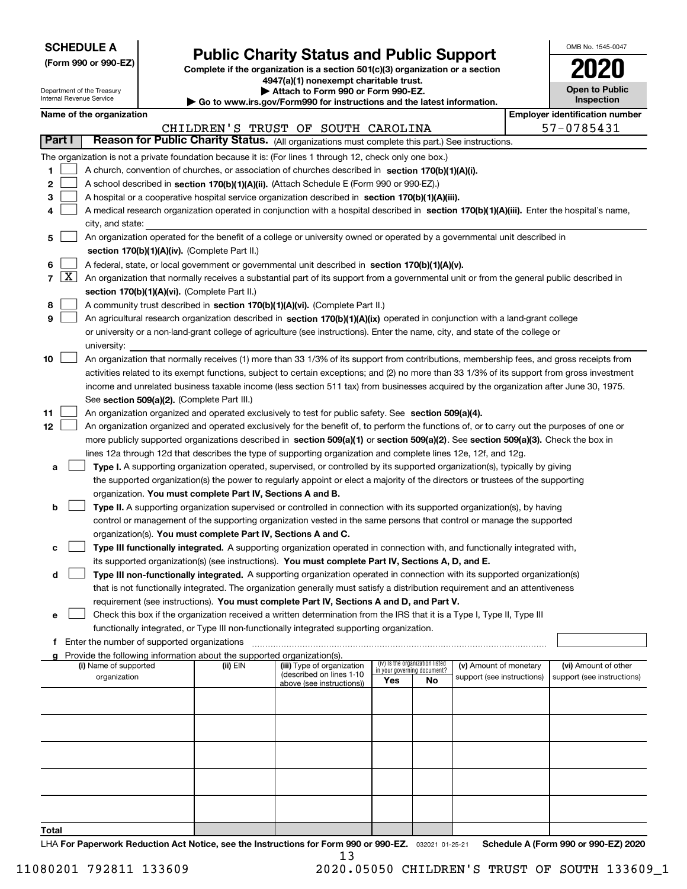**SCHEDULE A**
**(Form 990 or 990-EZ)**

Department of the Treasury
Internal Revenue Service

# Public Charity Status and Public Support

**Complete if the organization is a section 501(c)(3) organization or a section 4947(a)(1) nonexempt charitable trust.**
**▶ Attach to Form 990 or Form 990-EZ.**
**▶ Go to www.irs.gov/Form990 for instructions and the latest information.**

OMB No. 1545-0047
**2020**
**Open to Public Inspection**

**Name of the organization:** CHILDREN'S TRUST OF SOUTH CAROLINA
**Employer identification number:** 57-0785431

## Part I — Reason for Public Charity Status. (All organizations must complete this part.) See instructions.

The organization is not a private foundation because it is: (For lines 1 through 12, check only one box.)

1. [ ] A church, convention of churches, or association of churches described in **section 170(b)(1)(A)(i).**
2. [ ] A school described in **section 170(b)(1)(A)(ii).** (Attach Schedule E (Form 990 or 990-EZ).)
3. [ ] A hospital or a cooperative hospital service organization described in **section 170(b)(1)(A)(iii).**
4. [ ] A medical research organization operated in conjunction with a hospital described in **section 170(b)(1)(A)(iii).** Enter the hospital's name, city, and state:
5. [ ] An organization operated for the benefit of a college or university owned or operated by a governmental unit described in **section 170(b)(1)(A)(iv).** (Complete Part II.)
6. [ ] A federal, state, or local government or governmental unit described in **section 170(b)(1)(A)(v).**
7. [X] An organization that normally receives a substantial part of its support from a governmental unit or from the general public described in **section 170(b)(1)(A)(vi).** (Complete Part II.)
8. [ ] A community trust described in **section 170(b)(1)(A)(vi).** (Complete Part II.)
9. [ ] An agricultural research organization described in **section 170(b)(1)(A)(ix)** operated in conjunction with a land-grant college or university or a non-land-grant college of agriculture (see instructions). Enter the name, city, and state of the college or university:
10. [ ] An organization that normally receives (1) more than 33 1/3% of its support from contributions, membership fees, and gross receipts from activities related to its exempt functions, subject to certain exceptions; and (2) no more than 33 1/3% of its support from gross investment income and unrelated business taxable income (less section 511 tax) from businesses acquired by the organization after June 30, 1975. See **section 509(a)(2).** (Complete Part III.)
11. [ ] An organization organized and operated exclusively to test for public safety. See **section 509(a)(4).**
12. [ ] An organization organized and operated exclusively for the benefit of, to perform the functions of, or to carry out the purposes of one or more publicly supported organizations described in **section 509(a)(1)** or **section 509(a)(2).** See **section 509(a)(3).** Check the box in lines 12a through 12d that describes the type of supporting organization and complete lines 12e, 12f, and 12g.
   - **a** [ ] **Type I.** A supporting organization operated, supervised, or controlled by its supported organization(s), typically by giving the supported organization(s) the power to regularly appoint or elect a majority of the directors or trustees of the supporting organization. **You must complete Part IV, Sections A and B.**
   - **b** [ ] **Type II.** A supporting organization supervised or controlled in connection with its supported organization(s), by having control or management of the supporting organization vested in the same persons that control or manage the supported organization(s). **You must complete Part IV, Sections A and C.**
   - **c** [ ] **Type III functionally integrated.** A supporting organization operated in connection with, and functionally integrated with, its supported organization(s) (see instructions). **You must complete Part IV, Sections A, D, and E.**
   - **d** [ ] **Type III non-functionally integrated.** A supporting organization operated in connection with its supported organization(s) that is not functionally integrated. The organization generally must satisfy a distribution requirement and an attentiveness requirement (see instructions). **You must complete Part IV, Sections A and D, and Part V.**
   - **e** [ ] Check this box if the organization received a written determination from the IRS that it is a Type I, Type II, Type III functionally integrated, or Type III non-functionally integrated supporting organization.
   - **f** Enter the number of supported organizations
   - **g** Provide the following information about the supported organization(s).

| (i) Name of supported organization | (ii) EIN | (iii) Type of organization (described on lines 1-10 above (see instructions)) | (iv) Is the organization listed in your governing document? Yes | No | (v) Amount of monetary support (see instructions) | (vi) Amount of other support (see instructions) |
|---|---|---|---|---|---|---|
| | | | | | | |
| | | | | | | |
| | | | | | | |
| | | | | | | |
| | | | | | | |
| **Total** | | | | | | |

LHA **For Paperwork Reduction Act Notice, see the Instructions for Form 990 or 990-EZ.** 032021 01-25-21 **Schedule A (Form 990 or 990-EZ) 2020**

11080201 792811 133609 2020.05050 CHILDREN'S TRUST OF SOUTH 133609_1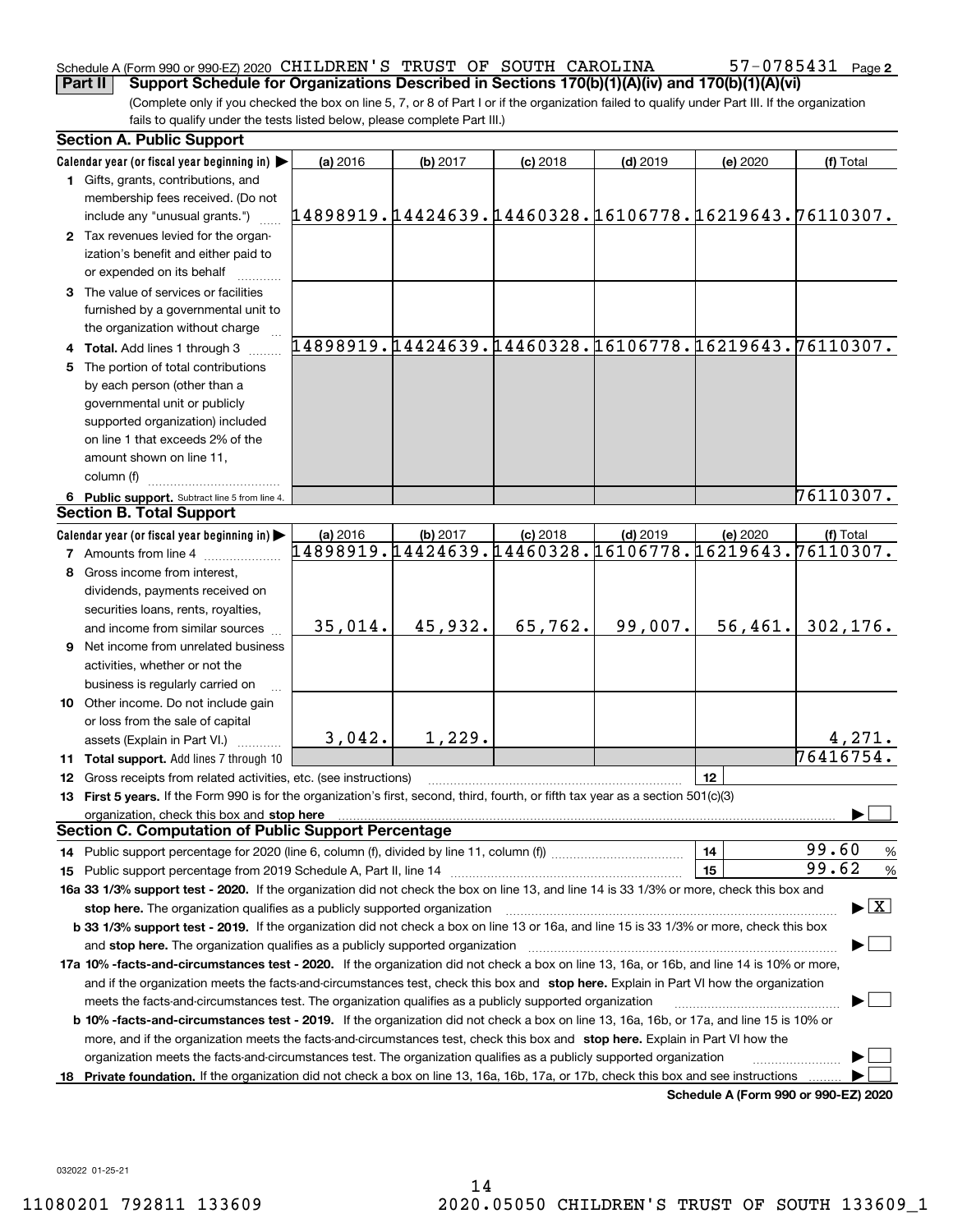Schedule A (Form 990 or 990-EZ) 2020 CHILDREN'S TRUST OF SOUTH CAROLINA 57-0785431 Page **2**

**Part II** **Support Schedule for Organizations Described in Sections 170(b)(1)(A)(iv) and 170(b)(1)(A)(vi)**

(Complete only if you checked the box on line 5, 7, or 8 of Part I or if the organization failed to qualify under Part III. If the organization fails to qualify under the tests listed below, please complete Part III.)

### Section A. Public Support

| Calendar year (or fiscal year beginning in) ▶ | (a) 2016 | (b) 2017 | (c) 2018 | (d) 2019 | (e) 2020 | (f) Total |
|---|---|---|---|---|---|---|
| **1** Gifts, grants, contributions, and membership fees received. (Do not include any "unusual grants.") | 14898919. | 14424639. | 14460328. | 16106778. | 16219643. | 76110307. |
| **2** Tax revenues levied for the organization's benefit and either paid to or expended on its behalf | | | | | | |
| **3** The value of services or facilities furnished by a governmental unit to the organization without charge | | | | | | |
| **4** **Total.** Add lines 1 through 3 | 14898919. | 14424639. | 14460328. | 16106778. | 16219643. | 76110307. |
| **5** The portion of total contributions by each person (other than a governmental unit or publicly supported organization) included on line 1 that exceeds 2% of the amount shown on line 11, column (f) | | | | | | |
| **6** **Public support.** Subtract line 5 from line 4. | | | | | | 76110307. |

### Section B. Total Support

| Calendar year (or fiscal year beginning in) ▶ | (a) 2016 | (b) 2017 | (c) 2018 | (d) 2019 | (e) 2020 | (f) Total |
|---|---|---|---|---|---|---|
| **7** Amounts from line 4 | 14898919. | 14424639. | 14460328. | 16106778. | 16219643. | 76110307. |
| **8** Gross income from interest, dividends, payments received on securities loans, rents, royalties, and income from similar sources | 35,014. | 45,932. | 65,762. | 99,007. | 56,461. | 302,176. |
| **9** Net income from unrelated business activities, whether or not the business is regularly carried on | | | | | | |
| **10** Other income. Do not include gain or loss from the sale of capital assets (Explain in Part VI.) | 3,042. | 1,229. | | | | 4,271. |
| **11** **Total support.** Add lines 7 through 10 | | | | | | 76416754. |

**12** Gross receipts from related activities, etc. (see instructions) | **12** |

**13** **First 5 years.** If the Form 990 is for the organization's first, second, third, fourth, or fifth tax year as a section 501(c)(3) organization, check this box and **stop here** ▶ ☐

### Section C. Computation of Public Support Percentage

**14** Public support percentage for 2020 (line 6, column (f), divided by line 11, column (f)) | **14** | 99.60 %

**15** Public support percentage from 2019 Schedule A, Part II, line 14 | **15** | 99.62 %

**16a 33 1/3% support test - 2020.** If the organization did not check the box on line 13, and line 14 is 33 1/3% or more, check this box and **stop here.** The organization qualifies as a publicly supported organization ▶ ☒

**b 33 1/3% support test - 2019.** If the organization did not check a box on line 13 or 16a, and line 15 is 33 1/3% or more, check this box and **stop here.** The organization qualifies as a publicly supported organization ▶ ☐

**17a 10% -facts-and-circumstances test - 2020.** If the organization did not check a box on line 13, 16a, or 16b, and line 14 is 10% or more, and if the organization meets the facts-and-circumstances test, check this box and **stop here.** Explain in Part VI how the organization meets the facts-and-circumstances test. The organization qualifies as a publicly supported organization ▶ ☐

**b 10% -facts-and-circumstances test - 2019.** If the organization did not check a box on line 13, 16a, 16b, or 17a, and line 15 is 10% or more, and if the organization meets the facts-and-circumstances test, check this box and **stop here.** Explain in Part VI how the organization meets the facts-and-circumstances test. The organization qualifies as a publicly supported organization ▶ ☐

**18** **Private foundation.** If the organization did not check a box on line 13, 16a, 16b, 17a, or 17b, check this box and see instructions ▶ ☐

**Schedule A (Form 990 or 990-EZ) 2020**

032022 01-25-21

11080201 792811 133609 2020.05050 CHILDREN'S TRUST OF SOUTH 133609_1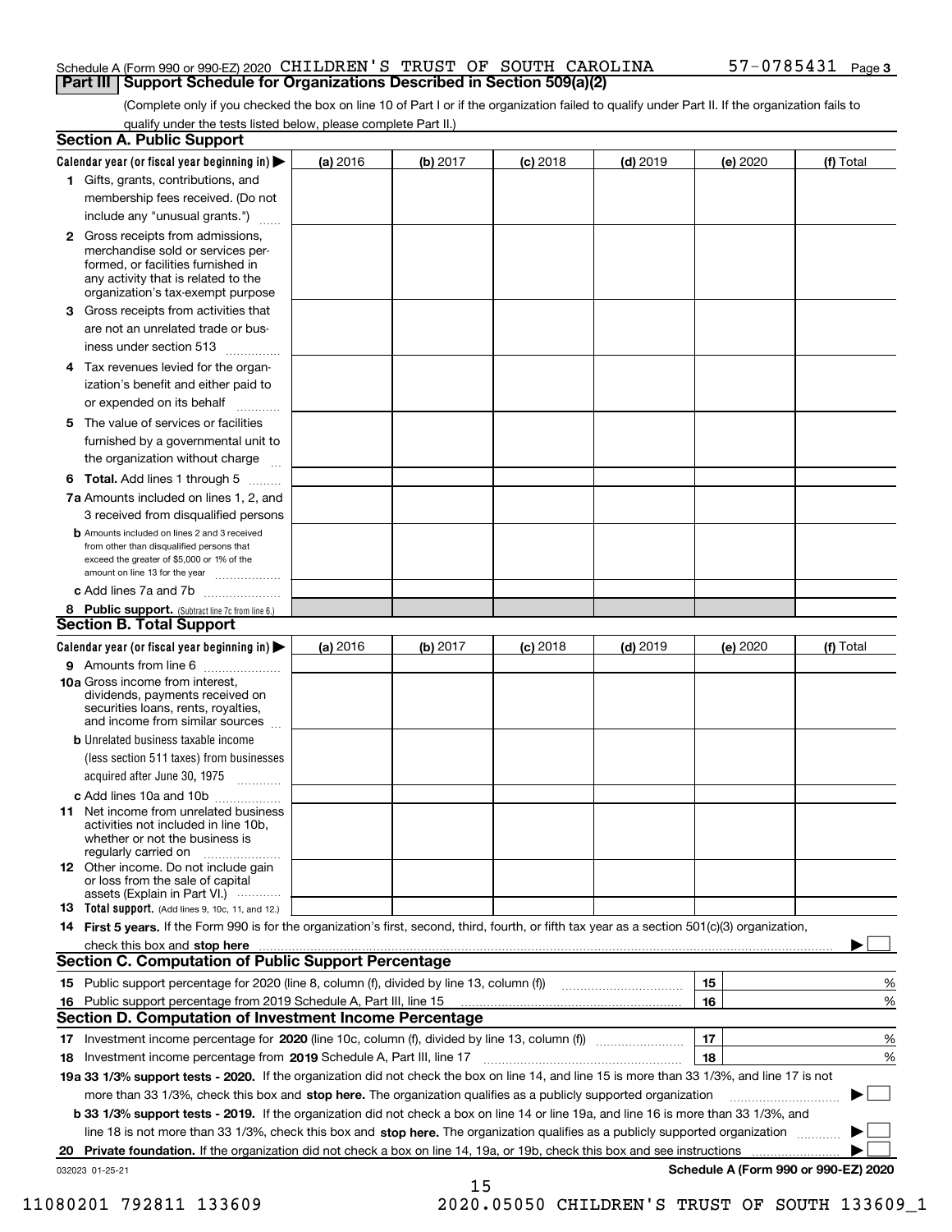Schedule A (Form 990 or 990-EZ) 2020 CHILDREN'S TRUST OF SOUTH CAROLINA 57-0785431 Page 3

## Part III Support Schedule for Organizations Described in Section 509(a)(2)

(Complete only if you checked the box on line 10 of Part I or if the organization failed to qualify under Part II. If the organization fails to qualify under the tests listed below, please complete Part II.)

### Section A. Public Support

| Calendar year (or fiscal year beginning in) ▶ | (a) 2016 | (b) 2017 | (c) 2018 | (d) 2019 | (e) 2020 | (f) Total |
|---|---|---|---|---|---|---|
| 1 Gifts, grants, contributions, and membership fees received. (Do not include any "unusual grants.") | | | | | | |
| 2 Gross receipts from admissions, merchandise sold or services performed, or facilities furnished in any activity that is related to the organization's tax-exempt purpose | | | | | | |
| 3 Gross receipts from activities that are not an unrelated trade or business under section 513 | | | | | | |
| 4 Tax revenues levied for the organization's benefit and either paid to or expended on its behalf | | | | | | |
| 5 The value of services or facilities furnished by a governmental unit to the organization without charge | | | | | | |
| 6 **Total.** Add lines 1 through 5 | | | | | | |
| 7a Amounts included on lines 1, 2, and 3 received from disqualified persons | | | | | | |
| b Amounts included on lines 2 and 3 received from other than disqualified persons that exceed the greater of $5,000 or 1% of the amount on line 13 for the year | | | | | | |
| c Add lines 7a and 7b | | | | | | |
| 8 **Public support.** (Subtract line 7c from line 6.) | | | | | | |

### Section B. Total Support

| Calendar year (or fiscal year beginning in) ▶ | (a) 2016 | (b) 2017 | (c) 2018 | (d) 2019 | (e) 2020 | (f) Total |
|---|---|---|---|---|---|---|
| 9 Amounts from line 6 | | | | | | |
| 10a Gross income from interest, dividends, payments received on securities loans, rents, royalties, and income from similar sources | | | | | | |
| b Unrelated business taxable income (less section 511 taxes) from businesses acquired after June 30, 1975 | | | | | | |
| c Add lines 10a and 10b | | | | | | |
| 11 Net income from unrelated business activities not included in line 10b, whether or not the business is regularly carried on | | | | | | |
| 12 Other income. Do not include gain or loss from the sale of capital assets (Explain in Part VI.) | | | | | | |
| 13 **Total support.** (Add lines 9, 10c, 11, and 12.) | | | | | | |

14 **First 5 years.** If the Form 990 is for the organization's first, second, third, fourth, or fifth tax year as a section 501(c)(3) organization, check this box and **stop here** ▶ ☐

### Section C. Computation of Public Support Percentage

| | | | |
|---|---|---|---|
| 15 Public support percentage for 2020 (line 8, column (f), divided by line 13, column (f)) | 15 | | % |
| 16 Public support percentage from 2019 Schedule A, Part III, line 15 | 16 | | % |

### Section D. Computation of Investment Income Percentage

| | | | |
|---|---|---|---|
| 17 Investment income percentage for **2020** (line 10c, column (f), divided by line 13, column (f)) | 17 | | % |
| 18 Investment income percentage from **2019** Schedule A, Part III, line 17 | 18 | | % |

19a **33 1/3% support tests - 2020.** If the organization did not check the box on line 14, and line 15 is more than 33 1/3%, and line 17 is not more than 33 1/3%, check this box and **stop here.** The organization qualifies as a publicly supported organization ▶ ☐

b **33 1/3% support tests - 2019.** If the organization did not check a box on line 14 or line 19a, and line 16 is more than 33 1/3%, and line 18 is not more than 33 1/3%, check this box and **stop here.** The organization qualifies as a publicly supported organization ▶ ☐

20 **Private foundation.** If the organization did not check a box on line 14, 19a, or 19b, check this box and see instructions ▶ ☐

032023 01-25-21 **Schedule A (Form 990 or 990-EZ) 2020**

11080201 792811 133609 2020.05050 CHILDREN'S TRUST OF SOUTH 133609_1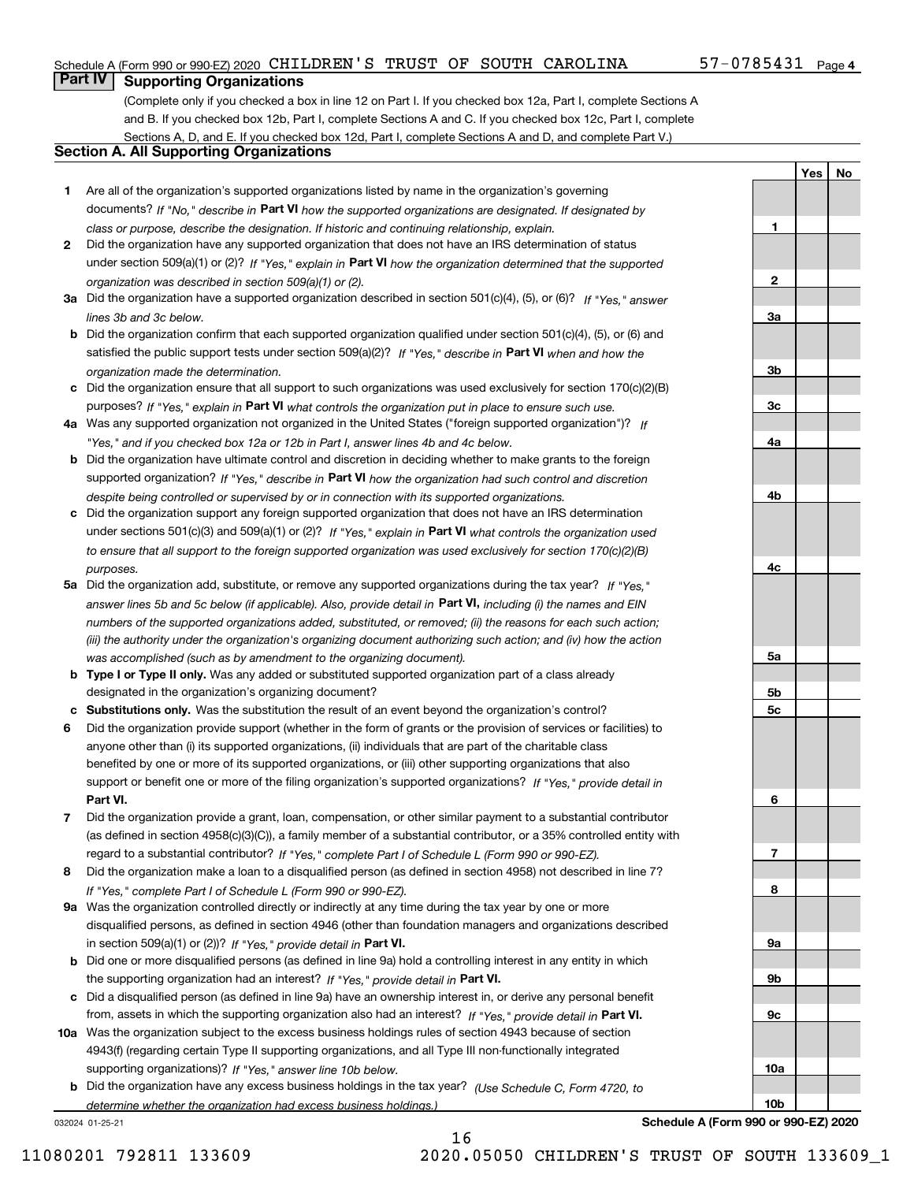Schedule A (Form 990 or 990-EZ) 2020 CHILDREN'S TRUST OF SOUTH CAROLINA 57-0785431 Page 4

## Part IV Supporting Organizations

(Complete only if you checked a box in line 12 on Part I. If you checked box 12a, Part I, complete Sections A and B. If you checked box 12b, Part I, complete Sections A and C. If you checked box 12c, Part I, complete Sections A, D, and E. If you checked box 12d, Part I, complete Sections A and D, and complete Part V.)

### Section A. All Supporting Organizations

| | | | Yes | No |
|---|---|---|---|---|
| **1** | Are all of the organization's supported organizations listed by name in the organization's governing documents? *If "No," describe in* **Part VI** *how the supported organizations are designated. If designated by class or purpose, describe the designation. If historic and continuing relationship, explain.* | **1** | | |
| **2** | Did the organization have any supported organization that does not have an IRS determination of status under section 509(a)(1) or (2)? *If "Yes," explain in* **Part VI** *how the organization determined that the supported organization was described in section 509(a)(1) or (2).* | **2** | | |
| **3a** | Did the organization have a supported organization described in section 501(c)(4), (5), or (6)? *If "Yes," answer lines 3b and 3c below.* | **3a** | | |
| **b** | Did the organization confirm that each supported organization qualified under section 501(c)(4), (5), or (6) and satisfied the public support tests under section 509(a)(2)? *If "Yes," describe in* **Part VI** *when and how the organization made the determination.* | **3b** | | |
| **c** | Did the organization ensure that all support to such organizations was used exclusively for section 170(c)(2)(B) purposes? *If "Yes," explain in* **Part VI** *what controls the organization put in place to ensure such use.* | **3c** | | |
| **4a** | Was any supported organization not organized in the United States ("foreign supported organization")? *If "Yes," and if you checked box 12a or 12b in Part I, answer lines 4b and 4c below.* | **4a** | | |
| **b** | Did the organization have ultimate control and discretion in deciding whether to make grants to the foreign supported organization? *If "Yes," describe in* **Part VI** *how the organization had such control and discretion despite being controlled or supervised by or in connection with its supported organizations.* | **4b** | | |
| **c** | Did the organization support any foreign supported organization that does not have an IRS determination under sections 501(c)(3) and 509(a)(1) or (2)? *If "Yes," explain in* **Part VI** *what controls the organization used to ensure that all support to the foreign supported organization was used exclusively for section 170(c)(2)(B) purposes.* | **4c** | | |
| **5a** | Did the organization add, substitute, or remove any supported organizations during the tax year? *If "Yes," answer lines 5b and 5c below (if applicable). Also, provide detail in* **Part VI,** *including (i) the names and EIN numbers of the supported organizations added, substituted, or removed; (ii) the reasons for each such action; (iii) the authority under the organization's organizing document authorizing such action; and (iv) how the action was accomplished (such as by amendment to the organizing document).* | **5a** | | |
| **b** | **Type I or Type II only.** Was any added or substituted supported organization part of a class already designated in the organization's organizing document? | **5b** | | |
| **c** | **Substitutions only.** Was the substitution the result of an event beyond the organization's control? | **5c** | | |
| **6** | Did the organization provide support (whether in the form of grants or the provision of services or facilities) to anyone other than (i) its supported organizations, (ii) individuals that are part of the charitable class benefited by one or more of its supported organizations, or (iii) other supporting organizations that also support or benefit one or more of the filing organization's supported organizations? *If "Yes," provide detail in* **Part VI.** | **6** | | |
| **7** | Did the organization provide a grant, loan, compensation, or other similar payment to a substantial contributor (as defined in section 4958(c)(3)(C)), a family member of a substantial contributor, or a 35% controlled entity with regard to a substantial contributor? *If "Yes," complete Part I of Schedule L (Form 990 or 990-EZ).* | **7** | | |
| **8** | Did the organization make a loan to a disqualified person (as defined in section 4958) not described in line 7? *If "Yes," complete Part I of Schedule L (Form 990 or 990-EZ).* | **8** | | |
| **9a** | Was the organization controlled directly or indirectly at any time during the tax year by one or more disqualified persons, as defined in section 4946 (other than foundation managers and organizations described in section 509(a)(1) or (2))? *If "Yes," provide detail in* **Part VI.** | **9a** | | |
| **b** | Did one or more disqualified persons (as defined in line 9a) hold a controlling interest in any entity in which the supporting organization had an interest? *If "Yes," provide detail in* **Part VI.** | **9b** | | |
| **c** | Did a disqualified person (as defined in line 9a) have an ownership interest in, or derive any personal benefit from, assets in which the supporting organization also had an interest? *If "Yes," provide detail in* **Part VI.** | **9c** | | |
| **10a** | Was the organization subject to the excess business holdings rules of section 4943 because of section 4943(f) (regarding certain Type II supporting organizations, and all Type III non-functionally integrated supporting organizations)? *If "Yes," answer line 10b below.* | **10a** | | |
| **b** | Did the organization have any excess business holdings in the tax year? *(Use Schedule C, Form 4720, to determine whether the organization had excess business holdings.)* | **10b** | | |

032024 01-25-21 **Schedule A (Form 990 or 990-EZ) 2020**

11080201 792811 133609 2020.05050 CHILDREN'S TRUST OF SOUTH 133609_1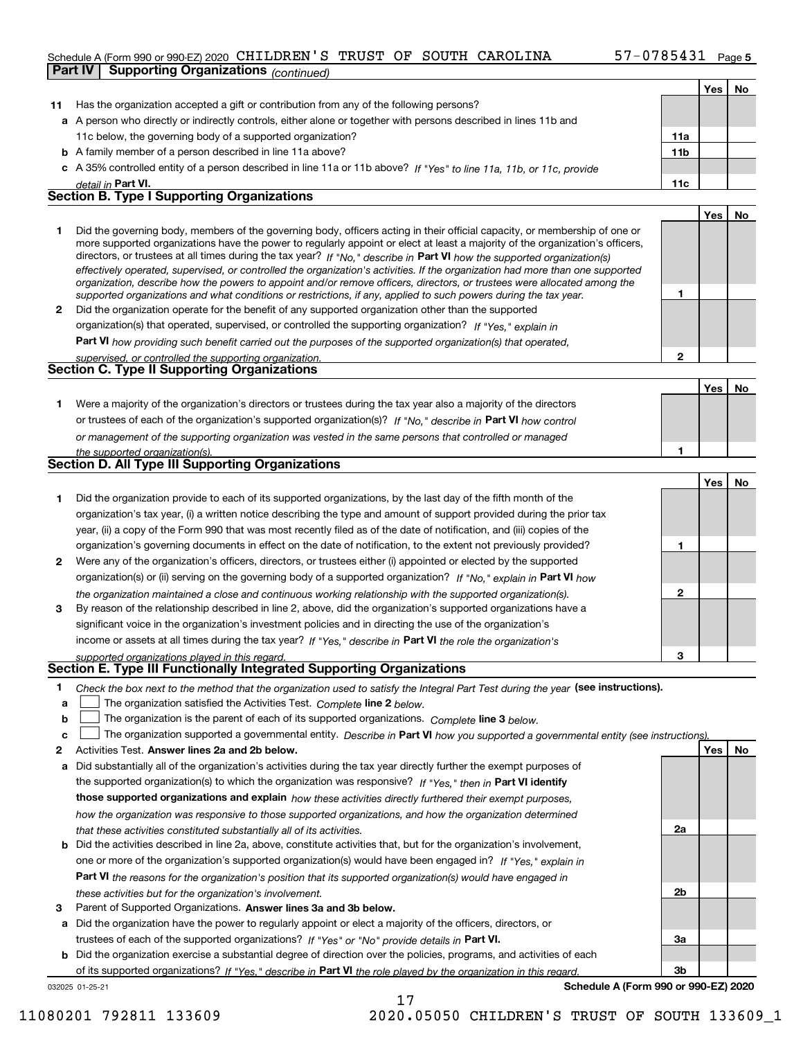Schedule A (Form 990 or 990-EZ) 2020 CHILDREN'S TRUST OF SOUTH CAROLINA 57-0785431 Page 5

**Part IV | Supporting Organizations** *(continued)*

| | | | Yes | No |
|---|---|---|---|---|
| **11** | Has the organization accepted a gift or contribution from any of the following persons? | | | |
| **a** | A person who directly or indirectly controls, either alone or together with persons described in lines 11b and 11c below, the governing body of a supported organization? | **11a** | | |
| **b** | A family member of a person described in line 11a above? | **11b** | | |
| **c** | A 35% controlled entity of a person described in line 11a or 11b above? *If "Yes" to line 11a, 11b, or 11c, provide detail in* **Part VI.** | **11c** | | |

## Section B. Type I Supporting Organizations

| | | | Yes | No |
|---|---|---|---|---|
| **1** | Did the governing body, members of the governing body, officers acting in their official capacity, or membership of one or more supported organizations have the power to regularly appoint or elect at least a majority of the organization's officers, directors, or trustees at all times during the tax year? *If "No," describe in* **Part VI** *how the supported organization(s) effectively operated, supervised, or controlled the organization's activities. If the organization had more than one supported organization, describe how the powers to appoint and/or remove officers, directors, or trustees were allocated among the supported organizations and what conditions or restrictions, if any, applied to such powers during the tax year.* | **1** | | |
| **2** | Did the organization operate for the benefit of any supported organization other than the supported organization(s) that operated, supervised, or controlled the supporting organization? *If "Yes," explain in* **Part VI** *how providing such benefit carried out the purposes of the supported organization(s) that operated, supervised, or controlled the supporting organization.* | **2** | | |

## Section C. Type II Supporting Organizations

| | | | Yes | No |
|---|---|---|---|---|
| **1** | Were a majority of the organization's directors or trustees during the tax year also a majority of the directors or trustees of each of the organization's supported organization(s)? *If "No," describe in* **Part VI** *how control or management of the supporting organization was vested in the same persons that controlled or managed the supported organization(s).* | **1** | | |

## Section D. All Type III Supporting Organizations

| | | | Yes | No |
|---|---|---|---|---|
| **1** | Did the organization provide to each of its supported organizations, by the last day of the fifth month of the organization's tax year, (i) a written notice describing the type and amount of support provided during the prior tax year, (ii) a copy of the Form 990 that was most recently filed as of the date of notification, and (iii) copies of the organization's governing documents in effect on the date of notification, to the extent not previously provided? | **1** | | |
| **2** | Were any of the organization's officers, directors, or trustees either (i) appointed or elected by the supported organization(s) or (ii) serving on the governing body of a supported organization? *If "No," explain in* **Part VI** *how the organization maintained a close and continuous working relationship with the supported organization(s).* | **2** | | |
| **3** | By reason of the relationship described in line 2, above, did the organization's supported organizations have a significant voice in the organization's investment policies and in directing the use of the organization's income or assets at all times during the tax year? *If "Yes," describe in* **Part VI** *the role the organization's supported organizations played in this regard.* | **3** | | |

## Section E. Type III Functionally Integrated Supporting Organizations

**1** *Check the box next to the method that the organization used to satisfy the Integral Part Test during the year* **(see instructions).**

- **a** ☐ The organization satisfied the Activities Test. *Complete* **line 2** *below.*
- **b** ☐ The organization is the parent of each of its supported organizations. *Complete* **line 3** *below.*
- **c** ☐ The organization supported a governmental entity. *Describe in* **Part VI** *how you supported a governmental entity (see instructions).*

| | | | Yes | No |
|---|---|---|---|---|
| **2** | Activities Test. **Answer lines 2a and 2b below.** | | | |
| **a** | Did substantially all of the organization's activities during the tax year directly further the exempt purposes of the supported organization(s) to which the organization was responsive? *If "Yes," then in* **Part VI identify those supported organizations and explain** *how these activities directly furthered their exempt purposes, how the organization was responsive to those supported organizations, and how the organization determined that these activities constituted substantially all of its activities.* | **2a** | | |
| **b** | Did the activities described in line 2a, above, constitute activities that, but for the organization's involvement, one or more of the organization's supported organization(s) would have been engaged in? *If "Yes," explain in* **Part VI** *the reasons for the organization's position that its supported organization(s) would have engaged in these activities but for the organization's involvement.* | **2b** | | |
| **3** | Parent of Supported Organizations. **Answer lines 3a and 3b below.** | | | |
| **a** | Did the organization have the power to regularly appoint or elect a majority of the officers, directors, or trustees of each of the supported organizations? *If "Yes" or "No" provide details in* **Part VI.** | **3a** | | |
| **b** | Did the organization exercise a substantial degree of direction over the policies, programs, and activities of each of its supported organizations? *If "Yes," describe in* **Part VI** *the role played by the organization in this regard.* | **3b** | | |

032025 01-25-21 **Schedule A (Form 990 or 990-EZ) 2020**

11080201 792811 133609 2020.05050 CHILDREN'S TRUST OF SOUTH 133609_1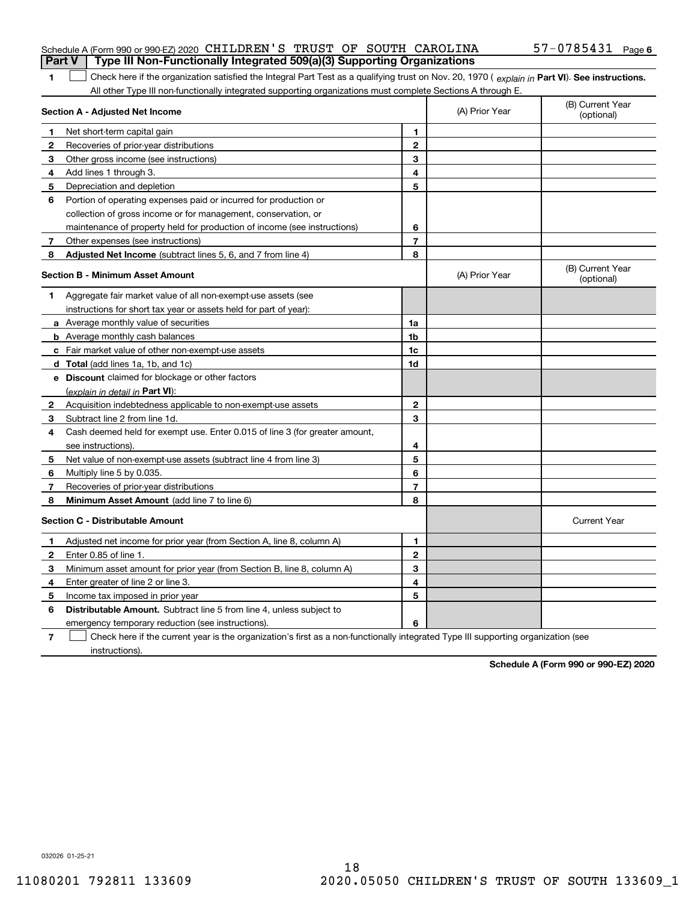Schedule A (Form 990 or 990-EZ) 2020 CHILDREN'S TRUST OF SOUTH CAROLINA 57-0785431 Page 6

**Part V | Type III Non-Functionally Integrated 509(a)(3) Supporting Organizations**

**1** ☐ Check here if the organization satisfied the Integral Part Test as a qualifying trust on Nov. 20, 1970 ( *explain in* **Part VI**). **See instructions.** All other Type III non-functionally integrated supporting organizations must complete Sections A through E.

| **Section A - Adjusted Net Income** | | | (A) Prior Year | (B) Current Year (optional) |
|---|---|---|---|---|
| **1** | Net short-term capital gain | **1** | | |
| **2** | Recoveries of prior-year distributions | **2** | | |
| **3** | Other gross income (see instructions) | **3** | | |
| **4** | Add lines 1 through 3. | **4** | | |
| **5** | Depreciation and depletion | **5** | | |
| **6** | Portion of operating expenses paid or incurred for production or collection of gross income or for management, conservation, or maintenance of property held for production of income (see instructions) | **6** | | |
| **7** | Other expenses (see instructions) | **7** | | |
| **8** | **Adjusted Net Income** (subtract lines 5, 6, and 7 from line 4) | **8** | | |

| **Section B - Minimum Asset Amount** | | | (A) Prior Year | (B) Current Year (optional) |
|---|---|---|---|---|
| **1** | Aggregate fair market value of all non-exempt-use assets (see instructions for short tax year or assets held for part of year): | | | |
| **a** | Average monthly value of securities | **1a** | | |
| **b** | Average monthly cash balances | **1b** | | |
| **c** | Fair market value of other non-exempt-use assets | **1c** | | |
| **d** | **Total** (add lines 1a, 1b, and 1c) | **1d** | | |
| **e** | **Discount** claimed for blockage or other factors (*explain in detail in* **Part VI**): | | | |
| **2** | Acquisition indebtedness applicable to non-exempt-use assets | **2** | | |
| **3** | Subtract line 2 from line 1d. | **3** | | |
| **4** | Cash deemed held for exempt use. Enter 0.015 of line 3 (for greater amount, see instructions). | **4** | | |
| **5** | Net value of non-exempt-use assets (subtract line 4 from line 3) | **5** | | |
| **6** | Multiply line 5 by 0.035. | **6** | | |
| **7** | Recoveries of prior-year distributions | **7** | | |
| **8** | **Minimum Asset Amount** (add line 7 to line 6) | **8** | | |

| **Section C - Distributable Amount** | | | | Current Year |
|---|---|---|---|---|
| **1** | Adjusted net income for prior year (from Section A, line 8, column A) | **1** | | |
| **2** | Enter 0.85 of line 1. | **2** | | |
| **3** | Minimum asset amount for prior year (from Section B, line 8, column A) | **3** | | |
| **4** | Enter greater of line 2 or line 3. | **4** | | |
| **5** | Income tax imposed in prior year | **5** | | |
| **6** | **Distributable Amount.** Subtract line 5 from line 4, unless subject to emergency temporary reduction (see instructions). | **6** | | |

**7** ☐ Check here if the current year is the organization's first as a non-functionally integrated Type III supporting organization (see instructions).

**Schedule A (Form 990 or 990-EZ) 2020**

032026 01-25-21

11080201 792811 133609 2020.05050 CHILDREN'S TRUST OF SOUTH 133609_1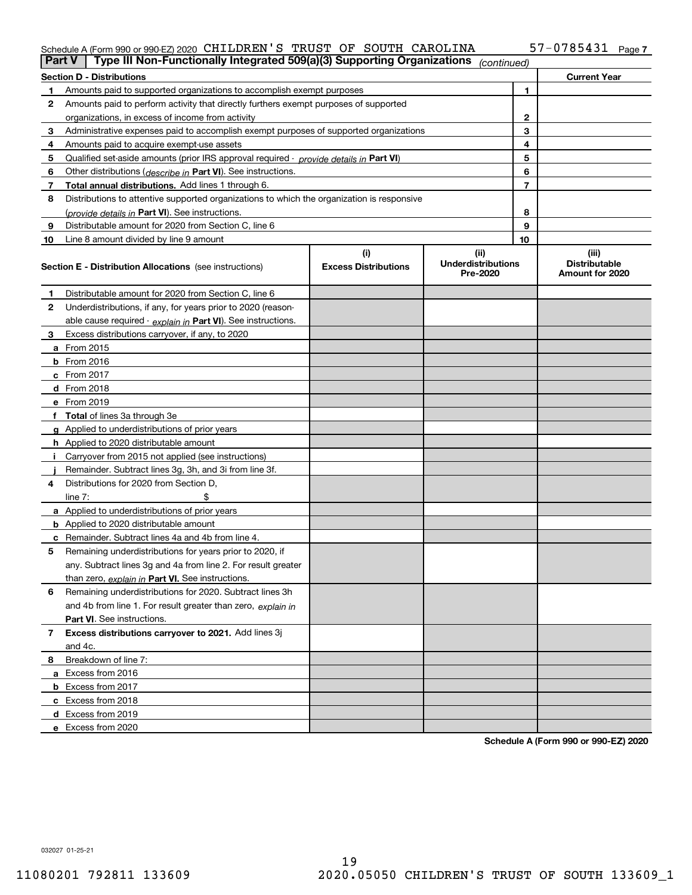Schedule A (Form 990 or 990-EZ) 2020 CHILDREN'S TRUST OF SOUTH CAROLINA 57-0785431 Page 7

**Part V | Type III Non-Functionally Integrated 509(a)(3) Supporting Organizations** *(continued)*

| **Section D - Distributions** | | | **Current Year** |
|---|---|---|---|
| 1 | Amounts paid to supported organizations to accomplish exempt purposes | 1 | |
| 2 | Amounts paid to perform activity that directly furthers exempt purposes of supported organizations, in excess of income from activity | 2 | |
| 3 | Administrative expenses paid to accomplish exempt purposes of supported organizations | 3 | |
| 4 | Amounts paid to acquire exempt-use assets | 4 | |
| 5 | Qualified set-aside amounts (prior IRS approval required - *provide details in* **Part VI**) | 5 | |
| 6 | Other distributions (*describe in* **Part VI**). See instructions. | 6 | |
| 7 | **Total annual distributions.** Add lines 1 through 6. | 7 | |
| 8 | Distributions to attentive supported organizations to which the organization is responsive (*provide details in* **Part VI**). See instructions. | 8 | |
| 9 | Distributable amount for 2020 from Section C, line 6 | 9 | |
| 10 | Line 8 amount divided by line 9 amount | 10 | |

| | **Section E - Distribution Allocations** (see instructions) | **(i) Excess Distributions** | **(ii) Underdistributions Pre-2020** | **(iii) Distributable Amount for 2020** |
|---|---|---|---|---|
| 1 | Distributable amount for 2020 from Section C, line 6 | | | |
| 2 | Underdistributions, if any, for years prior to 2020 (reasonable cause required - *explain in* **Part VI**). See instructions. | | | |
| 3 | Excess distributions carryover, if any, to 2020 | | | |
| a | From 2015 | | | |
| b | From 2016 | | | |
| c | From 2017 | | | |
| d | From 2018 | | | |
| e | From 2019 | | | |
| f | **Total** of lines 3a through 3e | | | |
| g | Applied to underdistributions of prior years | | | |
| h | Applied to 2020 distributable amount | | | |
| i | Carryover from 2015 not applied (see instructions) | | | |
| j | Remainder. Subtract lines 3g, 3h, and 3i from line 3f. | | | |
| 4 | Distributions for 2020 from Section D, line 7: $ | | | |
| a | Applied to underdistributions of prior years | | | |
| b | Applied to 2020 distributable amount | | | |
| c | Remainder. Subtract lines 4a and 4b from line 4. | | | |
| 5 | Remaining underdistributions for years prior to 2020, if any. Subtract lines 3g and 4a from line 2. For result greater than zero, *explain in* **Part VI.** See instructions. | | | |
| 6 | Remaining underdistributions for 2020. Subtract lines 3h and 4b from line 1. For result greater than zero, *explain in* **Part VI**. See instructions. | | | |
| 7 | **Excess distributions carryover to 2021.** Add lines 3j and 4c. | | | |
| 8 | Breakdown of line 7: | | | |
| a | Excess from 2016 | | | |
| b | Excess from 2017 | | | |
| c | Excess from 2018 | | | |
| d | Excess from 2019 | | | |
| e | Excess from 2020 | | | |

**Schedule A (Form 990 or 990-EZ) 2020**

032027 01-25-21

11080201 792811 133609 2020.05050 CHILDREN'S TRUST OF SOUTH 133609_1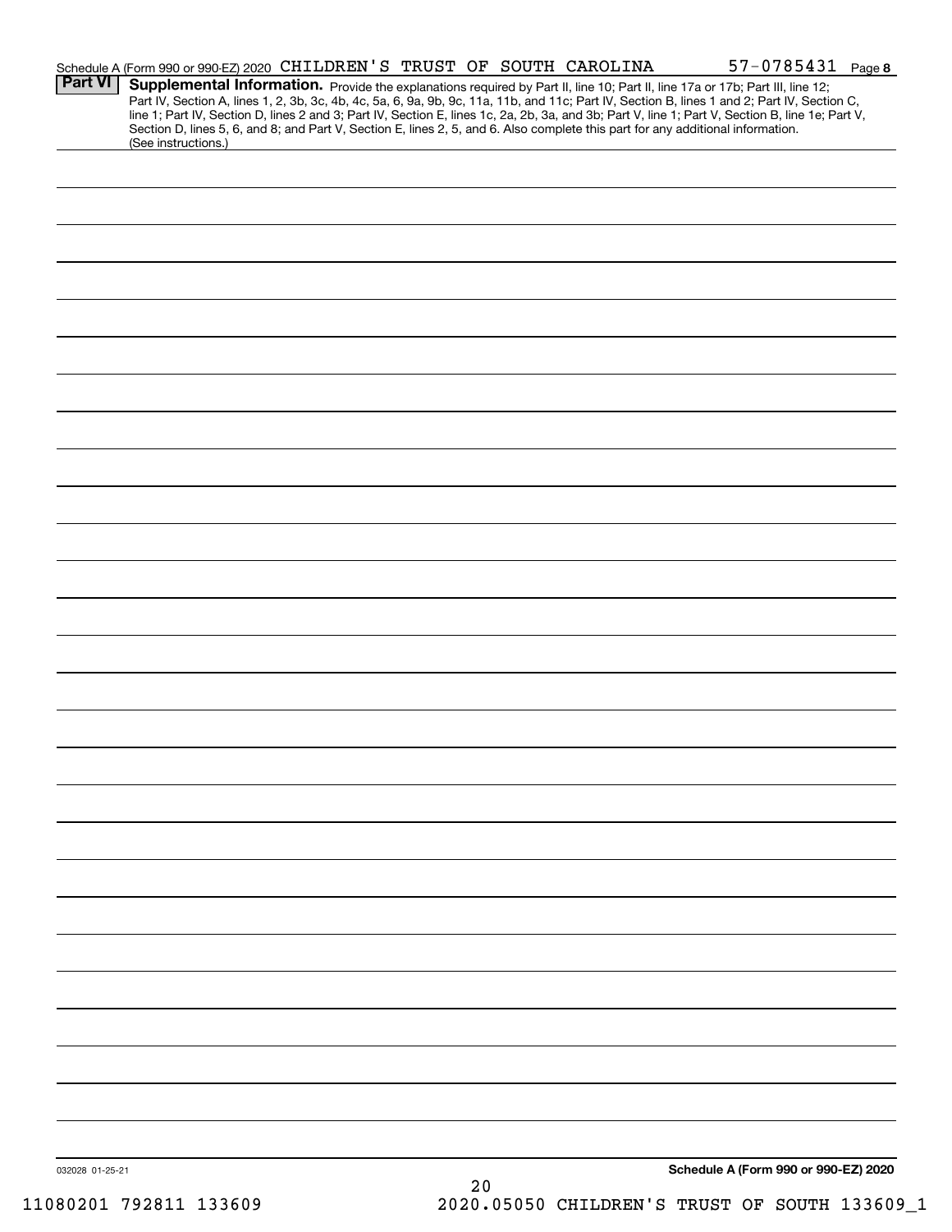Schedule A (Form 990 or 990-EZ) 2020 CHILDREN'S TRUST OF SOUTH CAROLINA 57-0785431 Page 8

**Part VI** **Supplemental Information.** Provide the explanations required by Part II, line 10; Part II, line 17a or 17b; Part III, line 12; Part IV, Section A, lines 1, 2, 3b, 3c, 4b, 4c, 5a, 6, 9a, 9b, 9c, 11a, 11b, and 11c; Part IV, Section B, lines 1 and 2; Part IV, Section C, line 1; Part IV, Section D, lines 2 and 3; Part IV, Section E, lines 1c, 2a, 2b, 3a, and 3b; Part V, line 1; Part V, Section B, line 1e; Part V, Section D, lines 5, 6, and 8; and Part V, Section E, lines 2, 5, and 6. Also complete this part for any additional information. (See instructions.)

032028 01-25-21

**Schedule A (Form 990 or 990-EZ) 2020**

11080201 792811 133609 2020.05050 CHILDREN'S TRUST OF SOUTH 133609_1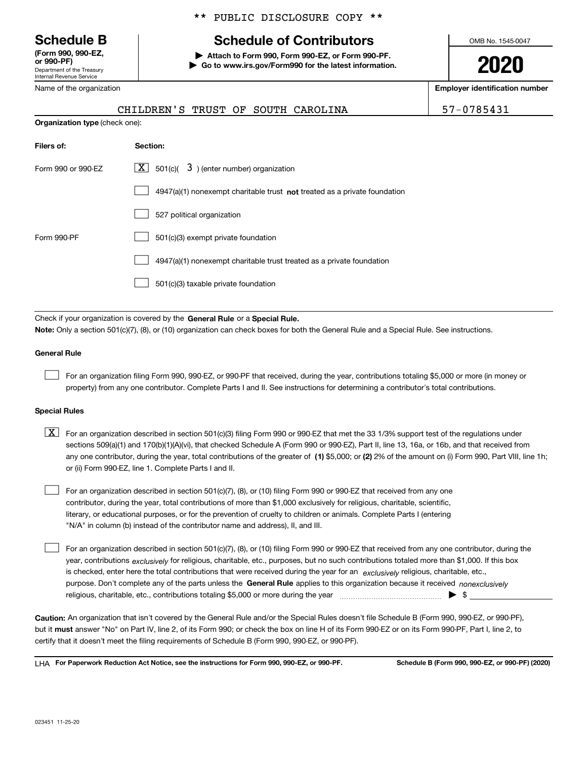\*\* PUBLIC DISCLOSURE COPY \*\*

**Schedule B**
**(Form 990, 990-EZ, or 990-PF)**
Department of the Treasury
Internal Revenue Service

# Schedule of Contributors

▶ **Attach to Form 990, Form 990-EZ, or Form 990-PF.**
▶ **Go to www.irs.gov/Form990 for the latest information.**

OMB No. 1545-0047

**2020**

| Name of the organization | Employer identification number |
|---|---|
| CHILDREN'S TRUST OF SOUTH CAROLINA | 57-0785431 |

**Organization type** (check one):

| Filers of: | Section: |
|---|---|
| Form 990 or 990-EZ | [X] 501(c)( 3 ) (enter number) organization |
| | [ ] 4947(a)(1) nonexempt charitable trust **not** treated as a private foundation |
| | [ ] 527 political organization |
| Form 990-PF | [ ] 501(c)(3) exempt private foundation |
| | [ ] 4947(a)(1) nonexempt charitable trust treated as a private foundation |
| | [ ] 501(c)(3) taxable private foundation |

Check if your organization is covered by the **General Rule** or a **Special Rule.**

**Note:** Only a section 501(c)(7), (8), or (10) organization can check boxes for both the General Rule and a Special Rule. See instructions.

**General Rule**

[ ] For an organization filing Form 990, 990-EZ, or 990-PF that received, during the year, contributions totaling $5,000 or more (in money or property) from any one contributor. Complete Parts I and II. See instructions for determining a contributor's total contributions.

**Special Rules**

[X] For an organization described in section 501(c)(3) filing Form 990 or 990-EZ that met the 33 1/3% support test of the regulations under sections 509(a)(1) and 170(b)(1)(A)(vi), that checked Schedule A (Form 990 or 990-EZ), Part II, line 13, 16a, or 16b, and that received from any one contributor, during the year, total contributions of the greater of **(1)** $5,000; or **(2)** 2% of the amount on (i) Form 990, Part VIII, line 1h; or (ii) Form 990-EZ, line 1. Complete Parts I and II.

[ ] For an organization described in section 501(c)(7), (8), or (10) filing Form 990 or 990-EZ that received from any one contributor, during the year, total contributions of more than $1,000 exclusively for religious, charitable, scientific, literary, or educational purposes, or for the prevention of cruelty to children or animals. Complete Parts I (entering "N/A" in column (b) instead of the contributor name and address), II, and III.

[ ] For an organization described in section 501(c)(7), (8), or (10) filing Form 990 or 990-EZ that received from any one contributor, during the year, contributions *exclusively* for religious, charitable, etc., purposes, but no such contributions totaled more than $1,000. If this box is checked, enter here the total contributions that were received during the year for an *exclusively* religious, charitable, etc., purpose. Don't complete any of the parts unless the **General Rule** applies to this organization because it received *nonexclusively* religious, charitable, etc., contributions totaling $5,000 or more during the year ▶ $ ______

**Caution:** An organization that isn't covered by the General Rule and/or the Special Rules doesn't file Schedule B (Form 990, 990-EZ, or 990-PF), but it **must** answer "No" on Part IV, line 2, of its Form 990; or check the box on line H of its Form 990-EZ or on its Form 990-PF, Part I, line 2, to certify that it doesn't meet the filing requirements of Schedule B (Form 990, 990-EZ, or 990-PF).

LHA **For Paperwork Reduction Act Notice, see the instructions for Form 990, 990-EZ, or 990-PF.** **Schedule B (Form 990, 990-EZ, or 990-PF) (2020)**

023451 11-25-20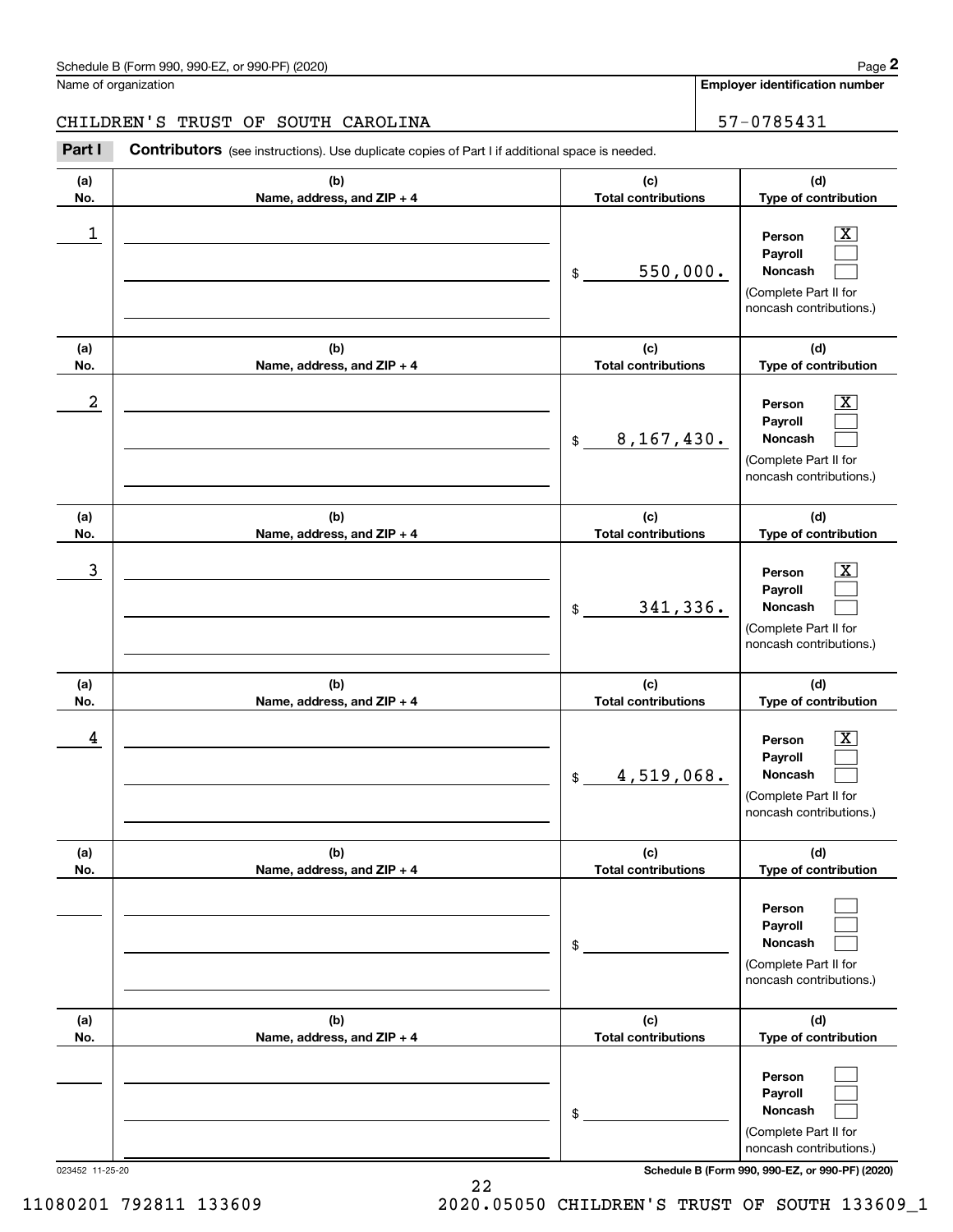Schedule B (Form 990, 990-EZ, or 990-PF) (2020)

Name of organization: CHILDREN'S TRUST OF SOUTH CAROLINA

Employer identification number: 57-0785431

**Part I** **Contributors** (see instructions). Use duplicate copies of Part I if additional space is needed.

| (a) No. | (b) Name, address, and ZIP + 4 | (c) Total contributions | (d) Type of contribution |
|---|---|---|---|
| 1 | | $ 550,000. | Person [X] Payroll [ ] Noncash [ ] (Complete Part II for noncash contributions.) |
| 2 | | $ 8,167,430. | Person [X] Payroll [ ] Noncash [ ] (Complete Part II for noncash contributions.) |
| 3 | | $ 341,336. | Person [X] Payroll [ ] Noncash [ ] (Complete Part II for noncash contributions.) |
| 4 | | $ 4,519,068. | Person [X] Payroll [ ] Noncash [ ] (Complete Part II for noncash contributions.) |
| | | $ | Person [ ] Payroll [ ] Noncash [ ] (Complete Part II for noncash contributions.) |
| | | $ | Person [ ] Payroll [ ] Noncash [ ] (Complete Part II for noncash contributions.) |

023452 11-25-20

Schedule B (Form 990, 990-EZ, or 990-PF) (2020)

11080201 792811 133609 2020.05050 CHILDREN'S TRUST OF SOUTH 133609_1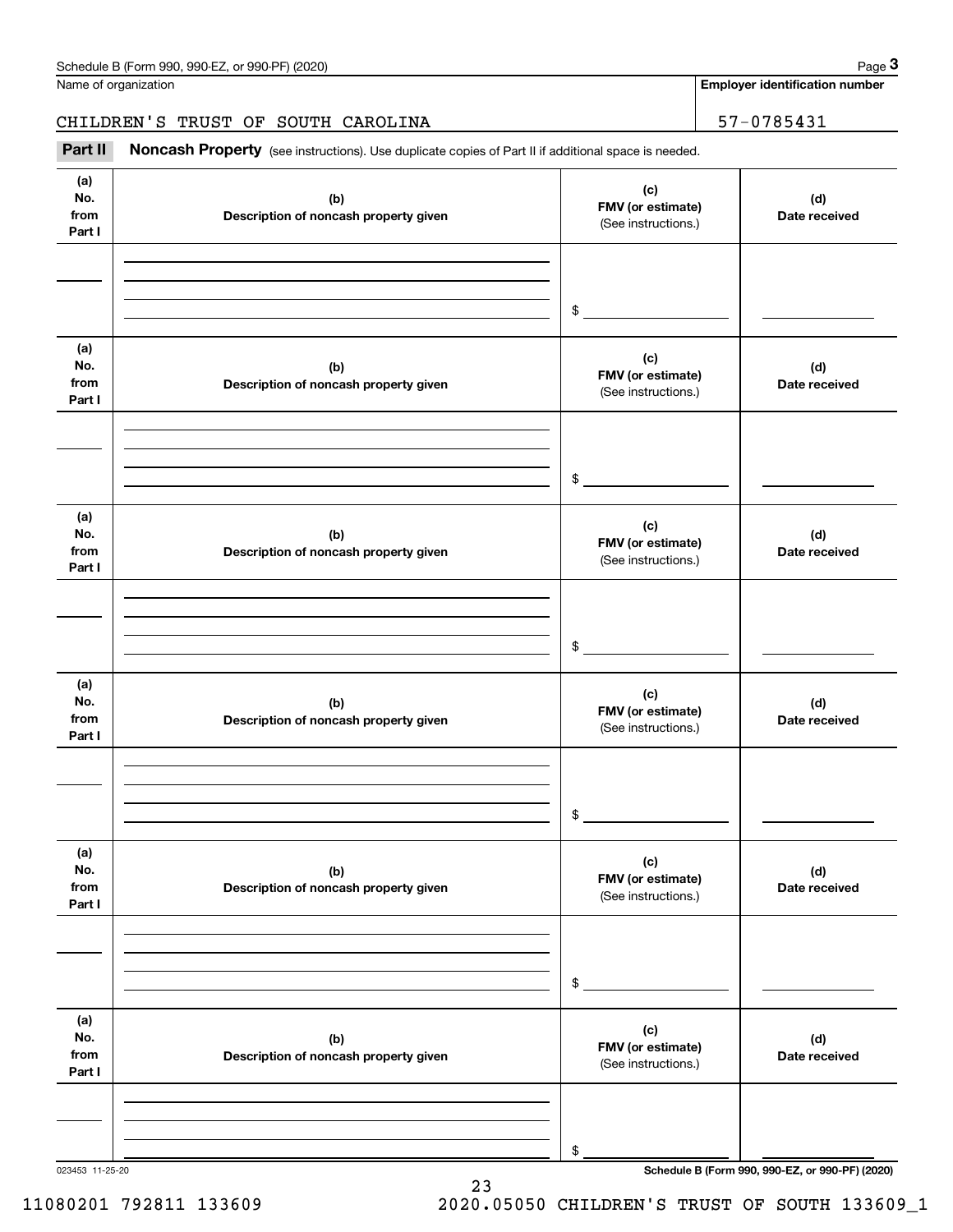Name of organization

CHILDREN'S TRUST OF SOUTH CAROLINA

**Employer identification number**

57-0785431

**Part II** **Noncash Property** (see instructions). Use duplicate copies of Part II if additional space is needed.

| (a) No. from Part I | (b) Description of noncash property given | (c) FMV (or estimate) (See instructions.) | (d) Date received |
|---|---|---|---|
| | | $ | |

| (a) No. from Part I | (b) Description of noncash property given | (c) FMV (or estimate) (See instructions.) | (d) Date received |
|---|---|---|---|
| | | $ | |

| (a) No. from Part I | (b) Description of noncash property given | (c) FMV (or estimate) (See instructions.) | (d) Date received |
|---|---|---|---|
| | | $ | |

| (a) No. from Part I | (b) Description of noncash property given | (c) FMV (or estimate) (See instructions.) | (d) Date received |
|---|---|---|---|
| | | $ | |

| (a) No. from Part I | (b) Description of noncash property given | (c) FMV (or estimate) (See instructions.) | (d) Date received |
|---|---|---|---|
| | | $ | |

| (a) No. from Part I | (b) Description of noncash property given | (c) FMV (or estimate) (See instructions.) | (d) Date received |
|---|---|---|---|
| | | $ | |

023453 11-25-20

**Schedule B (Form 990, 990-EZ, or 990-PF) (2020)**

11080201 792811 133609 2020.05050 CHILDREN'S TRUST OF SOUTH 133609_1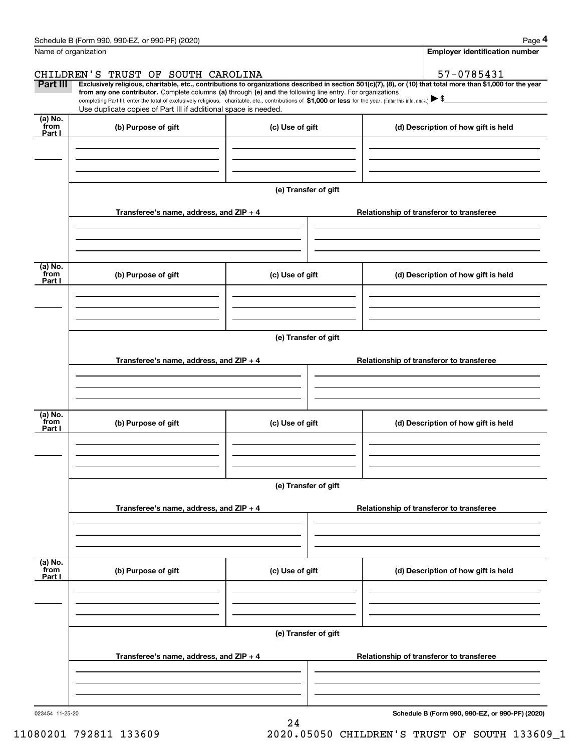Name of organization

**Employer identification number**

CHILDREN'S TRUST OF SOUTH CAROLINA

57-0785431

**Part III** **Exclusively religious, charitable, etc., contributions to organizations described in section 501(c)(7), (8), or (10) that total more than $1,000 for the year from any one contributor.** Complete columns **(a)** through **(e) and** the following line entry. For organizations completing Part III, enter the total of exclusively religious, charitable, etc., contributions of **$1,000 or less** for the year. (Enter this info. once.) ▶ $

Use duplicate copies of Part III if additional space is needed.

| (a) No. from Part I | (b) Purpose of gift | (c) Use of gift | (d) Description of how gift is held |
|---|---|---|---|
| | | | |

(e) Transfer of gift

| Transferee's name, address, and ZIP + 4 | Relationship of transferor to transferee |
|---|---|
| | |

| (a) No. from Part I | (b) Purpose of gift | (c) Use of gift | (d) Description of how gift is held |
|---|---|---|---|
| | | | |

(e) Transfer of gift

| Transferee's name, address, and ZIP + 4 | Relationship of transferor to transferee |
|---|---|
| | |

| (a) No. from Part I | (b) Purpose of gift | (c) Use of gift | (d) Description of how gift is held |
|---|---|---|---|
| | | | |

(e) Transfer of gift

| Transferee's name, address, and ZIP + 4 | Relationship of transferor to transferee |
|---|---|
| | |

| (a) No. from Part I | (b) Purpose of gift | (c) Use of gift | (d) Description of how gift is held |
|---|---|---|---|
| | | | |

(e) Transfer of gift

| Transferee's name, address, and ZIP + 4 | Relationship of transferor to transferee |
|---|---|
| | |

023454 11-25-20

**Schedule B (Form 990, 990-EZ, or 990-PF) (2020)**

11080201 792811 133609 2020.05050 CHILDREN'S TRUST OF SOUTH 133609_1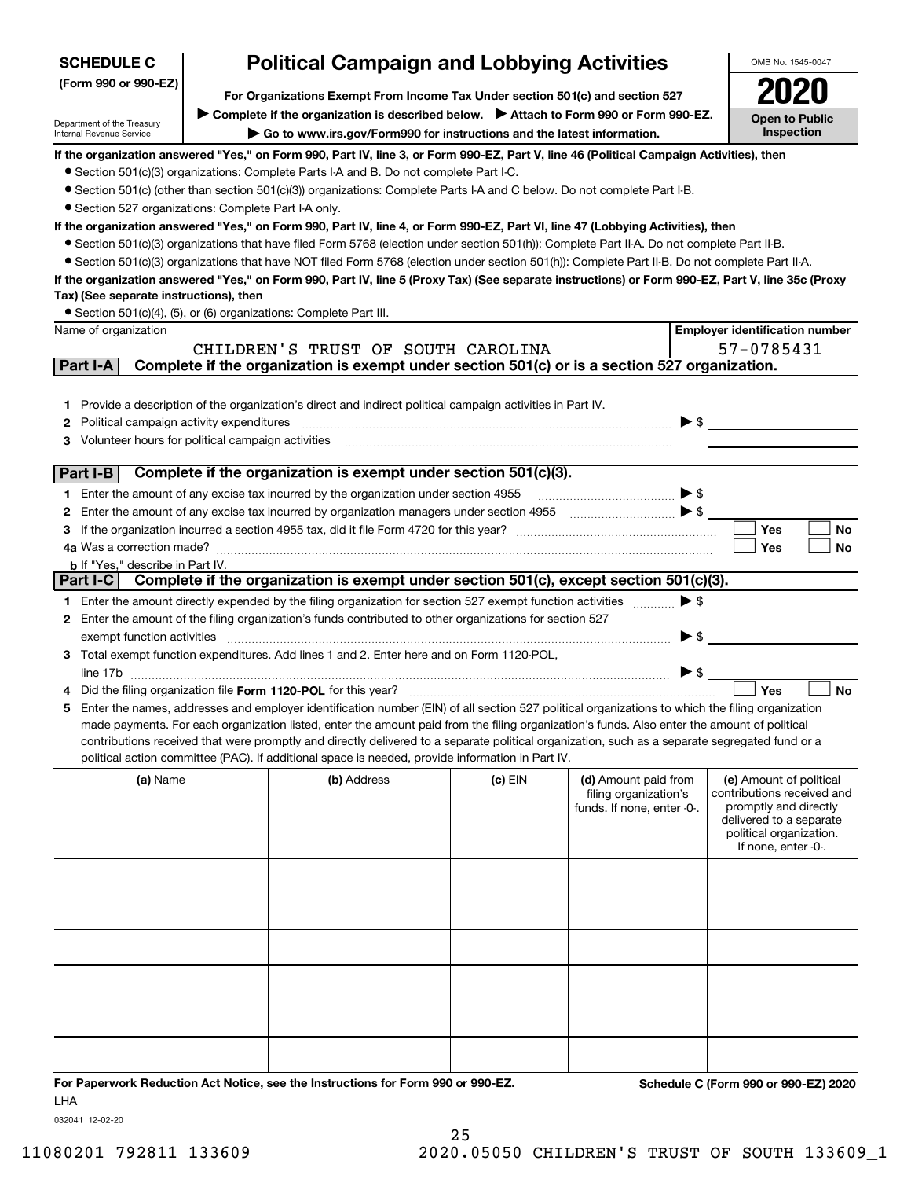**SCHEDULE C**
**(Form 990 or 990-EZ)**

Department of the Treasury
Internal Revenue Service

# Political Campaign and Lobbying Activities

**For Organizations Exempt From Income Tax Under section 501(c) and section 527**

▶ **Complete if the organization is described below.** ▶ **Attach to Form 990 or Form 990-EZ.**

▶ **Go to www.irs.gov/Form990 for instructions and the latest information.**

OMB No. 1545-0047

**2020**

**Open to Public Inspection**

**If the organization answered "Yes," on Form 990, Part IV, line 3, or Form 990-EZ, Part V, line 46 (Political Campaign Activities), then**

- Section 501(c)(3) organizations: Complete Parts I-A and B. Do not complete Part I-C.
- Section 501(c) (other than section 501(c)(3)) organizations: Complete Parts I-A and C below. Do not complete Part I-B.
- Section 527 organizations: Complete Part I-A only.

**If the organization answered "Yes," on Form 990, Part IV, line 4, or Form 990-EZ, Part VI, line 47 (Lobbying Activities), then**

- Section 501(c)(3) organizations that have filed Form 5768 (election under section 501(h)): Complete Part II-A. Do not complete Part II-B.
- Section 501(c)(3) organizations that have NOT filed Form 5768 (election under section 501(h)): Complete Part II-B. Do not complete Part II-A.

**If the organization answered "Yes," on Form 990, Part IV, line 5 (Proxy Tax) (See separate instructions) or Form 990-EZ, Part V, line 35c (Proxy Tax) (See separate instructions), then**

- Section 501(c)(4), (5), or (6) organizations: Complete Part III.

| Name of organization | Employer identification number |
|---|---|
| CHILDREN'S TRUST OF SOUTH CAROLINA | 57-0785431 |

## Part I-A Complete if the organization is exempt under section 501(c) or is a section 527 organization.

1. Provide a description of the organization's direct and indirect political campaign activities in Part IV.
2. Political campaign activity expenditures ▶ $
3. Volunteer hours for political campaign activities

## Part I-B Complete if the organization is exempt under section 501(c)(3).

1. Enter the amount of any excise tax incurred by the organization under section 4955 ▶ $
2. Enter the amount of any excise tax incurred by organization managers under section 4955 ▶ $
3. If the organization incurred a section 4955 tax, did it file Form 4720 for this year? ☐ Yes ☐ No

4a Was a correction made? ☐ Yes ☐ No

b If "Yes," describe in Part IV.

## Part I-C Complete if the organization is exempt under section 501(c), except section 501(c)(3).

1. Enter the amount directly expended by the filing organization for section 527 exempt function activities ▶ $
2. Enter the amount of the filing organization's funds contributed to other organizations for section 527 exempt function activities ▶ $
3. Total exempt function expenditures. Add lines 1 and 2. Enter here and on Form 1120-POL, line 17b ▶ $
4. Did the filing organization file **Form 1120-POL** for this year? ☐ Yes ☐ No
5. Enter the names, addresses and employer identification number (EIN) of all section 527 political organizations to which the filing organization made payments. For each organization listed, enter the amount paid from the filing organization's funds. Also enter the amount of political contributions received that were promptly and directly delivered to a separate political organization, such as a separate segregated fund or a political action committee (PAC). If additional space is needed, provide information in Part IV.

| (a) Name | (b) Address | (c) EIN | (d) Amount paid from filing organization's funds. If none, enter -0-. | (e) Amount of political contributions received and promptly and directly delivered to a separate political organization. If none, enter -0-. |
|---|---|---|---|---|
| | | | | |
| | | | | |
| | | | | |
| | | | | |
| | | | | |
| | | | | |

**For Paperwork Reduction Act Notice, see the Instructions for Form 990 or 990-EZ.**

**Schedule C (Form 990 or 990-EZ) 2020**

LHA

032041 12-02-20

11080201 792811 133609 2020.05050 CHILDREN'S TRUST OF SOUTH 133609_1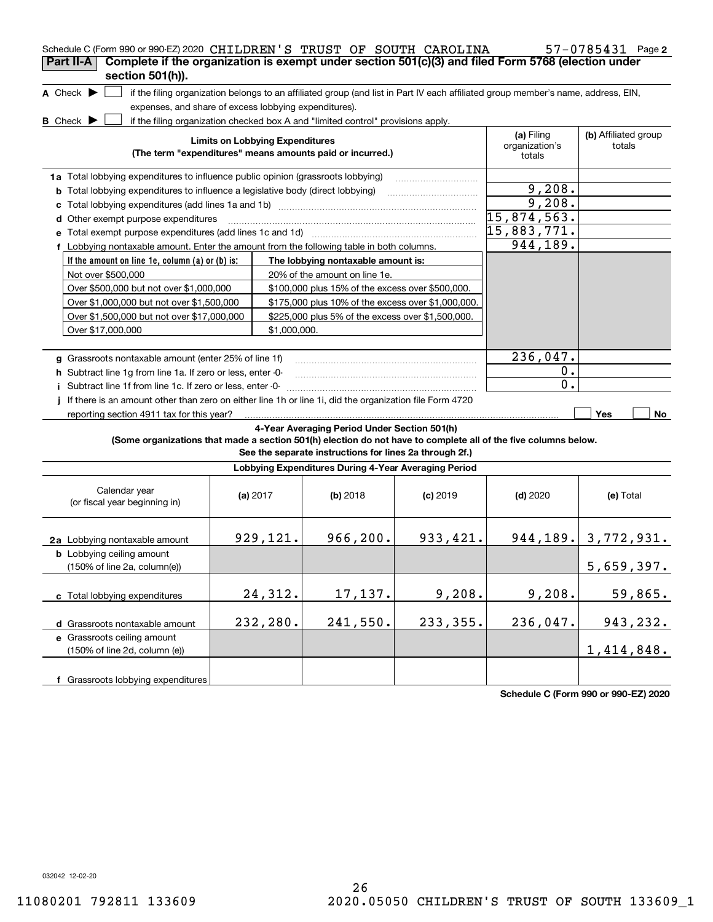Schedule C (Form 990 or 990-EZ) 2020 CHILDREN'S TRUST OF SOUTH CAROLINA 57-0785431 Page 2

**Part II-A** **Complete if the organization is exempt under section 501(c)(3) and filed Form 5768 (election under section 501(h)).**

**A** Check ▶ ☐ if the filing organization belongs to an affiliated group (and list in Part IV each affiliated group member's name, address, EIN, expenses, and share of excess lobbying expenditures).

**B** Check ▶ ☐ if the filing organization checked box A and "limited control" provisions apply.

| **Limits on Lobbying Expenditures** (The term "expenditures" means amounts paid or incurred.) | **(a)** Filing organization's totals | **(b)** Affiliated group totals |
|---|---|---|
| **1a** Total lobbying expenditures to influence public opinion (grassroots lobbying) | | |
| **b** Total lobbying expenditures to influence a legislative body (direct lobbying) | 9,208. | |
| **c** Total lobbying expenditures (add lines 1a and 1b) | 9,208. | |
| **d** Other exempt purpose expenditures | 15,874,563. | |
| **e** Total exempt purpose expenditures (add lines 1c and 1d) | 15,883,771. | |
| **f** Lobbying nontaxable amount. Enter the amount from the following table in both columns. | 944,189. | |

| If the amount on line 1e, column (a) or (b) is: | The lobbying nontaxable amount is: |
|---|---|
| Not over $500,000 | 20% of the amount on line 1e. |
| Over $500,000 but not over $1,000,000 | $100,000 plus 15% of the excess over $500,000. |
| Over $1,000,000 but not over $1,500,000 | $175,000 plus 10% of the excess over $1,000,000. |
| Over $1,500,000 but not over $17,000,000 | $225,000 plus 5% of the excess over $1,500,000. |
| Over $17,000,000 | $1,000,000. |

| | (a) | (b) |
|---|---|---|
| **g** Grassroots nontaxable amount (enter 25% of line 1f) | 236,047. | |
| **h** Subtract line 1g from line 1a. If zero or less, enter -0- | 0. | |
| **i** Subtract line 1f from line 1c. If zero or less, enter -0- | 0. | |
| **j** If there is an amount other than zero on either line 1h or line 1i, did the organization file Form 4720 reporting section 4911 tax for this year? | ☐ Yes | ☐ No |

**4-Year Averaging Period Under Section 501(h)**

**(Some organizations that made a section 501(h) election do not have to complete all of the five columns below. See the separate instructions for lines 2a through 2f.)**

**Lobbying Expenditures During 4-Year Averaging Period**

| Calendar year (or fiscal year beginning in) | **(a)** 2017 | **(b)** 2018 | **(c)** 2019 | **(d)** 2020 | **(e)** Total |
|---|---|---|---|---|---|
| **2a** Lobbying nontaxable amount | 929,121. | 966,200. | 933,421. | 944,189. | 3,772,931. |
| **b** Lobbying ceiling amount (150% of line 2a, column(e)) | | | | | 5,659,397. |
| **c** Total lobbying expenditures | 24,312. | 17,137. | 9,208. | 9,208. | 59,865. |
| **d** Grassroots nontaxable amount | 232,280. | 241,550. | 233,355. | 236,047. | 943,232. |
| **e** Grassroots ceiling amount (150% of line 2d, column (e)) | | | | | 1,414,848. |
| **f** Grassroots lobbying expenditures | | | | | |

**Schedule C (Form 990 or 990-EZ) 2020**

032042 12-02-20

11080201 792811 133609 2020.05050 CHILDREN'S TRUST OF SOUTH 133609_1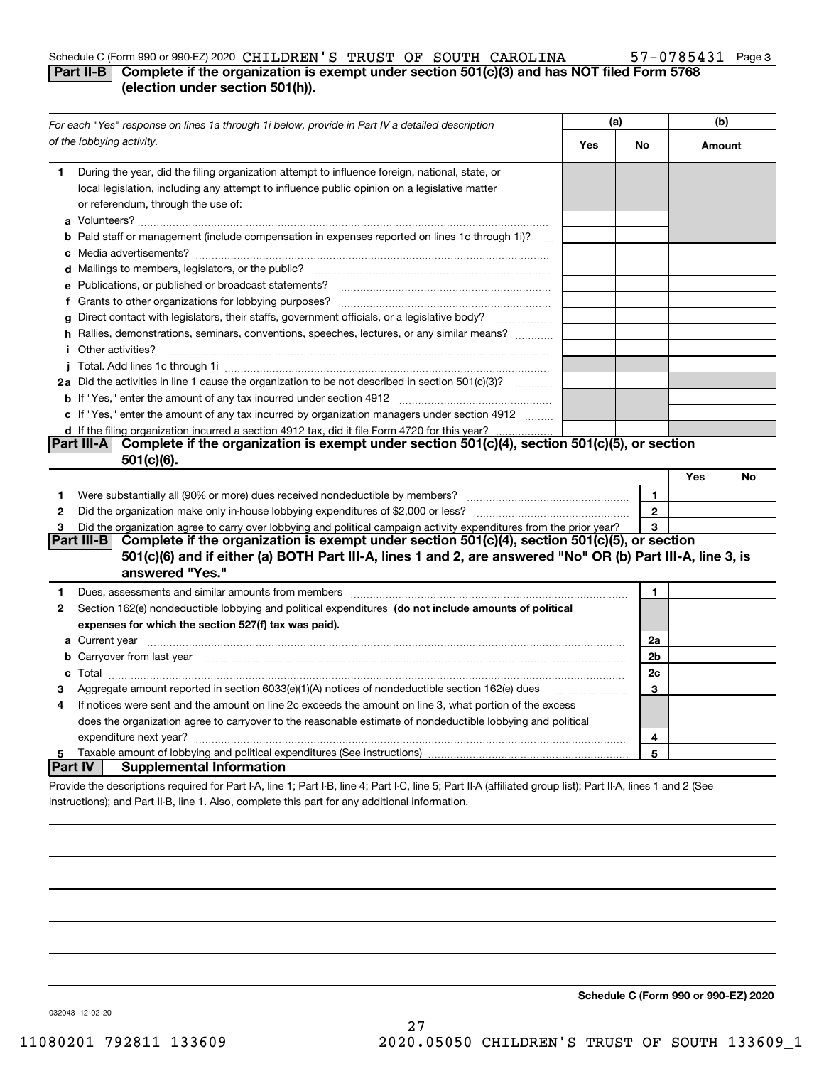Schedule C (Form 990 or 990-EZ) 2020 CHILDREN'S TRUST OF SOUTH CAROLINA 57-0785431 Page 3

## Part II-B Complete if the organization is exempt under section 501(c)(3) and has NOT filed Form 5768 (election under section 501(h)).

| *For each "Yes" response on lines 1a through 1i below, provide in Part IV a detailed description of the lobbying activity.* | (a) Yes | (a) No | (b) Amount |
|---|---|---|---|
| **1** During the year, did the filing organization attempt to influence foreign, national, state, or local legislation, including any attempt to influence public opinion on a legislative matter or referendum, through the use of: | | | |
| **a** Volunteers? | | | |
| **b** Paid staff or management (include compensation in expenses reported on lines 1c through 1i)? | | | |
| **c** Media advertisements? | | | |
| **d** Mailings to members, legislators, or the public? | | | |
| **e** Publications, or published or broadcast statements? | | | |
| **f** Grants to other organizations for lobbying purposes? | | | |
| **g** Direct contact with legislators, their staffs, government officials, or a legislative body? | | | |
| **h** Rallies, demonstrations, seminars, conventions, speeches, lectures, or any similar means? | | | |
| **i** Other activities? | | | |
| **j** Total. Add lines 1c through 1i | | | |
| **2a** Did the activities in line 1 cause the organization to be not described in section 501(c)(3)? | | | |
| **b** If "Yes," enter the amount of any tax incurred under section 4912 | | | |
| **c** If "Yes," enter the amount of any tax incurred by organization managers under section 4912 | | | |
| **d** If the filing organization incurred a section 4912 tax, did it file Form 4720 for this year? | | | |

## Part III-A Complete if the organization is exempt under section 501(c)(4), section 501(c)(5), or section 501(c)(6).

| | | | Yes | No |
|---|---|---|---|---|
| **1** | Were substantially all (90% or more) dues received nondeductible by members? | 1 | | |
| **2** | Did the organization make only in-house lobbying expenditures of $2,000 or less? | 2 | | |
| **3** | Did the organization agree to carry over lobbying and political campaign activity expenditures from the prior year? | 3 | | |

## Part III-B Complete if the organization is exempt under section 501(c)(4), section 501(c)(5), or section 501(c)(6) and if either (a) BOTH Part III-A, lines 1 and 2, are answered "No" OR (b) Part III-A, line 3, is answered "Yes."

| | | | |
|---|---|---|---|
| **1** | Dues, assessments and similar amounts from members | 1 | |
| **2** | Section 162(e) nondeductible lobbying and political expenditures **(do not include amounts of political expenses for which the section 527(f) tax was paid).** | | |
| **a** | Current year | 2a | |
| **b** | Carryover from last year | 2b | |
| **c** | Total | 2c | |
| **3** | Aggregate amount reported in section 6033(e)(1)(A) notices of nondeductible section 162(e) dues | 3 | |
| **4** | If notices were sent and the amount on line 2c exceeds the amount on line 3, what portion of the excess does the organization agree to carryover to the reasonable estimate of nondeductible lobbying and political expenditure next year? | 4 | |
| **5** | Taxable amount of lobbying and political expenditures (See instructions) | 5 | |

## Part IV Supplemental Information

Provide the descriptions required for Part I-A, line 1; Part I-B, line 4; Part I-C, line 5; Part II-A (affiliated group list); Part II-A, lines 1 and 2 (See instructions); and Part II-B, line 1. Also, complete this part for any additional information.

**Schedule C (Form 990 or 990-EZ) 2020**

032043 12-02-20

11080201 792811 133609 2020.05050 CHILDREN'S TRUST OF SOUTH 133609_1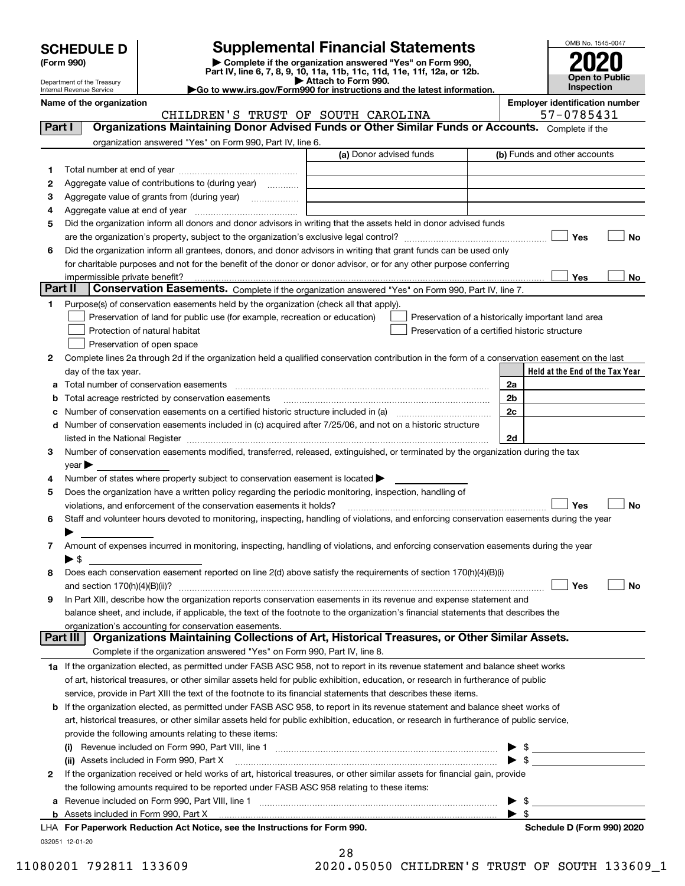# SCHEDULE D (Form 990)

Department of the Treasury
Internal Revenue Service

# Supplemental Financial Statements

▶ Complete if the organization answered "Yes" on Form 990, Part IV, line 6, 7, 8, 9, 10, 11a, 11b, 11c, 11d, 11e, 11f, 12a, or 12b.
▶ Attach to Form 990.
▶ Go to www.irs.gov/Form990 for instructions and the latest information.

OMB No. 1545-0047
**2020**
**Open to Public Inspection**

**Name of the organization:** CHILDREN'S TRUST OF SOUTH CAROLINA
**Employer identification number:** 57-0785431

## Part I — Organizations Maintaining Donor Advised Funds or Other Similar Funds or Accounts.
Complete if the organization answered "Yes" on Form 990, Part IV, line 6.

| | | (a) Donor advised funds | (b) Funds and other accounts |
|---|---|---|---|
| 1 | Total number at end of year | | |
| 2 | Aggregate value of contributions to (during year) | | |
| 3 | Aggregate value of grants from (during year) | | |
| 4 | Aggregate value at end of year | | |

5 Did the organization inform all donors and donor advisors in writing that the assets held in donor advised funds are the organization's property, subject to the organization's exclusive legal control? ☐ Yes ☐ No

6 Did the organization inform all grantees, donors, and donor advisors in writing that grant funds can be used only for charitable purposes and not for the benefit of the donor or donor advisor, or for any other purpose conferring impermissible private benefit? ☐ Yes ☐ No

## Part II — Conservation Easements.
Complete if the organization answered "Yes" on Form 990, Part IV, line 7.

1 Purpose(s) of conservation easements held by the organization (check all that apply).
- ☐ Preservation of land for public use (for example, recreation or education)
- ☐ Protection of natural habitat
- ☐ Preservation of open space
- ☐ Preservation of a historically important land area
- ☐ Preservation of a certified historic structure

2 Complete lines 2a through 2d if the organization held a qualified conservation contribution in the form of a conservation easement on the last day of the tax year.

| | | | Held at the End of the Tax Year |
|---|---|---|---|
| a | Total number of conservation easements | 2a | |
| b | Total acreage restricted by conservation easements | 2b | |
| c | Number of conservation easements on a certified historic structure included in (a) | 2c | |
| d | Number of conservation easements included in (c) acquired after 7/25/06, and not on a historic structure listed in the National Register | 2d | |

3 Number of conservation easements modified, transferred, released, extinguished, or terminated by the organization during the tax year ▶

4 Number of states where property subject to conservation easement is located ▶

5 Does the organization have a written policy regarding the periodic monitoring, inspection, handling of violations, and enforcement of the conservation easements it holds? ☐ Yes ☐ No

6 Staff and volunteer hours devoted to monitoring, inspecting, handling of violations, and enforcing conservation easements during the year ▶

7 Amount of expenses incurred in monitoring, inspecting, handling of violations, and enforcing conservation easements during the year ▶ $

8 Does each conservation easement reported on line 2(d) above satisfy the requirements of section 170(h)(4)(B)(i) and section 170(h)(4)(B)(ii)? ☐ Yes ☐ No

9 In Part XIII, describe how the organization reports conservation easements in its revenue and expense statement and balance sheet, and include, if applicable, the text of the footnote to the organization's financial statements that describes the organization's accounting for conservation easements.

## Part III — Organizations Maintaining Collections of Art, Historical Treasures, or Other Similar Assets.
Complete if the organization answered "Yes" on Form 990, Part IV, line 8.

1a If the organization elected, as permitted under FASB ASC 958, not to report in its revenue statement and balance sheet works of art, historical treasures, or other similar assets held for public exhibition, education, or research in furtherance of public service, provide in Part XIII the text of the footnote to its financial statements that describes these items.

b If the organization elected, as permitted under FASB ASC 958, to report in its revenue statement and balance sheet works of art, historical treasures, or other similar assets held for public exhibition, education, or research in furtherance of public service, provide the following amounts relating to these items:

(i) Revenue included on Form 990, Part VIII, line 1 ▶ $

(ii) Assets included in Form 990, Part X ▶ $

2 If the organization received or held works of art, historical treasures, or other similar assets for financial gain, provide the following amounts required to be reported under FASB ASC 958 relating to these items:

a Revenue included on Form 990, Part VIII, line 1 ▶ $

b Assets included in Form 990, Part X ▶ $

**LHA For Paperwork Reduction Act Notice, see the Instructions for Form 990.** **Schedule D (Form 990) 2020**

032051 12-01-20

11080201 792811 133609 2020.05050 CHILDREN'S TRUST OF SOUTH 133609_1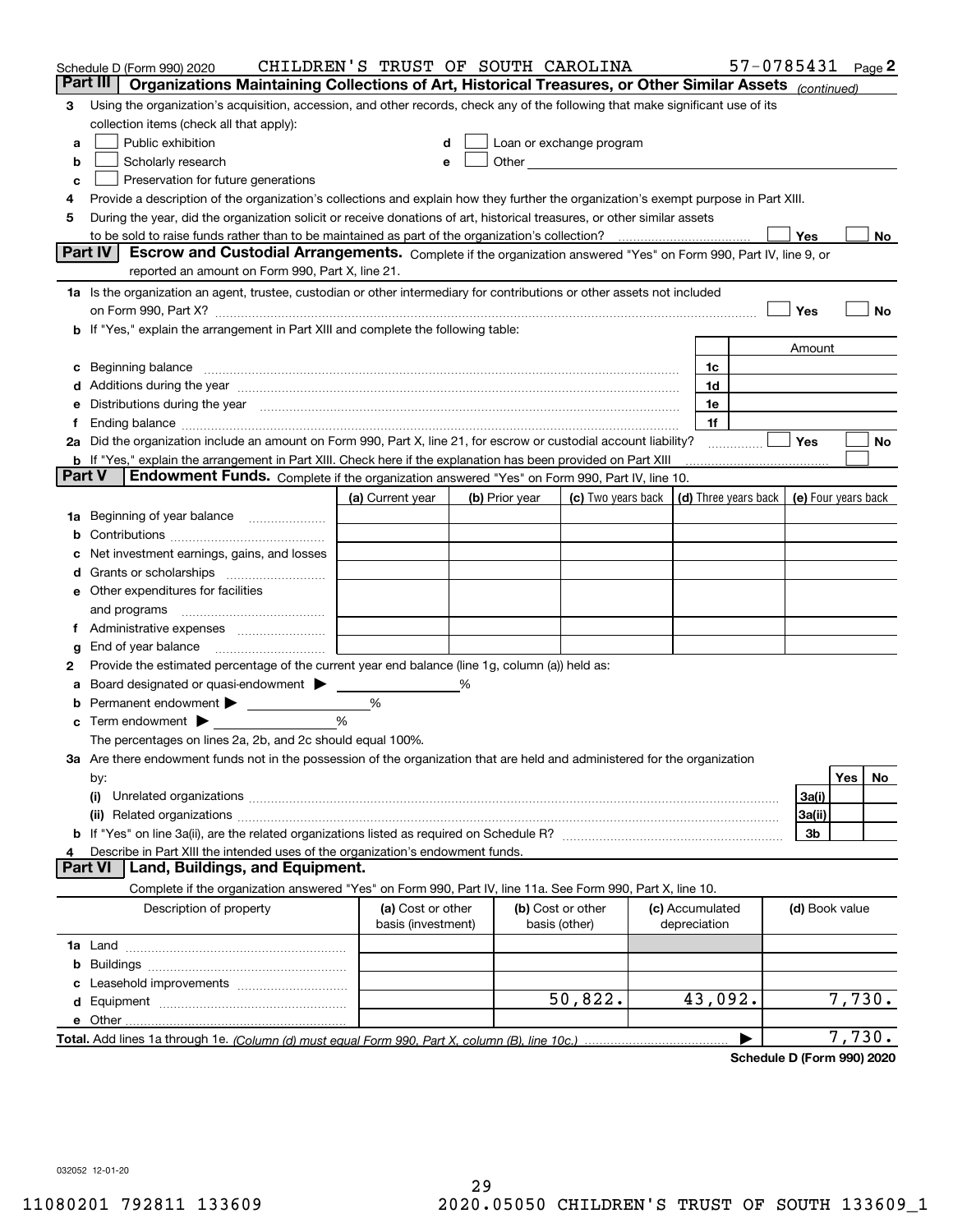Schedule D (Form 990) 2020 CHILDREN'S TRUST OF SOUTH CAROLINA 57-0785431 Page 2

## Part III Organizations Maintaining Collections of Art, Historical Treasures, or Other Similar Assets *(continued)*

**3** Using the organization's acquisition, accession, and other records, check any of the following that make significant use of its collection items (check all that apply):

- **a** ☐ Public exhibition
- **b** ☐ Scholarly research
- **c** ☐ Preservation for future generations
- **d** ☐ Loan or exchange program
- **e** ☐ Other

**4** Provide a description of the organization's collections and explain how they further the organization's exempt purpose in Part XIII.

**5** During the year, did the organization solicit or receive donations of art, historical treasures, or other similar assets to be sold to raise funds rather than to be maintained as part of the organization's collection? ☐ Yes ☐ No

## Part IV Escrow and Custodial Arrangements.

Complete if the organization answered "Yes" on Form 990, Part IV, line 9, or reported an amount on Form 990, Part X, line 21.

**1a** Is the organization an agent, trustee, custodian or other intermediary for contributions or other assets not included on Form 990, Part X? ☐ Yes ☐ No

**b** If "Yes," explain the arrangement in Part XIII and complete the following table:

| | | Amount |
|---|---|---|
| **c** Beginning balance | 1c | |
| **d** Additions during the year | 1d | |
| **e** Distributions during the year | 1e | |
| **f** Ending balance | 1f | |

**2a** Did the organization include an amount on Form 990, Part X, line 21, for escrow or custodial account liability? ☐ Yes ☐ No

**b** If "Yes," explain the arrangement in Part XIII. Check here if the explanation has been provided on Part XIII ☐

## Part V Endowment Funds.

Complete if the organization answered "Yes" on Form 990, Part IV, line 10.

| | (a) Current year | (b) Prior year | (c) Two years back | (d) Three years back | (e) Four years back |
|---|---|---|---|---|---|
| **1a** Beginning of year balance | | | | | |
| **b** Contributions | | | | | |
| **c** Net investment earnings, gains, and losses | | | | | |
| **d** Grants or scholarships | | | | | |
| **e** Other expenditures for facilities and programs | | | | | |
| **f** Administrative expenses | | | | | |
| **g** End of year balance | | | | | |

**2** Provide the estimated percentage of the current year end balance (line 1g, column (a)) held as:

- **a** Board designated or quasi-endowment ▶ ______ %
- **b** Permanent endowment ▶ ______ %
- **c** Term endowment ▶ ______ %

The percentages on lines 2a, 2b, and 2c should equal 100%.

**3a** Are there endowment funds not in the possession of the organization that are held and administered for the organization by:

| | | Yes | No |
|---|---|---|---|
| **(i)** Unrelated organizations | 3a(i) | | |
| **(ii)** Related organizations | 3a(ii) | | |
| **b** If "Yes" on line 3a(ii), are the related organizations listed as required on Schedule R? | 3b | | |

**4** Describe in Part XIII the intended uses of the organization's endowment funds.

## Part VI Land, Buildings, and Equipment.

Complete if the organization answered "Yes" on Form 990, Part IV, line 11a. See Form 990, Part X, line 10.

| Description of property | (a) Cost or other basis (investment) | (b) Cost or other basis (other) | (c) Accumulated depreciation | (d) Book value |
|---|---|---|---|---|
| **1a** Land | | | | |
| **b** Buildings | | | | |
| **c** Leasehold improvements | | | | |
| **d** Equipment | | 50,822. | 43,092. | 7,730. |
| **e** Other | | | | |
| **Total.** Add lines 1a through 1e. *(Column (d) must equal Form 990, Part X, column (B), line 10c.)* | | | ▶ | 7,730. |

**Schedule D (Form 990) 2020**

032052 12-01-20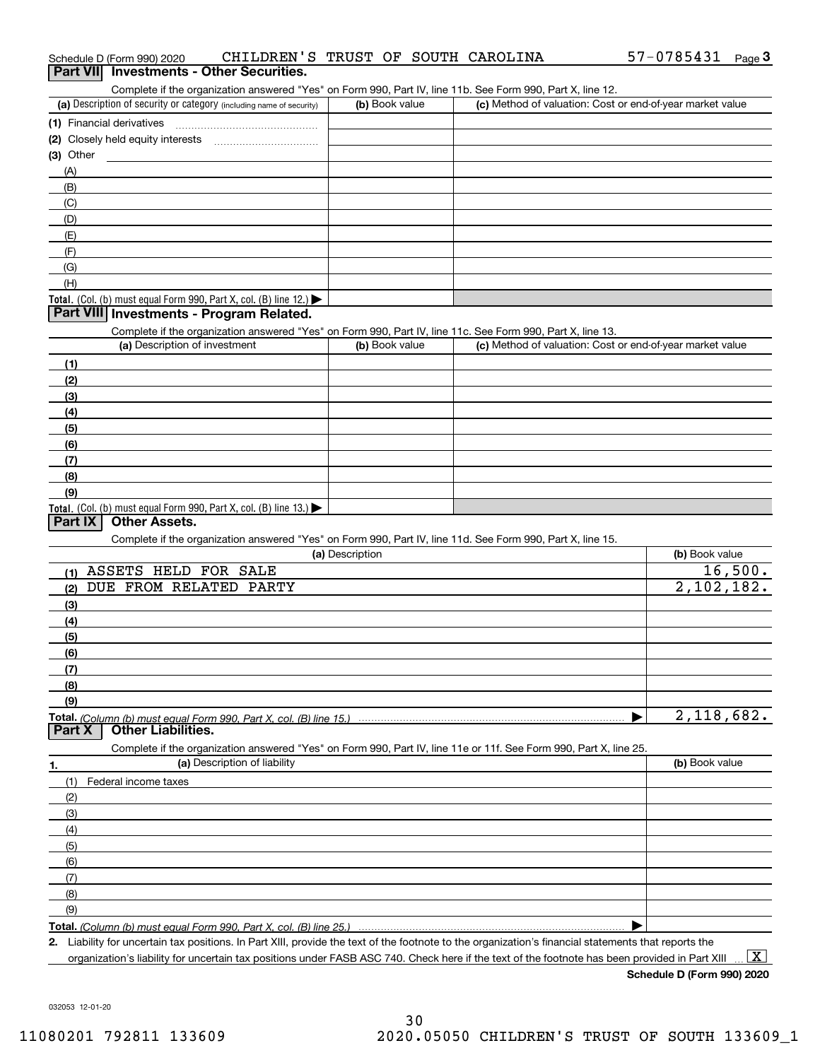Schedule D (Form 990) 2020 CHILDREN'S TRUST OF SOUTH CAROLINA 57-0785431 Page 3

## Part VII Investments - Other Securities.

Complete if the organization answered "Yes" on Form 990, Part IV, line 11b. See Form 990, Part X, line 12.

| (a) Description of security or category (including name of security) | (b) Book value | (c) Method of valuation: Cost or end-of-year market value |
|---|---|---|
| (1) Financial derivatives | | |
| (2) Closely held equity interests | | |
| (3) Other | | |
| (A) | | |
| (B) | | |
| (C) | | |
| (D) | | |
| (E) | | |
| (F) | | |
| (G) | | |
| (H) | | |
| **Total.** (Col. (b) must equal Form 990, Part X, col. (B) line 12.) ▶ | | |

## Part VIII Investments - Program Related.

Complete if the organization answered "Yes" on Form 990, Part IV, line 11c. See Form 990, Part X, line 13.

| (a) Description of investment | (b) Book value | (c) Method of valuation: Cost or end-of-year market value |
|---|---|---|
| (1) | | |
| (2) | | |
| (3) | | |
| (4) | | |
| (5) | | |
| (6) | | |
| (7) | | |
| (8) | | |
| (9) | | |
| **Total.** (Col. (b) must equal Form 990, Part X, col. (B) line 13.) ▶ | | |

## Part IX Other Assets.

Complete if the organization answered "Yes" on Form 990, Part IV, line 11d. See Form 990, Part X, line 15.

| (a) Description | (b) Book value |
|---|---|
| (1) ASSETS HELD FOR SALE | 16,500. |
| (2) DUE FROM RELATED PARTY | 2,102,182. |
| (3) | |
| (4) | |
| (5) | |
| (6) | |
| (7) | |
| (8) | |
| (9) | |
| **Total.** *(Column (b) must equal Form 990, Part X, col. (B) line 15.)* ▶ | 2,118,682. |

## Part X Other Liabilities.

Complete if the organization answered "Yes" on Form 990, Part IV, line 11e or 11f. See Form 990, Part X, line 25.

| 1. (a) Description of liability | (b) Book value |
|---|---|
| (1) Federal income taxes | |
| (2) | |
| (3) | |
| (4) | |
| (5) | |
| (6) | |
| (7) | |
| (8) | |
| (9) | |
| **Total.** *(Column (b) must equal Form 990, Part X, col. (B) line 25.)* ▶ | |

2. Liability for uncertain tax positions. In Part XIII, provide the text of the footnote to the organization's financial statements that reports the organization's liability for uncertain tax positions under FASB ASC 740. Check here if the text of the footnote has been provided in Part XIII ... [X]

**Schedule D (Form 990) 2020**

032053 12-01-20

11080201 792811 133609 2020.05050 CHILDREN'S TRUST OF SOUTH 133609_1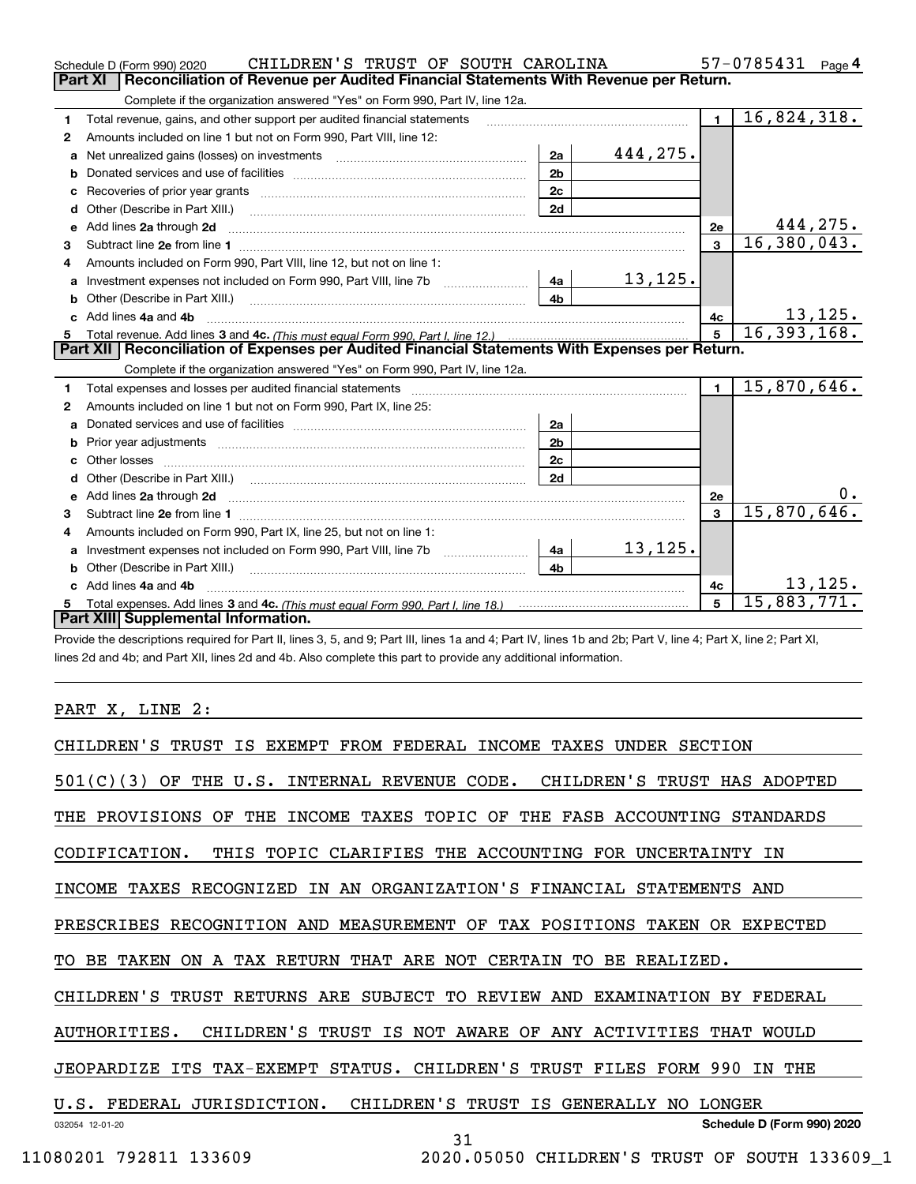Schedule D (Form 990) 2020 CHILDREN'S TRUST OF SOUTH CAROLINA 57-0785431 Page 4

## Part XI Reconciliation of Revenue per Audited Financial Statements With Revenue per Return.

Complete if the organization answered "Yes" on Form 990, Part IV, line 12a.

| | | | | | |
|---|---|---|---|---|---|
| 1 | Total revenue, gains, and other support per audited financial statements | | | 1 | 16,824,318. |
| 2 | Amounts included on line 1 but not on Form 990, Part VIII, line 12: | | | | |
| a | Net unrealized gains (losses) on investments | 2a | 444,275. | | |
| b | Donated services and use of facilities | 2b | | | |
| c | Recoveries of prior year grants | 2c | | | |
| d | Other (Describe in Part XIII.) | 2d | | | |
| e | Add lines 2a through 2d | | | 2e | 444,275. |
| 3 | Subtract line 2e from line 1 | | | 3 | 16,380,043. |
| 4 | Amounts included on Form 990, Part VIII, line 12, but not on line 1: | | | | |
| a | Investment expenses not included on Form 990, Part VIII, line 7b | 4a | 13,125. | | |
| b | Other (Describe in Part XIII.) | 4b | | | |
| c | Add lines 4a and 4b | | | 4c | 13,125. |
| 5 | Total revenue. Add lines 3 and 4c. *(This must equal Form 990, Part I, line 12.)* | | | 5 | 16,393,168. |

## Part XII Reconciliation of Expenses per Audited Financial Statements With Expenses per Return.

Complete if the organization answered "Yes" on Form 990, Part IV, line 12a.

| | | | | | |
|---|---|---|---|---|---|
| 1 | Total expenses and losses per audited financial statements | | | 1 | 15,870,646. |
| 2 | Amounts included on line 1 but not on Form 990, Part IX, line 25: | | | | |
| a | Donated services and use of facilities | 2a | | | |
| b | Prior year adjustments | 2b | | | |
| c | Other losses | 2c | | | |
| d | Other (Describe in Part XIII.) | 2d | | | |
| e | Add lines 2a through 2d | | | 2e | 0. |
| 3 | Subtract line 2e from line 1 | | | 3 | 15,870,646. |
| 4 | Amounts included on Form 990, Part IX, line 25, but not on line 1: | | | | |
| a | Investment expenses not included on Form 990, Part VIII, line 7b | 4a | 13,125. | | |
| b | Other (Describe in Part XIII.) | 4b | | | |
| c | Add lines 4a and 4b | | | 4c | 13,125. |
| 5 | Total expenses. Add lines 3 and 4c. *(This must equal Form 990, Part I, line 18.)* | | | 5 | 15,883,771. |

## Part XIII Supplemental Information.

Provide the descriptions required for Part II, lines 3, 5, and 9; Part III, lines 1a and 4; Part IV, lines 1b and 2b; Part V, line 4; Part X, line 2; Part XI, lines 2d and 4b; and Part XII, lines 2d and 4b. Also complete this part to provide any additional information.

PART X, LINE 2:

CHILDREN'S TRUST IS EXEMPT FROM FEDERAL INCOME TAXES UNDER SECTION 501(C)(3) OF THE U.S. INTERNAL REVENUE CODE. CHILDREN'S TRUST HAS ADOPTED THE PROVISIONS OF THE INCOME TAXES TOPIC OF THE FASB ACCOUNTING STANDARDS CODIFICATION. THIS TOPIC CLARIFIES THE ACCOUNTING FOR UNCERTAINTY IN INCOME TAXES RECOGNIZED IN AN ORGANIZATION'S FINANCIAL STATEMENTS AND PRESCRIBES RECOGNITION AND MEASUREMENT OF TAX POSITIONS TAKEN OR EXPECTED TO BE TAKEN ON A TAX RETURN THAT ARE NOT CERTAIN TO BE REALIZED. CHILDREN'S TRUST RETURNS ARE SUBJECT TO REVIEW AND EXAMINATION BY FEDERAL AUTHORITIES. CHILDREN'S TRUST IS NOT AWARE OF ANY ACTIVITIES THAT WOULD JEOPARDIZE ITS TAX-EXEMPT STATUS. CHILDREN'S TRUST FILES FORM 990 IN THE U.S. FEDERAL JURISDICTION. CHILDREN'S TRUST IS GENERALLY NO LONGER

032054 12-01-20 Schedule D (Form 990) 2020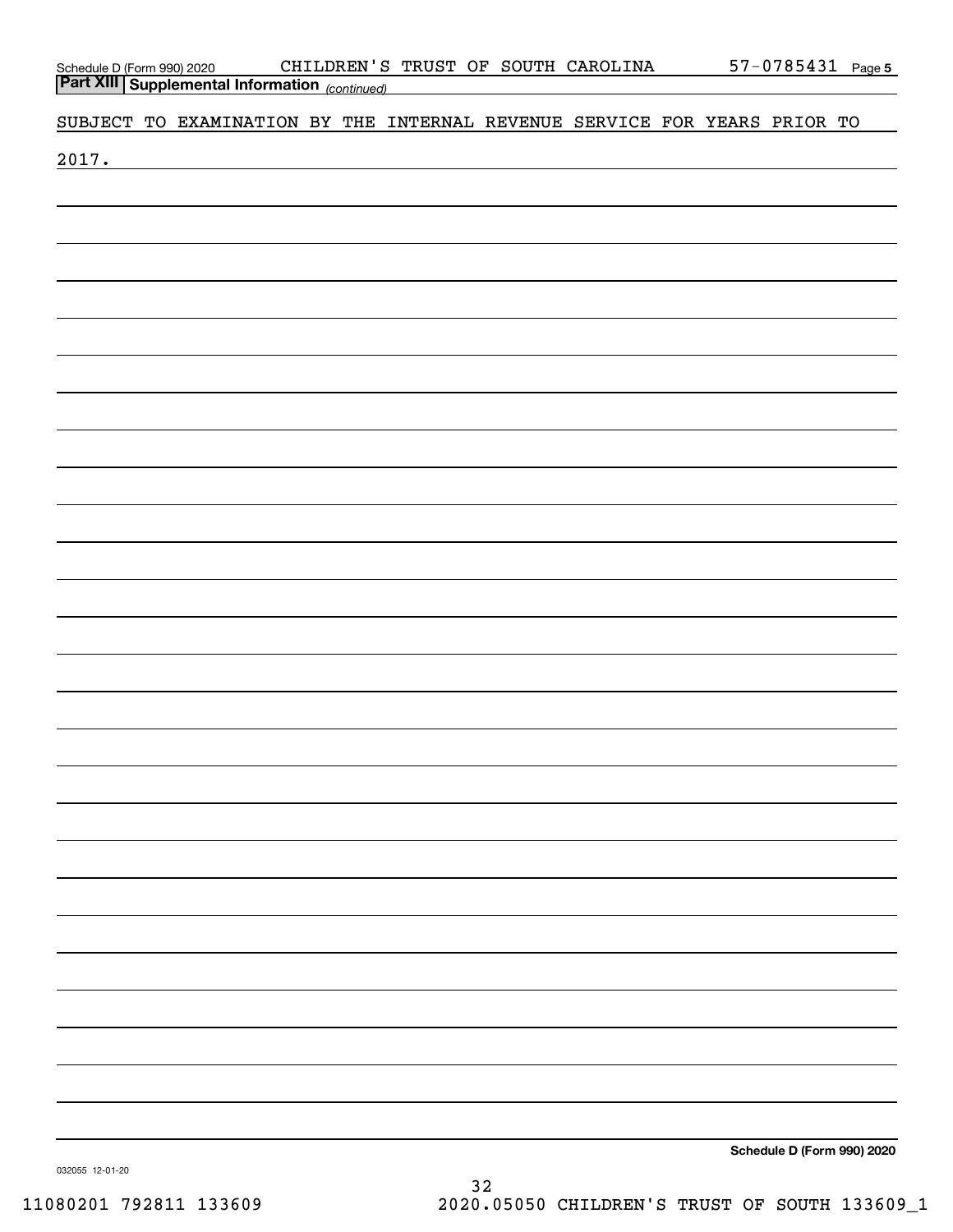## Part XIII Supplemental Information *(continued)*

SUBJECT TO EXAMINATION BY THE INTERNAL REVENUE SERVICE FOR YEARS PRIOR TO 2017.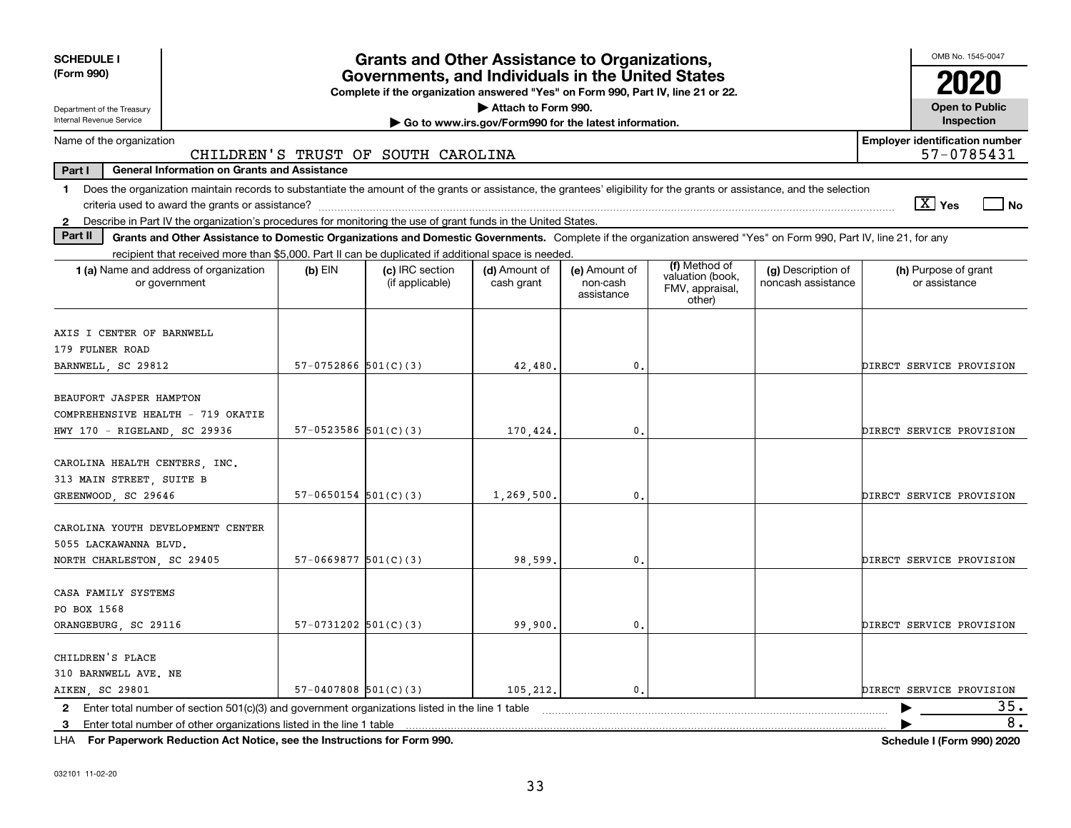**SCHEDULE I (Form 990)**

Department of the Treasury
Internal Revenue Service

# Grants and Other Assistance to Organizations, Governments, and Individuals in the United States

**Complete if the organization answered "Yes" on Form 990, Part IV, line 21 or 22.**
**▶ Attach to Form 990.**
**▶ Go to www.irs.gov/Form990 for the latest information.**

OMB No. 1545-0047

**2020**

**Open to Public Inspection**

Name of the organization: CHILDREN'S TRUST OF SOUTH CAROLINA

**Employer identification number** 57-0785431

**Part I — General Information on Grants and Assistance**

1 Does the organization maintain records to substantiate the amount of the grants or assistance, the grantees' eligibility for the grants or assistance, and the selection criteria used to award the grants or assistance? [X] Yes [ ] No

2 Describe in Part IV the organization's procedures for monitoring the use of grant funds in the United States.

**Part II — Grants and Other Assistance to Domestic Organizations and Domestic Governments.** Complete if the organization answered "Yes" on Form 990, Part IV, line 21, for any recipient that received more than $5,000. Part II can be duplicated if additional space is needed.

| 1 (a) Name and address of organization or government | (b) EIN | (c) IRC section (if applicable) | (d) Amount of cash grant | (e) Amount of non-cash assistance | (f) Method of valuation (book, FMV, appraisal, other) | (g) Description of noncash assistance | (h) Purpose of grant or assistance |
|---|---|---|---|---|---|---|---|
| AXIS I CENTER OF BARNWELL<br>179 FULNER ROAD<br>BARNWELL, SC 29812 | 57-0752866 | 501(C)(3) | 42,480. | 0. | | | DIRECT SERVICE PROVISION |
| BEAUFORT JASPER HAMPTON COMPREHENSIVE HEALTH - 719 OKATIE HWY 170 - RIGELAND, SC 29936 | 57-0523586 | 501(C)(3) | 170,424. | 0. | | | DIRECT SERVICE PROVISION |
| CAROLINA HEALTH CENTERS, INC.<br>313 MAIN STREET, SUITE B<br>GREENWOOD, SC 29646 | 57-0650154 | 501(C)(3) | 1,269,500. | 0. | | | DIRECT SERVICE PROVISION |
| CAROLINA YOUTH DEVELOPMENT CENTER<br>5055 LACKAWANNA BLVD.<br>NORTH CHARLESTON, SC 29405 | 57-0669877 | 501(C)(3) | 98,599. | 0. | | | DIRECT SERVICE PROVISION |
| CASA FAMILY SYSTEMS<br>PO BOX 1568<br>ORANGEBURG, SC 29116 | 57-0731202 | 501(C)(3) | 99,900. | 0. | | | DIRECT SERVICE PROVISION |
| CHILDREN'S PLACE<br>310 BARNWELL AVE. NE<br>AIKEN, SC 29801 | 57-0407808 | 501(C)(3) | 105,212. | 0. | | | DIRECT SERVICE PROVISION |

2 Enter total number of section 501(c)(3) and government organizations listed in the line 1 table ▶ 35.

3 Enter total number of other organizations listed in the line 1 table ▶ 8.

LHA **For Paperwork Reduction Act Notice, see the Instructions for Form 990.** **Schedule I (Form 990) 2020**

032101 11-02-20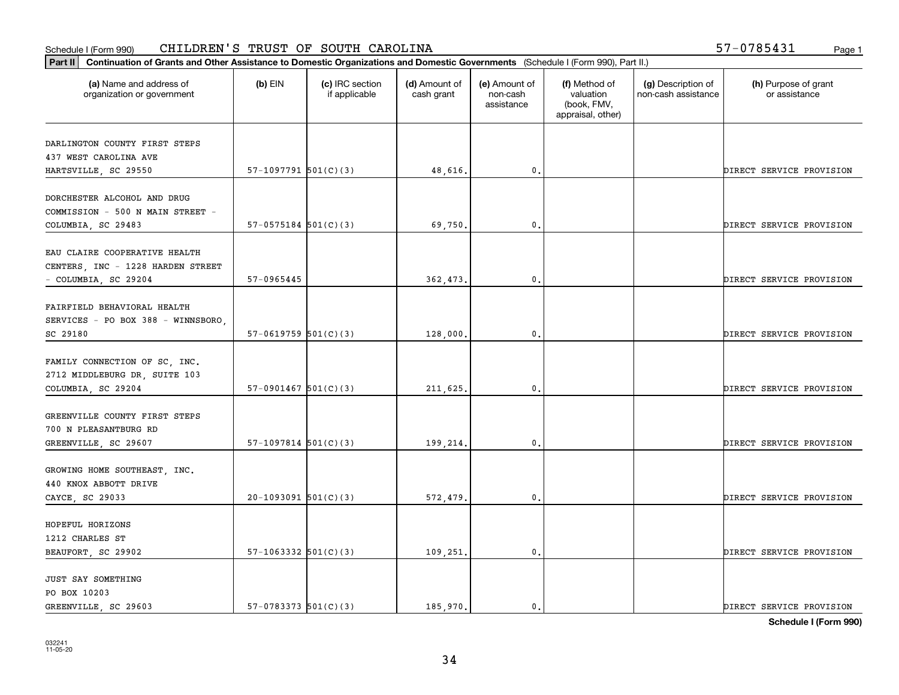Schedule I (Form 990) CHILDREN'S TRUST OF SOUTH CAROLINA 57-0785431

**Part II Continuation of Grants and Other Assistance to Domestic Organizations and Domestic Governments** (Schedule I (Form 990), Part II.)

| (a) Name and address of organization or government | (b) EIN | (c) IRC section if applicable | (d) Amount of cash grant | (e) Amount of non-cash assistance | (f) Method of valuation (book, FMV, appraisal, other) | (g) Description of non-cash assistance | (h) Purpose of grant or assistance |
|---|---|---|---|---|---|---|---|
| DARLINGTON COUNTY FIRST STEPS 437 WEST CAROLINA AVE HARTSVILLE, SC 29550 | 57-1097791 | 501(C)(3) | 48,616. | 0. | | | DIRECT SERVICE PROVISION |
| DORCHESTER ALCOHOL AND DRUG COMMISSION - 500 N MAIN STREET - COLUMBIA, SC 29483 | 57-0575184 | 501(C)(3) | 69,750. | 0. | | | DIRECT SERVICE PROVISION |
| EAU CLAIRE COOPERATIVE HEALTH CENTERS, INC - 1228 HARDEN STREET - COLUMBIA, SC 29204 | 57-0965445 | | 362,473. | 0. | | | DIRECT SERVICE PROVISION |
| FAIRFIELD BEHAVIORAL HEALTH SERVICES - PO BOX 388 - WINNSBORO, SC 29180 | 57-0619759 | 501(C)(3) | 128,000. | 0. | | | DIRECT SERVICE PROVISION |
| FAMILY CONNECTION OF SC, INC. 2712 MIDDLEBURG DR, SUITE 103 COLUMBIA, SC 29204 | 57-0901467 | 501(C)(3) | 211,625. | 0. | | | DIRECT SERVICE PROVISION |
| GREENVILLE COUNTY FIRST STEPS 700 N PLEASANTBURG RD GREENVILLE, SC 29607 | 57-1097814 | 501(C)(3) | 199,214. | 0. | | | DIRECT SERVICE PROVISION |
| GROWING HOME SOUTHEAST, INC. 440 KNOX ABBOTT DRIVE CAYCE, SC 29033 | 20-1093091 | 501(C)(3) | 572,479. | 0. | | | DIRECT SERVICE PROVISION |
| HOPEFUL HORIZONS 1212 CHARLES ST BEAUFORT, SC 29902 | 57-1063332 | 501(C)(3) | 109,251. | 0. | | | DIRECT SERVICE PROVISION |
| JUST SAY SOMETHING PO BOX 10203 GREENVILLE, SC 29603 | 57-0783373 | 501(C)(3) | 185,970. | 0. | | | DIRECT SERVICE PROVISION |

**Schedule I (Form 990)**

032241 11-05-20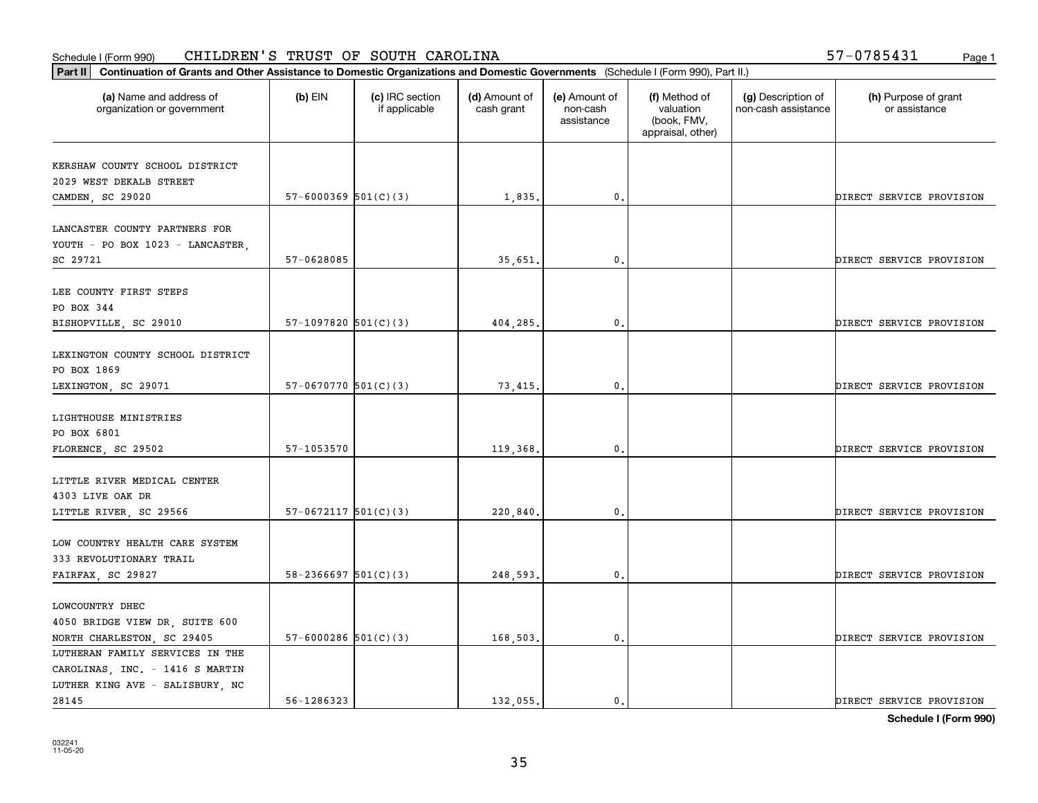Schedule I (Form 990) CHILDREN'S TRUST OF SOUTH CAROLINA 57-0785431

**Part II** **Continuation of Grants and Other Assistance to Domestic Organizations and Domestic Governments** (Schedule I (Form 990), Part II.)

| (a) Name and address of organization or government | (b) EIN | (c) IRC section if applicable | (d) Amount of cash grant | (e) Amount of non-cash assistance | (f) Method of valuation (book, FMV, appraisal, other) | (g) Description of non-cash assistance | (h) Purpose of grant or assistance |
|---|---|---|---|---|---|---|---|
| KERSHAW COUNTY SCHOOL DISTRICT 2029 WEST DEKALB STREET CAMDEN, SC 29020 | 57-6000369 | 501(C)(3) | 1,835. | 0. | | | DIRECT SERVICE PROVISION |
| LANCASTER COUNTY PARTNERS FOR YOUTH - PO BOX 1023 - LANCASTER, SC 29721 | 57-0628085 | | 35,651. | 0. | | | DIRECT SERVICE PROVISION |
| LEE COUNTY FIRST STEPS PO BOX 344 BISHOPVILLE, SC 29010 | 57-1097820 | 501(C)(3) | 404,285. | 0. | | | DIRECT SERVICE PROVISION |
| LEXINGTON COUNTY SCHOOL DISTRICT PO BOX 1869 LEXINGTON, SC 29071 | 57-0670770 | 501(C)(3) | 73,415. | 0. | | | DIRECT SERVICE PROVISION |
| LIGHTHOUSE MINISTRIES PO BOX 6801 FLORENCE, SC 29502 | 57-1053570 | | 119,368. | 0. | | | DIRECT SERVICE PROVISION |
| LITTLE RIVER MEDICAL CENTER 4303 LIVE OAK DR LITTLE RIVER, SC 29566 | 57-0672117 | 501(C)(3) | 220,840. | 0. | | | DIRECT SERVICE PROVISION |
| LOW COUNTRY HEALTH CARE SYSTEM 333 REVOLUTIONARY TRAIL FAIRFAX, SC 29827 | 58-2366697 | 501(C)(3) | 248,593. | 0. | | | DIRECT SERVICE PROVISION |
| LOWCOUNTRY DHEC 4050 BRIDGE VIEW DR, SUITE 600 NORTH CHARLESTON, SC 29405 | 57-6000286 | 501(C)(3) | 168,503. | 0. | | | DIRECT SERVICE PROVISION |
| LUTHERAN FAMILY SERVICES IN THE CAROLINAS, INC. - 1416 S MARTIN LUTHER KING AVE - SALISBURY, NC 28145 | 56-1286323 | | 132,055. | 0. | | | DIRECT SERVICE PROVISION |

**Schedule I (Form 990)**

032241 11-05-20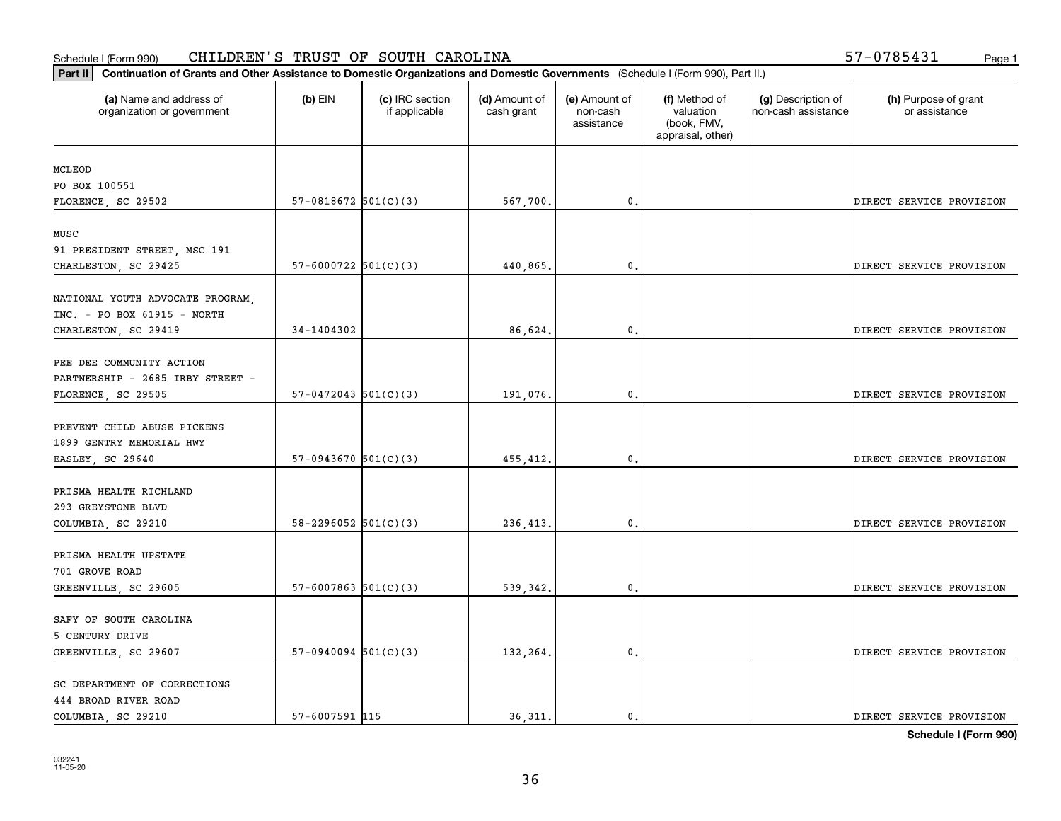Schedule I (Form 990) CHILDREN'S TRUST OF SOUTH CAROLINA 57-0785431

**Part II** **Continuation of Grants and Other Assistance to Domestic Organizations and Domestic Governments** (Schedule I (Form 990), Part II.)

| (a) Name and address of organization or government | (b) EIN | (c) IRC section if applicable | (d) Amount of cash grant | (e) Amount of non-cash assistance | (f) Method of valuation (book, FMV, appraisal, other) | (g) Description of non-cash assistance | (h) Purpose of grant or assistance |
|---|---|---|---|---|---|---|---|
| MCLEOD<br>PO BOX 100551<br>FLORENCE, SC 29502 | 57-0818672 | 501(C)(3) | 567,700. | 0. | | | DIRECT SERVICE PROVISION |
| MUSC<br>91 PRESIDENT STREET, MSC 191<br>CHARLESTON, SC 29425 | 57-6000722 | 501(C)(3) | 440,865. | 0. | | | DIRECT SERVICE PROVISION |
| NATIONAL YOUTH ADVOCATE PROGRAM, INC. - PO BOX 61915 - NORTH CHARLESTON, SC 29419 | 34-1404302 | | 86,624. | 0. | | | DIRECT SERVICE PROVISION |
| PEE DEE COMMUNITY ACTION PARTNERSHIP - 2685 IRBY STREET - FLORENCE, SC 29505 | 57-0472043 | 501(C)(3) | 191,076. | 0. | | | DIRECT SERVICE PROVISION |
| PREVENT CHILD ABUSE PICKENS<br>1899 GENTRY MEMORIAL HWY<br>EASLEY, SC 29640 | 57-0943670 | 501(C)(3) | 455,412. | 0. | | | DIRECT SERVICE PROVISION |
| PRISMA HEALTH RICHLAND<br>293 GREYSTONE BLVD<br>COLUMBIA, SC 29210 | 58-2296052 | 501(C)(3) | 236,413. | 0. | | | DIRECT SERVICE PROVISION |
| PRISMA HEALTH UPSTATE<br>701 GROVE ROAD<br>GREENVILLE, SC 29605 | 57-6007863 | 501(C)(3) | 539,342. | 0. | | | DIRECT SERVICE PROVISION |
| SAFY OF SOUTH CAROLINA<br>5 CENTURY DRIVE<br>GREENVILLE, SC 29607 | 57-0940094 | 501(C)(3) | 132,264. | 0. | | | DIRECT SERVICE PROVISION |
| SC DEPARTMENT OF CORRECTIONS<br>444 BROAD RIVER ROAD<br>COLUMBIA, SC 29210 | 57-6007591 | 115 | 36,311. | 0. | | | DIRECT SERVICE PROVISION |

**Schedule I (Form 990)**

032241
11-05-20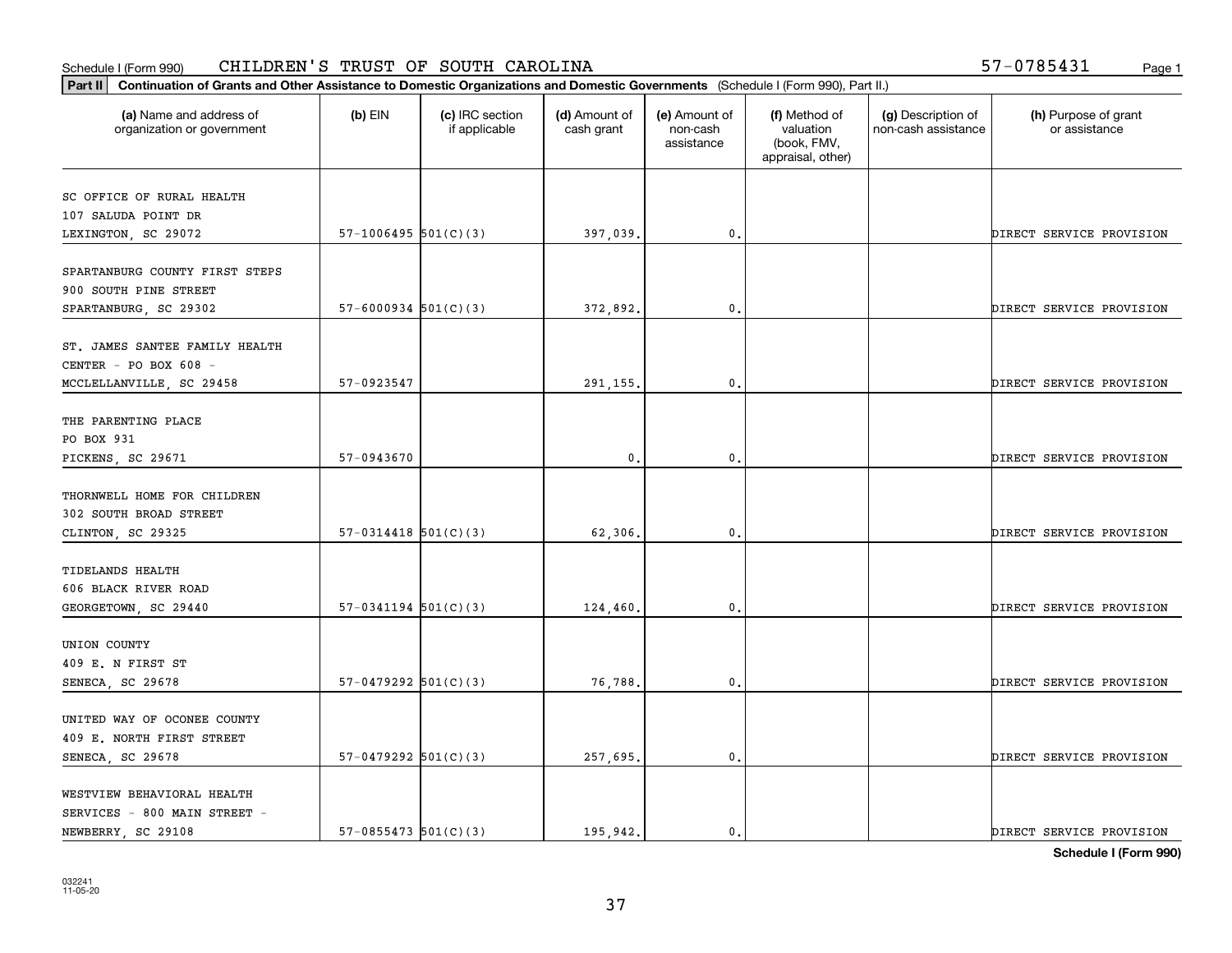Schedule I (Form 990) CHILDREN'S TRUST OF SOUTH CAROLINA 57-0785431

**Part II Continuation of Grants and Other Assistance to Domestic Organizations and Domestic Governments** (Schedule I (Form 990), Part II.)

| (a) Name and address of organization or government | (b) EIN | (c) IRC section if applicable | (d) Amount of cash grant | (e) Amount of non-cash assistance | (f) Method of valuation (book, FMV, appraisal, other) | (g) Description of non-cash assistance | (h) Purpose of grant or assistance |
|---|---|---|---|---|---|---|---|
| SC OFFICE OF RURAL HEALTH<br>107 SALUDA POINT DR<br>LEXINGTON, SC 29072 | 57-1006495 | 501(C)(3) | 397,039. | 0. | | | DIRECT SERVICE PROVISION |
| SPARTANBURG COUNTY FIRST STEPS<br>900 SOUTH PINE STREET<br>SPARTANBURG, SC 29302 | 57-6000934 | 501(C)(3) | 372,892. | 0. | | | DIRECT SERVICE PROVISION |
| ST. JAMES SANTEE FAMILY HEALTH<br>CENTER - PO BOX 608 -<br>MCCLELLANVILLE, SC 29458 | 57-0923547 | | 291,155. | 0. | | | DIRECT SERVICE PROVISION |
| THE PARENTING PLACE<br>PO BOX 931<br>PICKENS, SC 29671 | 57-0943670 | | 0. | 0. | | | DIRECT SERVICE PROVISION |
| THORNWELL HOME FOR CHILDREN<br>302 SOUTH BROAD STREET<br>CLINTON, SC 29325 | 57-0314418 | 501(C)(3) | 62,306. | 0. | | | DIRECT SERVICE PROVISION |
| TIDELANDS HEALTH<br>606 BLACK RIVER ROAD<br>GEORGETOWN, SC 29440 | 57-0341194 | 501(C)(3) | 124,460. | 0. | | | DIRECT SERVICE PROVISION |
| UNION COUNTY<br>409 E. N FIRST ST<br>SENECA, SC 29678 | 57-0479292 | 501(C)(3) | 76,788. | 0. | | | DIRECT SERVICE PROVISION |
| UNITED WAY OF OCONEE COUNTY<br>409 E. NORTH FIRST STREET<br>SENECA, SC 29678 | 57-0479292 | 501(C)(3) | 257,695. | 0. | | | DIRECT SERVICE PROVISION |
| WESTVIEW BEHAVIORAL HEALTH<br>SERVICES - 800 MAIN STREET -<br>NEWBERRY, SC 29108 | 57-0855473 | 501(C)(3) | 195,942. | 0. | | | DIRECT SERVICE PROVISION |

**Schedule I (Form 990)**

032241
11-05-20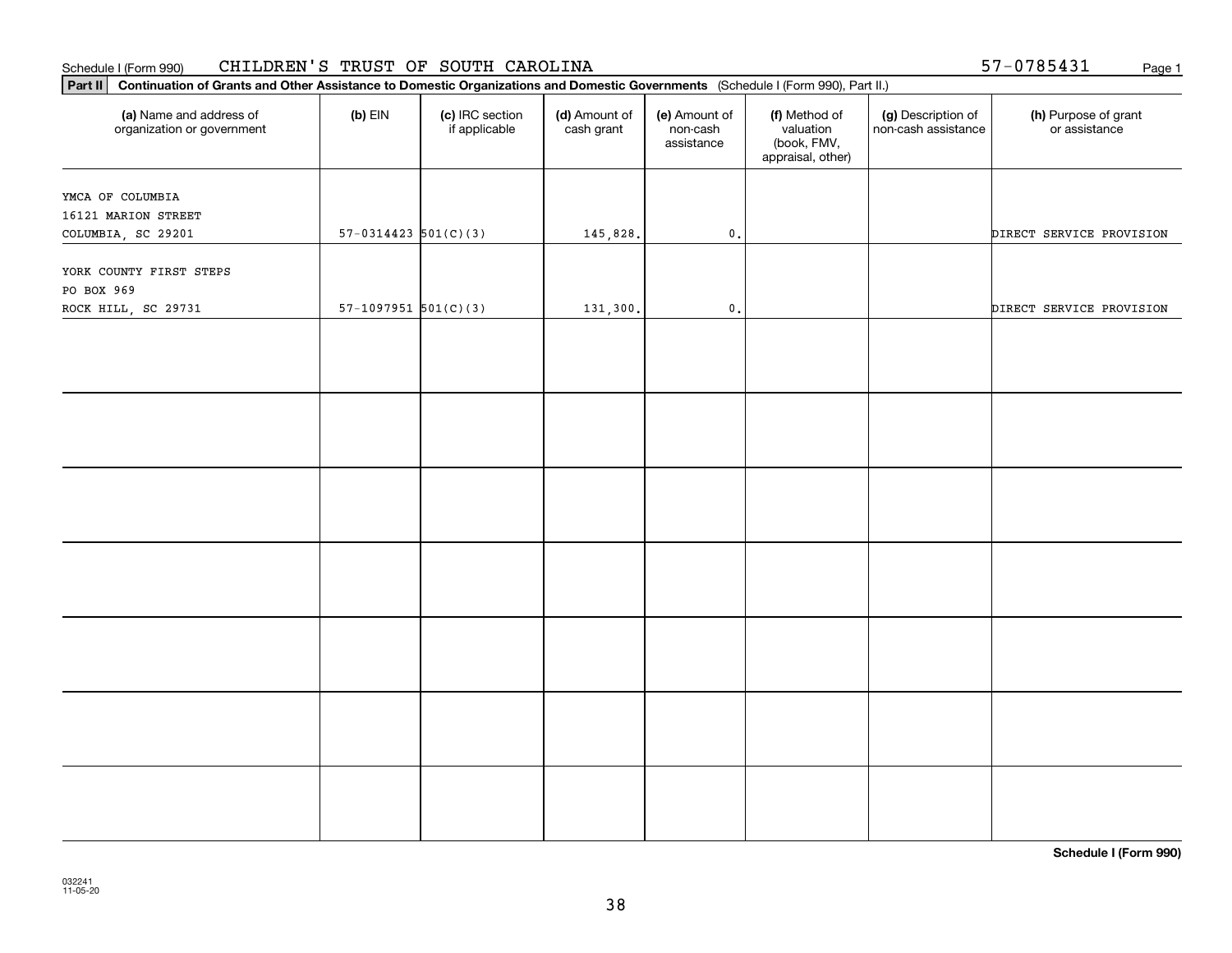Schedule I (Form 990) CHILDREN'S TRUST OF SOUTH CAROLINA 57-0785431 Page 1

**Part II** **Continuation of Grants and Other Assistance to Domestic Organizations and Domestic Governments** (Schedule I (Form 990), Part II.)

| (a) Name and address of organization or government | (b) EIN | (c) IRC section if applicable | (d) Amount of cash grant | (e) Amount of non-cash assistance | (f) Method of valuation (book, FMV, appraisal, other) | (g) Description of non-cash assistance | (h) Purpose of grant or assistance |
|---|---|---|---|---|---|---|---|
| YMCA OF COLUMBIA<br>16121 MARION STREET<br>COLUMBIA, SC 29201 | 57-0314423 | 501(C)(3) | 145,828. | 0. | | | DIRECT SERVICE PROVISION |
| YORK COUNTY FIRST STEPS<br>PO BOX 969<br>ROCK HILL, SC 29731 | 57-1097951 | 501(C)(3) | 131,300. | 0. | | | DIRECT SERVICE PROVISION |
| | | | | | | | |
| | | | | | | | |
| | | | | | | | |
| | | | | | | | |
| | | | | | | | |
| | | | | | | | |
| | | | | | | | |

**Schedule I (Form 990)**

032241
11-05-20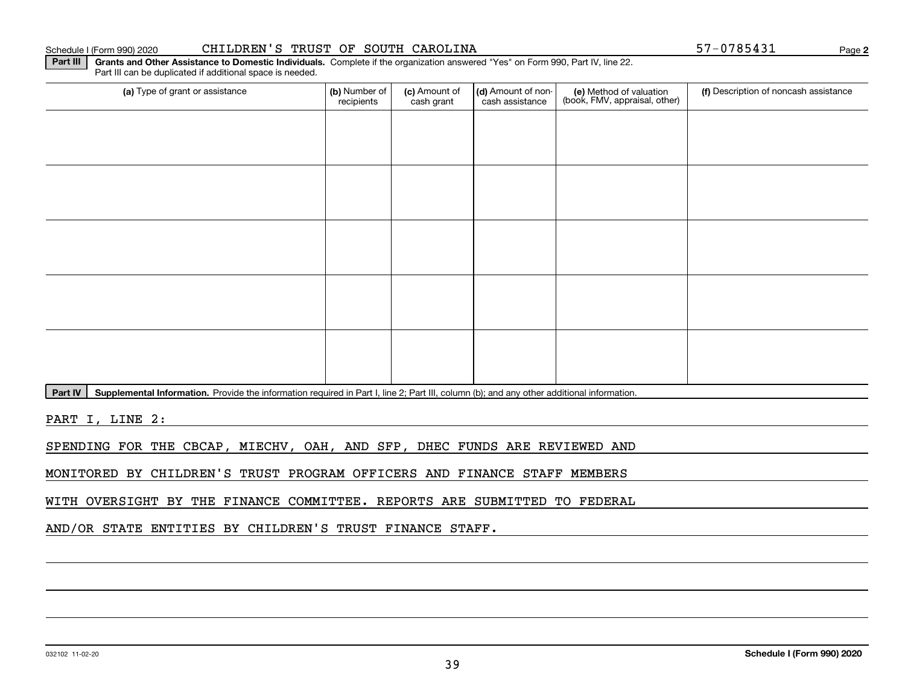Schedule I (Form 990) 2020 CHILDREN'S TRUST OF SOUTH CAROLINA 57-0785431 Page **2**

**Part III** **Grants and Other Assistance to Domestic Individuals.** Complete if the organization answered "Yes" on Form 990, Part IV, line 22. Part III can be duplicated if additional space is needed.

| (a) Type of grant or assistance | (b) Number of recipients | (c) Amount of cash grant | (d) Amount of non-cash assistance | (e) Method of valuation (book, FMV, appraisal, other) | (f) Description of noncash assistance |
|---|---|---|---|---|---|
| | | | | | |
| | | | | | |
| | | | | | |
| | | | | | |
| | | | | | |

**Part IV** **Supplemental Information.** Provide the information required in Part I, line 2; Part III, column (b); and any other additional information.

PART I, LINE 2:

SPENDING FOR THE CBCAP, MIECHV, OAH, AND SFP, DHEC FUNDS ARE REVIEWED AND MONITORED BY CHILDREN'S TRUST PROGRAM OFFICERS AND FINANCE STAFF MEMBERS WITH OVERSIGHT BY THE FINANCE COMMITTEE. REPORTS ARE SUBMITTED TO FEDERAL AND/OR STATE ENTITIES BY CHILDREN'S TRUST FINANCE STAFF.

032102 11-02-20 **Schedule I (Form 990) 2020**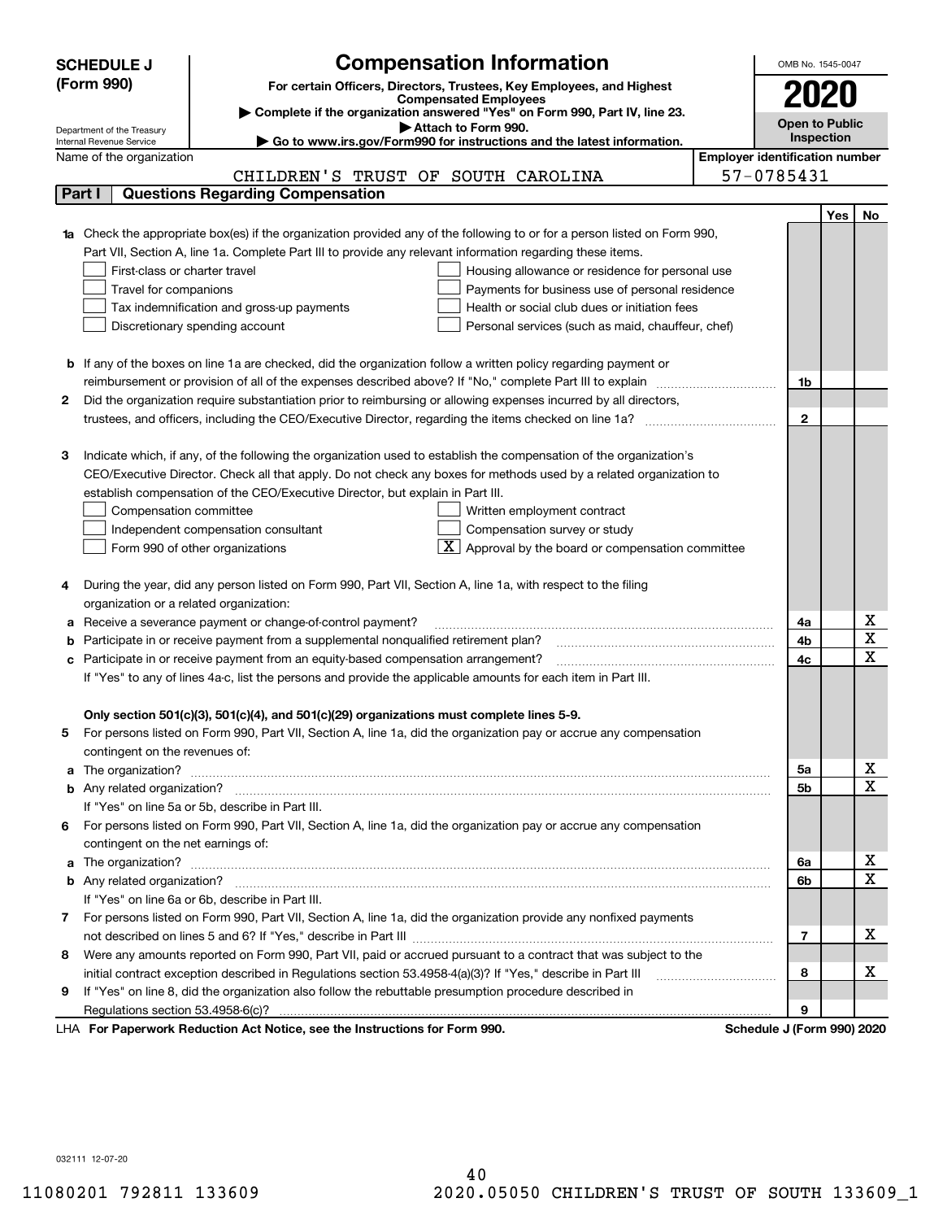# SCHEDULE J (Form 990)

## Compensation Information

**For certain Officers, Directors, Trustees, Key Employees, and Highest Compensated Employees**

▶ Complete if the organization answered "Yes" on Form 990, Part IV, line 23.

▶ Attach to Form 990.

▶ Go to www.irs.gov/Form990 for instructions and the latest information.

OMB No. 1545-0047

**2020**

**Open to Public Inspection**

Department of the Treasury
Internal Revenue Service

| Name of the organization | Employer identification number |
|---|---|
| CHILDREN'S TRUST OF SOUTH CAROLINA | 57-0785431 |

## Part I | Questions Regarding Compensation

| | | | Yes | No |
|---|---|---|---|---|
| **1a** | Check the appropriate box(es) if the organization provided any of the following to or for a person listed on Form 990, Part VII, Section A, line 1a. Complete Part III to provide any relevant information regarding these items.<br>☐ First-class or charter travel ☐ Housing allowance or residence for personal use<br>☐ Travel for companions ☐ Payments for business use of personal residence<br>☐ Tax indemnification and gross-up payments ☐ Health or social club dues or initiation fees<br>☐ Discretionary spending account ☐ Personal services (such as maid, chauffeur, chef) | | | |
| **b** | If any of the boxes on line 1a are checked, did the organization follow a written policy regarding payment or reimbursement or provision of all of the expenses described above? If "No," complete Part III to explain | 1b | | |
| **2** | Did the organization require substantiation prior to reimbursing or allowing expenses incurred by all directors, trustees, and officers, including the CEO/Executive Director, regarding the items checked on line 1a? | 2 | | |
| **3** | Indicate which, if any, of the following the organization used to establish the compensation of the organization's CEO/Executive Director. Check all that apply. Do not check any boxes for methods used by a related organization to establish compensation of the CEO/Executive Director, but explain in Part III.<br>☐ Compensation committee ☐ Written employment contract<br>☐ Independent compensation consultant ☐ Compensation survey or study<br>☐ Form 990 of other organizations ☒ Approval by the board or compensation committee | | | |
| **4** | During the year, did any person listed on Form 990, Part VII, Section A, line 1a, with respect to the filing organization or a related organization: | | | |
| **a** | Receive a severance payment or change-of-control payment? | 4a | | X |
| **b** | Participate in or receive payment from a supplemental nonqualified retirement plan? | 4b | | X |
| **c** | Participate in or receive payment from an equity-based compensation arrangement? | 4c | | X |
| | If "Yes" to any of lines 4a-c, list the persons and provide the applicable amounts for each item in Part III. | | | |
| | **Only section 501(c)(3), 501(c)(4), and 501(c)(29) organizations must complete lines 5-9.** | | | |
| **5** | For persons listed on Form 990, Part VII, Section A, line 1a, did the organization pay or accrue any compensation contingent on the revenues of: | | | |
| **a** | The organization? | 5a | | X |
| **b** | Any related organization? | 5b | | X |
| | If "Yes" on line 5a or 5b, describe in Part III. | | | |
| **6** | For persons listed on Form 990, Part VII, Section A, line 1a, did the organization pay or accrue any compensation contingent on the net earnings of: | | | |
| **a** | The organization? | 6a | | X |
| **b** | Any related organization? | 6b | | X |
| | If "Yes" on line 6a or 6b, describe in Part III. | | | |
| **7** | For persons listed on Form 990, Part VII, Section A, line 1a, did the organization provide any nonfixed payments not described on lines 5 and 6? If "Yes," describe in Part III | 7 | | X |
| **8** | Were any amounts reported on Form 990, Part VII, paid or accrued pursuant to a contract that was subject to the initial contract exception described in Regulations section 53.4958-4(a)(3)? If "Yes," describe in Part III | 8 | | X |
| **9** | If "Yes" on line 8, did the organization also follow the rebuttable presumption procedure described in Regulations section 53.4958-6(c)? | 9 | | |

LHA **For Paperwork Reduction Act Notice, see the Instructions for Form 990.** **Schedule J (Form 990) 2020**

032111 12-07-20

11080201 792811 133609 2020.05050 CHILDREN'S TRUST OF SOUTH 133609_1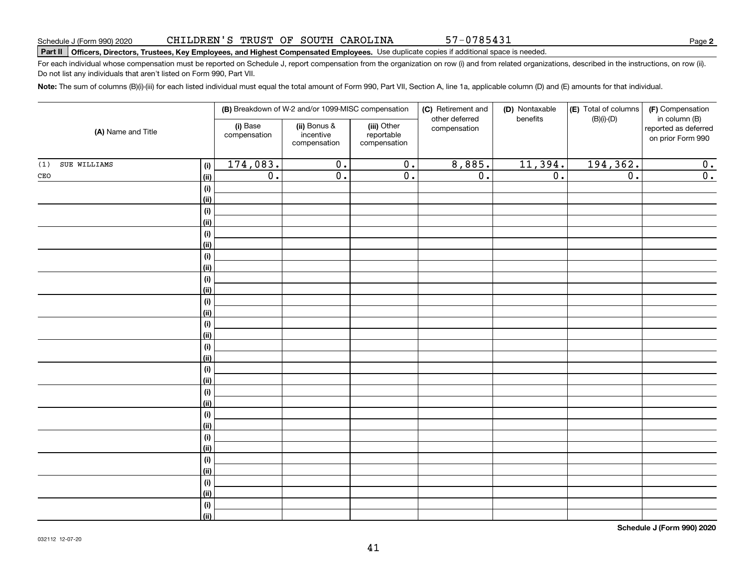Schedule J (Form 990) 2020 CHILDREN'S TRUST OF SOUTH CAROLINA 57-0785431

**Part II** **Officers, Directors, Trustees, Key Employees, and Highest Compensated Employees.** Use duplicate copies if additional space is needed.

For each individual whose compensation must be reported on Schedule J, report compensation from the organization on row (i) and from related organizations, described in the instructions, on row (ii). Do not list any individuals that aren't listed on Form 990, Part VII.

**Note:** The sum of columns (B)(i)-(iii) for each listed individual must equal the total amount of Form 990, Part VII, Section A, line 1a, applicable column (D) and (E) amounts for that individual.

| (A) Name and Title | | (B) Breakdown of W-2 and/or 1099-MISC compensation | | | (C) Retirement and other deferred compensation | (D) Nontaxable benefits | (E) Total of columns (B)(i)-(D) | (F) Compensation in column (B) reported as deferred on prior Form 990 |
|---|---|---|---|---|---|---|---|---|
| | | (i) Base compensation | (ii) Bonus & incentive compensation | (iii) Other reportable compensation | | | | |
| (1) SUE WILLIAMS | (i) | 174,083. | 0. | 0. | 8,885. | 11,394. | 194,362. | 0. |
| CEO | (ii) | 0. | 0. | 0. | 0. | 0. | 0. | 0. |
| | (i) | | | | | | | |
| | (ii) | | | | | | | |
| | (i) | | | | | | | |
| | (ii) | | | | | | | |
| | (i) | | | | | | | |
| | (ii) | | | | | | | |
| | (i) | | | | | | | |
| | (ii) | | | | | | | |
| | (i) | | | | | | | |
| | (ii) | | | | | | | |
| | (i) | | | | | | | |
| | (ii) | | | | | | | |
| | (i) | | | | | | | |
| | (ii) | | | | | | | |
| | (i) | | | | | | | |
| | (ii) | | | | | | | |
| | (i) | | | | | | | |
| | (ii) | | | | | | | |
| | (i) | | | | | | | |
| | (ii) | | | | | | | |
| | (i) | | | | | | | |
| | (ii) | | | | | | | |
| | (i) | | | | | | | |
| | (ii) | | | | | | | |
| | (i) | | | | | | | |
| | (ii) | | | | | | | |
| | (i) | | | | | | | |
| | (ii) | | | | | | | |
| | (i) | | | | | | | |
| | (ii) | | | | | | | |

**Schedule J (Form 990) 2020**

032112 12-07-20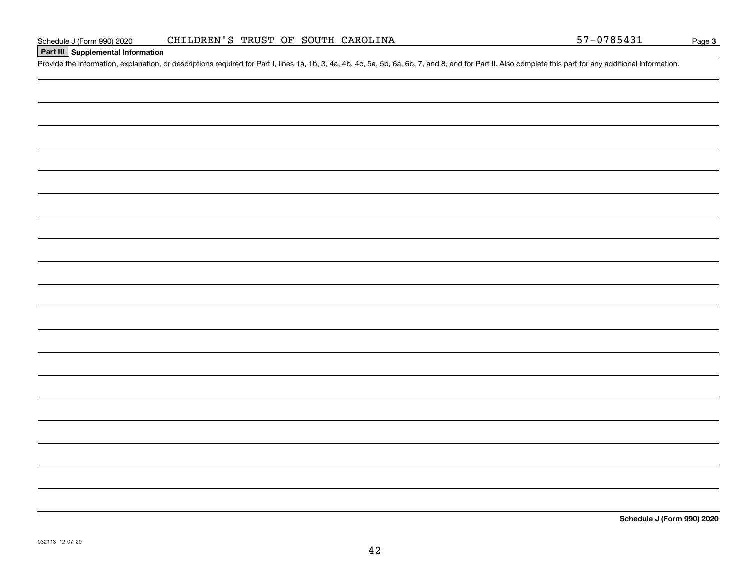Schedule J (Form 990) 2020 CHILDREN'S TRUST OF SOUTH CAROLINA 57-0785431

## Part III Supplemental Information

Provide the information, explanation, or descriptions required for Part I, lines 1a, 1b, 3, 4a, 4b, 4c, 5a, 5b, 6a, 6b, 7, and 8, and for Part II. Also complete this part for any additional information.

**Schedule J (Form 990) 2020**

032113 12-07-20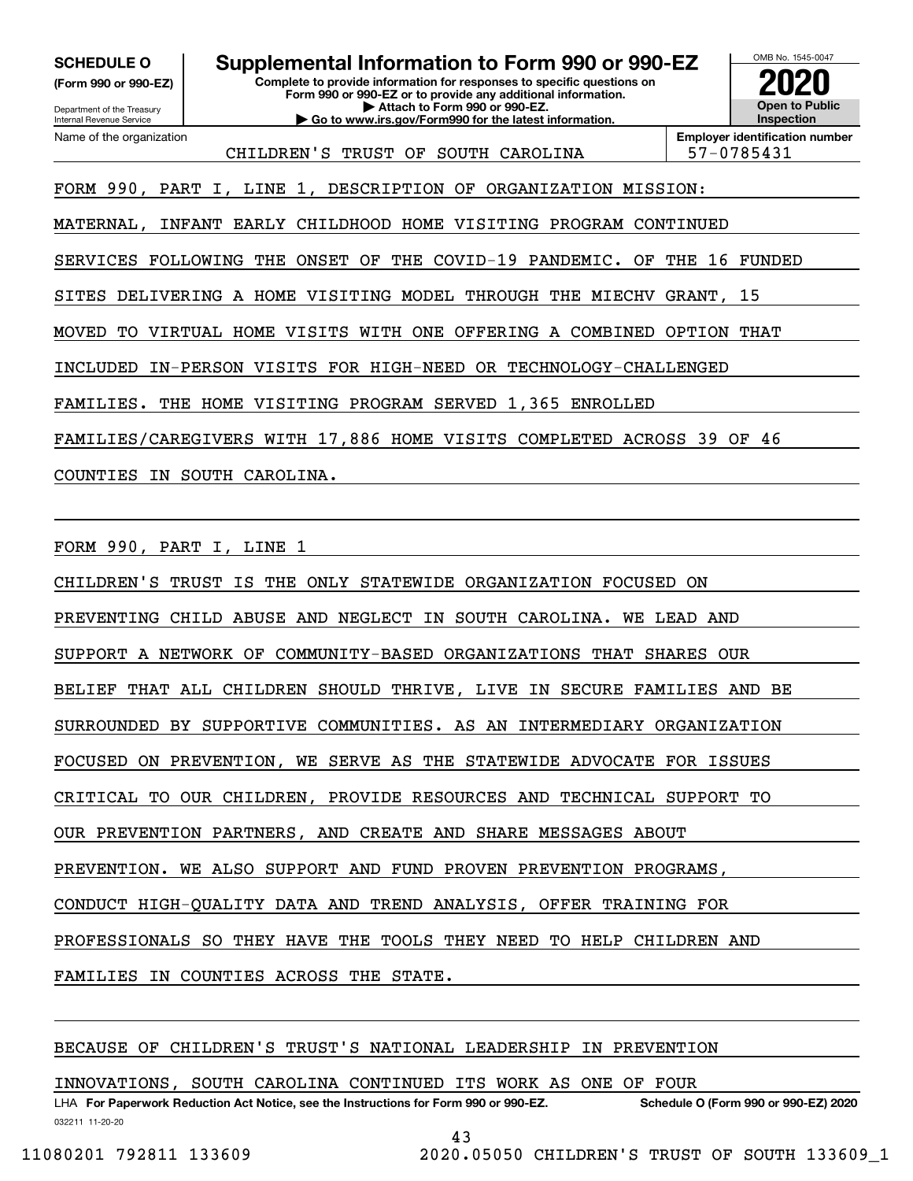**SCHEDULE O**
**(Form 990 or 990-EZ)**

Department of the Treasury
Internal Revenue Service

# Supplemental Information to Form 990 or 990-EZ

**Complete to provide information for responses to specific questions on Form 990 or 990-EZ or to provide any additional information.**
**▶ Attach to Form 990 or 990-EZ.**
**▶ Go to www.irs.gov/Form990 for the latest information.**

OMB No. 1545-0047
**2020**
**Open to Public Inspection**

| Name of the organization | Employer identification number |
|---|---|
| CHILDREN'S TRUST OF SOUTH CAROLINA | 57-0785431 |

FORM 990, PART I, LINE 1, DESCRIPTION OF ORGANIZATION MISSION:

MATERNAL, INFANT EARLY CHILDHOOD HOME VISITING PROGRAM CONTINUED SERVICES FOLLOWING THE ONSET OF THE COVID-19 PANDEMIC. OF THE 16 FUNDED SITES DELIVERING A HOME VISITING MODEL THROUGH THE MIECHV GRANT, 15 MOVED TO VIRTUAL HOME VISITS WITH ONE OFFERING A COMBINED OPTION THAT INCLUDED IN-PERSON VISITS FOR HIGH-NEED OR TECHNOLOGY-CHALLENGED FAMILIES. THE HOME VISITING PROGRAM SERVED 1,365 ENROLLED FAMILIES/CAREGIVERS WITH 17,886 HOME VISITS COMPLETED ACROSS 39 OF 46 COUNTIES IN SOUTH CAROLINA.

FORM 990, PART I, LINE 1

CHILDREN'S TRUST IS THE ONLY STATEWIDE ORGANIZATION FOCUSED ON PREVENTING CHILD ABUSE AND NEGLECT IN SOUTH CAROLINA. WE LEAD AND SUPPORT A NETWORK OF COMMUNITY-BASED ORGANIZATIONS THAT SHARES OUR BELIEF THAT ALL CHILDREN SHOULD THRIVE, LIVE IN SECURE FAMILIES AND BE SURROUNDED BY SUPPORTIVE COMMUNITIES. AS AN INTERMEDIARY ORGANIZATION FOCUSED ON PREVENTION, WE SERVE AS THE STATEWIDE ADVOCATE FOR ISSUES CRITICAL TO OUR CHILDREN, PROVIDE RESOURCES AND TECHNICAL SUPPORT TO OUR PREVENTION PARTNERS, AND CREATE AND SHARE MESSAGES ABOUT PREVENTION. WE ALSO SUPPORT AND FUND PROVEN PREVENTION PROGRAMS, CONDUCT HIGH-QUALITY DATA AND TREND ANALYSIS, OFFER TRAINING FOR PROFESSIONALS SO THEY HAVE THE TOOLS THEY NEED TO HELP CHILDREN AND FAMILIES IN COUNTIES ACROSS THE STATE.

BECAUSE OF CHILDREN'S TRUST'S NATIONAL LEADERSHIP IN PREVENTION INNOVATIONS, SOUTH CAROLINA CONTINUED ITS WORK AS ONE OF FOUR

LHA **For Paperwork Reduction Act Notice, see the Instructions for Form 990 or 990-EZ.** **Schedule O (Form 990 or 990-EZ) 2020**
032211 11-20-20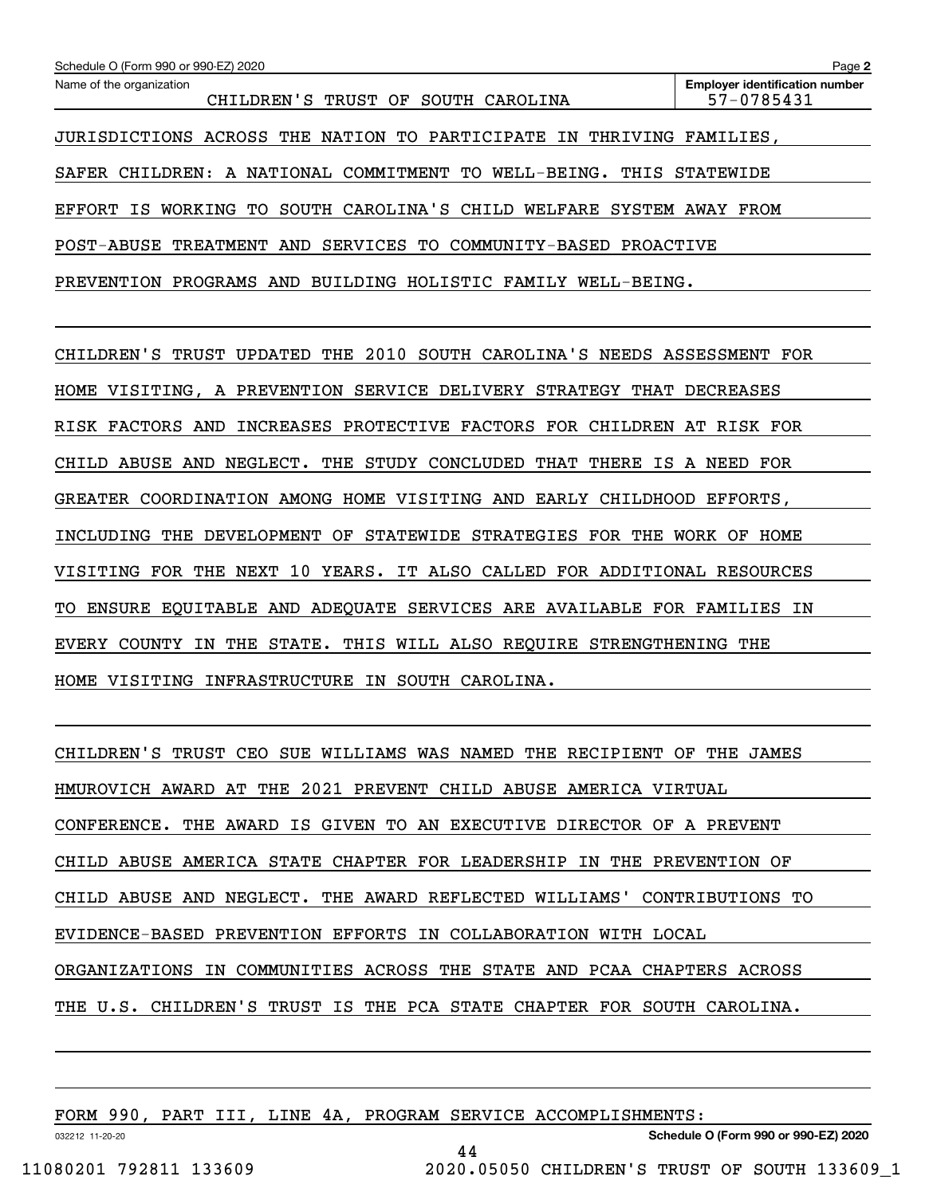Name of the organization: CHILDREN'S TRUST OF SOUTH CAROLINA

Employer identification number: 57-0785431

JURISDICTIONS ACROSS THE NATION TO PARTICIPATE IN THRIVING FAMILIES, SAFER CHILDREN: A NATIONAL COMMITMENT TO WELL-BEING. THIS STATEWIDE EFFORT IS WORKING TO SOUTH CAROLINA'S CHILD WELFARE SYSTEM AWAY FROM POST-ABUSE TREATMENT AND SERVICES TO COMMUNITY-BASED PROACTIVE PREVENTION PROGRAMS AND BUILDING HOLISTIC FAMILY WELL-BEING.

CHILDREN'S TRUST UPDATED THE 2010 SOUTH CAROLINA'S NEEDS ASSESSMENT FOR HOME VISITING, A PREVENTION SERVICE DELIVERY STRATEGY THAT DECREASES RISK FACTORS AND INCREASES PROTECTIVE FACTORS FOR CHILDREN AT RISK FOR CHILD ABUSE AND NEGLECT. THE STUDY CONCLUDED THAT THERE IS A NEED FOR GREATER COORDINATION AMONG HOME VISITING AND EARLY CHILDHOOD EFFORTS, INCLUDING THE DEVELOPMENT OF STATEWIDE STRATEGIES FOR THE WORK OF HOME VISITING FOR THE NEXT 10 YEARS. IT ALSO CALLED FOR ADDITIONAL RESOURCES TO ENSURE EQUITABLE AND ADEQUATE SERVICES ARE AVAILABLE FOR FAMILIES IN EVERY COUNTY IN THE STATE. THIS WILL ALSO REQUIRE STRENGTHENING THE HOME VISITING INFRASTRUCTURE IN SOUTH CAROLINA.

CHILDREN'S TRUST CEO SUE WILLIAMS WAS NAMED THE RECIPIENT OF THE JAMES HMUROVICH AWARD AT THE 2021 PREVENT CHILD ABUSE AMERICA VIRTUAL CONFERENCE. THE AWARD IS GIVEN TO AN EXECUTIVE DIRECTOR OF A PREVENT CHILD ABUSE AMERICA STATE CHAPTER FOR LEADERSHIP IN THE PREVENTION OF CHILD ABUSE AND NEGLECT. THE AWARD REFLECTED WILLIAMS' CONTRIBUTIONS TO EVIDENCE-BASED PREVENTION EFFORTS IN COLLABORATION WITH LOCAL ORGANIZATIONS IN COMMUNITIES ACROSS THE STATE AND PCAA CHAPTERS ACROSS THE U.S. CHILDREN'S TRUST IS THE PCA STATE CHAPTER FOR SOUTH CAROLINA.

FORM 990, PART III, LINE 4A, PROGRAM SERVICE ACCOMPLISHMENTS: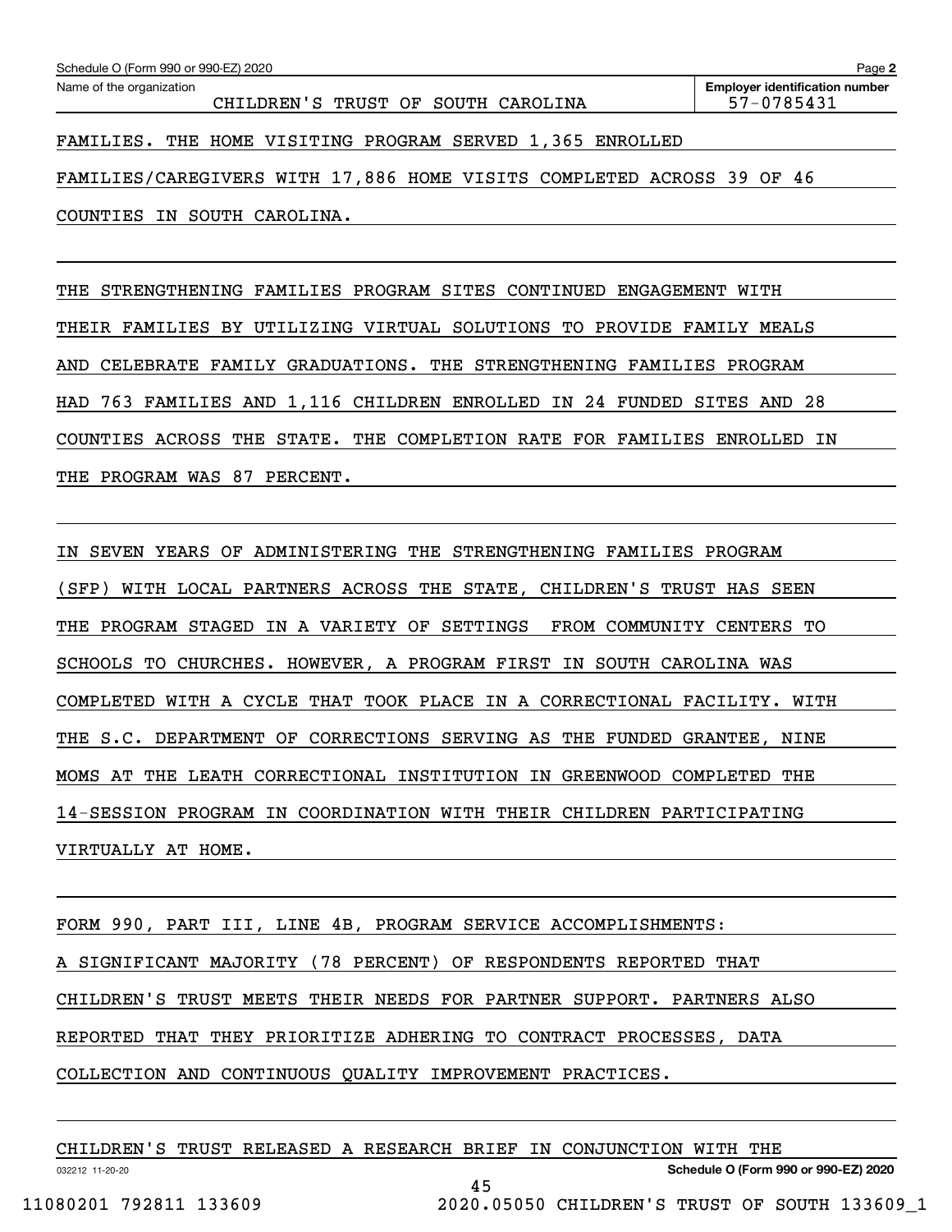Schedule O (Form 990 or 990-EZ) 2020

Name of the organization: CHILDREN'S TRUST OF SOUTH CAROLINA

Employer identification number: 57-0785431

FAMILIES. THE HOME VISITING PROGRAM SERVED 1,365 ENROLLED FAMILIES/CAREGIVERS WITH 17,886 HOME VISITS COMPLETED ACROSS 39 OF 46 COUNTIES IN SOUTH CAROLINA.

THE STRENGTHENING FAMILIES PROGRAM SITES CONTINUED ENGAGEMENT WITH THEIR FAMILIES BY UTILIZING VIRTUAL SOLUTIONS TO PROVIDE FAMILY MEALS AND CELEBRATE FAMILY GRADUATIONS. THE STRENGTHENING FAMILIES PROGRAM HAD 763 FAMILIES AND 1,116 CHILDREN ENROLLED IN 24 FUNDED SITES AND 28 COUNTIES ACROSS THE STATE. THE COMPLETION RATE FOR FAMILIES ENROLLED IN THE PROGRAM WAS 87 PERCENT.

IN SEVEN YEARS OF ADMINISTERING THE STRENGTHENING FAMILIES PROGRAM (SFP) WITH LOCAL PARTNERS ACROSS THE STATE, CHILDREN'S TRUST HAS SEEN THE PROGRAM STAGED IN A VARIETY OF SETTINGS FROM COMMUNITY CENTERS TO SCHOOLS TO CHURCHES. HOWEVER, A PROGRAM FIRST IN SOUTH CAROLINA WAS COMPLETED WITH A CYCLE THAT TOOK PLACE IN A CORRECTIONAL FACILITY. WITH THE S.C. DEPARTMENT OF CORRECTIONS SERVING AS THE FUNDED GRANTEE, NINE MOMS AT THE LEATH CORRECTIONAL INSTITUTION IN GREENWOOD COMPLETED THE 14-SESSION PROGRAM IN COORDINATION WITH THEIR CHILDREN PARTICIPATING VIRTUALLY AT HOME.

FORM 990, PART III, LINE 4B, PROGRAM SERVICE ACCOMPLISHMENTS:

A SIGNIFICANT MAJORITY (78 PERCENT) OF RESPONDENTS REPORTED THAT CHILDREN'S TRUST MEETS THEIR NEEDS FOR PARTNER SUPPORT. PARTNERS ALSO REPORTED THAT THEY PRIORITIZE ADHERING TO CONTRACT PROCESSES, DATA COLLECTION AND CONTINUOUS QUALITY IMPROVEMENT PRACTICES.

CHILDREN'S TRUST RELEASED A RESEARCH BRIEF IN CONJUNCTION WITH THE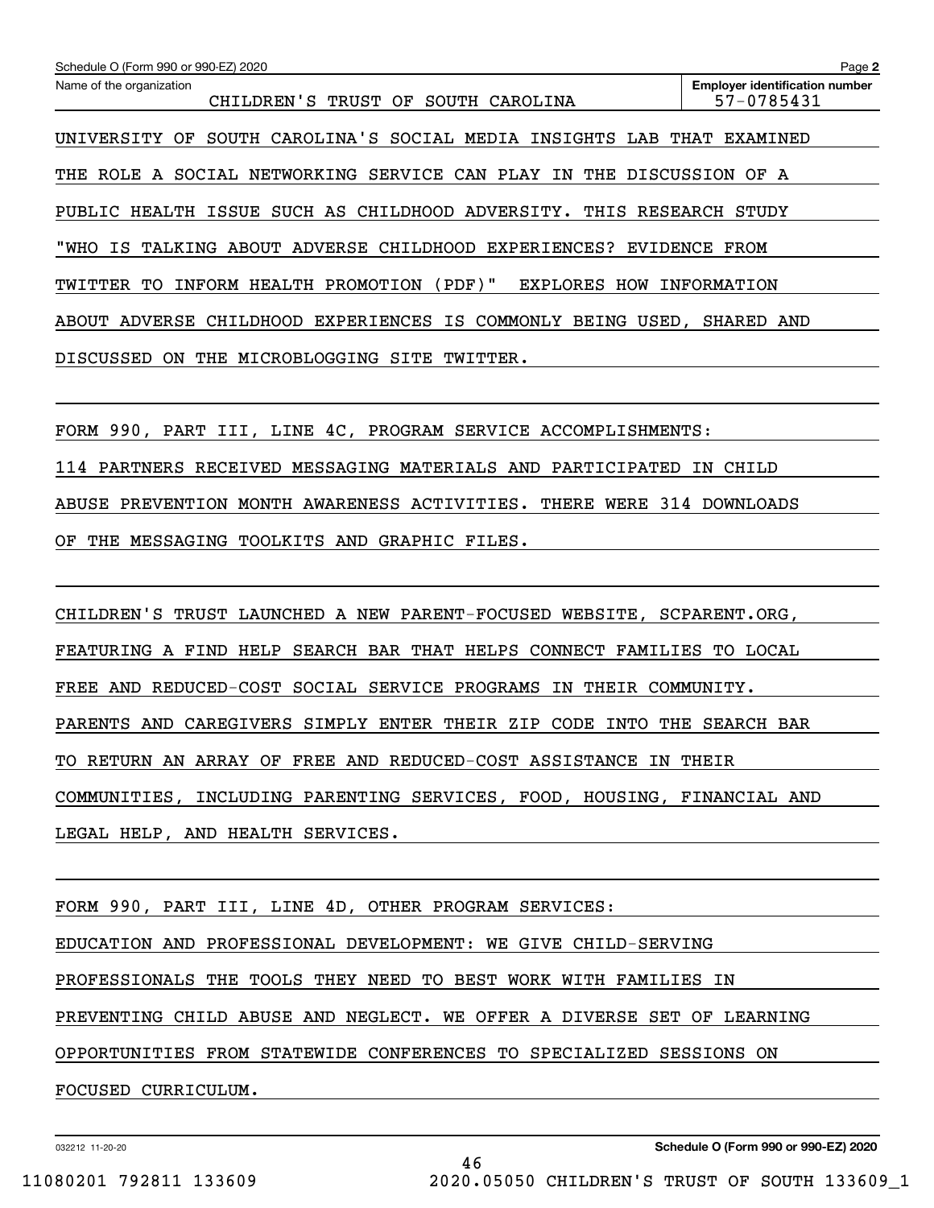Schedule O (Form 990 or 990-EZ) 2020

Name of the organization: CHILDREN'S TRUST OF SOUTH CAROLINA

Employer identification number: 57-0785431

UNIVERSITY OF SOUTH CAROLINA'S SOCIAL MEDIA INSIGHTS LAB THAT EXAMINED THE ROLE A SOCIAL NETWORKING SERVICE CAN PLAY IN THE DISCUSSION OF A PUBLIC HEALTH ISSUE SUCH AS CHILDHOOD ADVERSITY. THIS RESEARCH STUDY "WHO IS TALKING ABOUT ADVERSE CHILDHOOD EXPERIENCES? EVIDENCE FROM TWITTER TO INFORM HEALTH PROMOTION (PDF)" EXPLORES HOW INFORMATION ABOUT ADVERSE CHILDHOOD EXPERIENCES IS COMMONLY BEING USED, SHARED AND DISCUSSED ON THE MICROBLOGGING SITE TWITTER.

FORM 990, PART III, LINE 4C, PROGRAM SERVICE ACCOMPLISHMENTS:

114 PARTNERS RECEIVED MESSAGING MATERIALS AND PARTICIPATED IN CHILD ABUSE PREVENTION MONTH AWARENESS ACTIVITIES. THERE WERE 314 DOWNLOADS OF THE MESSAGING TOOLKITS AND GRAPHIC FILES.

CHILDREN'S TRUST LAUNCHED A NEW PARENT-FOCUSED WEBSITE, SCPARENT.ORG, FEATURING A FIND HELP SEARCH BAR THAT HELPS CONNECT FAMILIES TO LOCAL FREE AND REDUCED-COST SOCIAL SERVICE PROGRAMS IN THEIR COMMUNITY. PARENTS AND CAREGIVERS SIMPLY ENTER THEIR ZIP CODE INTO THE SEARCH BAR TO RETURN AN ARRAY OF FREE AND REDUCED-COST ASSISTANCE IN THEIR COMMUNITIES, INCLUDING PARENTING SERVICES, FOOD, HOUSING, FINANCIAL AND LEGAL HELP, AND HEALTH SERVICES.

FORM 990, PART III, LINE 4D, OTHER PROGRAM SERVICES:

EDUCATION AND PROFESSIONAL DEVELOPMENT: WE GIVE CHILD-SERVING PROFESSIONALS THE TOOLS THEY NEED TO BEST WORK WITH FAMILIES IN PREVENTING CHILD ABUSE AND NEGLECT. WE OFFER A DIVERSE SET OF LEARNING OPPORTUNITIES FROM STATEWIDE CONFERENCES TO SPECIALIZED SESSIONS ON FOCUSED CURRICULUM.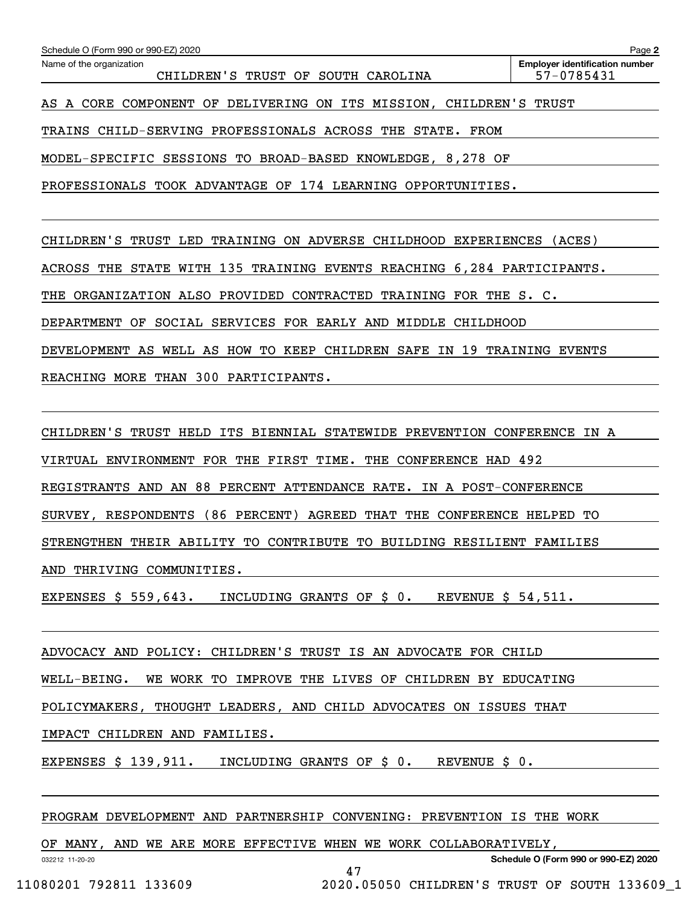AS A CORE COMPONENT OF DELIVERING ON ITS MISSION, CHILDREN'S TRUST TRAINS CHILD-SERVING PROFESSIONALS ACROSS THE STATE. FROM MODEL-SPECIFIC SESSIONS TO BROAD-BASED KNOWLEDGE, 8,278 OF PROFESSIONALS TOOK ADVANTAGE OF 174 LEARNING OPPORTUNITIES.

CHILDREN'S TRUST LED TRAINING ON ADVERSE CHILDHOOD EXPERIENCES (ACES) ACROSS THE STATE WITH 135 TRAINING EVENTS REACHING 6,284 PARTICIPANTS. THE ORGANIZATION ALSO PROVIDED CONTRACTED TRAINING FOR THE S. C. DEPARTMENT OF SOCIAL SERVICES FOR EARLY AND MIDDLE CHILDHOOD DEVELOPMENT AS WELL AS HOW TO KEEP CHILDREN SAFE IN 19 TRAINING EVENTS REACHING MORE THAN 300 PARTICIPANTS.

CHILDREN'S TRUST HELD ITS BIENNIAL STATEWIDE PREVENTION CONFERENCE IN A VIRTUAL ENVIRONMENT FOR THE FIRST TIME. THE CONFERENCE HAD 492 REGISTRANTS AND AN 88 PERCENT ATTENDANCE RATE. IN A POST-CONFERENCE SURVEY, RESPONDENTS (86 PERCENT) AGREED THAT THE CONFERENCE HELPED TO STRENGTHEN THEIR ABILITY TO CONTRIBUTE TO BUILDING RESILIENT FAMILIES AND THRIVING COMMUNITIES.

EXPENSES $ 559,643. INCLUDING GRANTS OF $ 0. REVENUE $ 54,511.

ADVOCACY AND POLICY: CHILDREN'S TRUST IS AN ADVOCATE FOR CHILD WELL-BEING. WE WORK TO IMPROVE THE LIVES OF CHILDREN BY EDUCATING POLICYMAKERS, THOUGHT LEADERS, AND CHILD ADVOCATES ON ISSUES THAT IMPACT CHILDREN AND FAMILIES.

EXPENSES $ 139,911. INCLUDING GRANTS OF $ 0. REVENUE $ 0.

PROGRAM DEVELOPMENT AND PARTNERSHIP CONVENING: PREVENTION IS THE WORK OF MANY, AND WE ARE MORE EFFECTIVE WHEN WE WORK COLLABORATIVELY,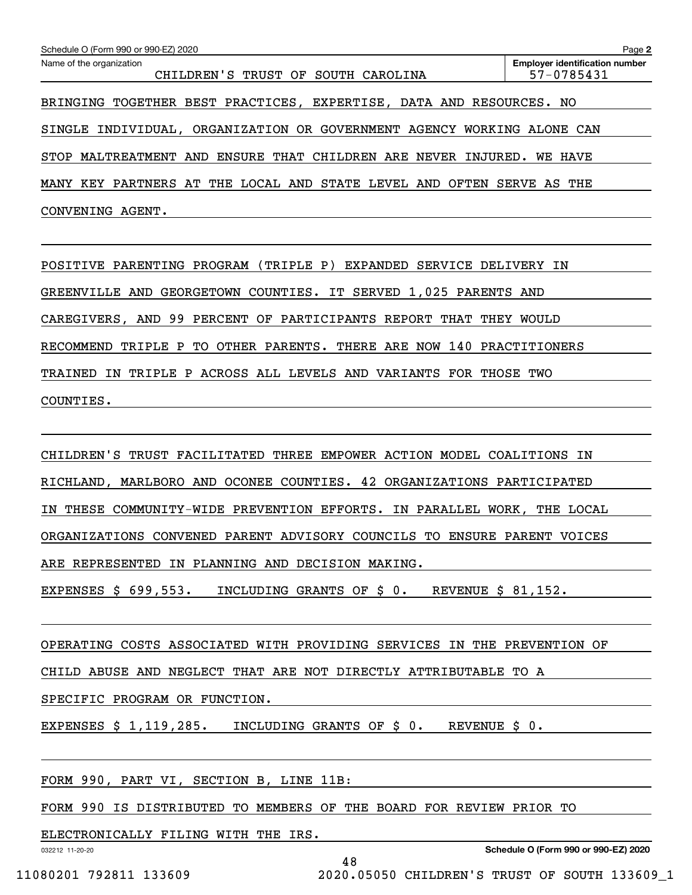Schedule O (Form 990 or 990-EZ) 2020

Name of the organization: CHILDREN'S TRUST OF SOUTH CAROLINA

Employer identification number: 57-0785431

BRINGING TOGETHER BEST PRACTICES, EXPERTISE, DATA AND RESOURCES. NO SINGLE INDIVIDUAL, ORGANIZATION OR GOVERNMENT AGENCY WORKING ALONE CAN STOP MALTREATMENT AND ENSURE THAT CHILDREN ARE NEVER INJURED. WE HAVE MANY KEY PARTNERS AT THE LOCAL AND STATE LEVEL AND OFTEN SERVE AS THE CONVENING AGENT.

POSITIVE PARENTING PROGRAM (TRIPLE P) EXPANDED SERVICE DELIVERY IN GREENVILLE AND GEORGETOWN COUNTIES. IT SERVED 1,025 PARENTS AND CAREGIVERS, AND 99 PERCENT OF PARTICIPANTS REPORT THAT THEY WOULD RECOMMEND TRIPLE P TO OTHER PARENTS. THERE ARE NOW 140 PRACTITIONERS TRAINED IN TRIPLE P ACROSS ALL LEVELS AND VARIANTS FOR THOSE TWO COUNTIES.

CHILDREN'S TRUST FACILITATED THREE EMPOWER ACTION MODEL COALITIONS IN RICHLAND, MARLBORO AND OCONEE COUNTIES. 42 ORGANIZATIONS PARTICIPATED IN THESE COMMUNITY-WIDE PREVENTION EFFORTS. IN PARALLEL WORK, THE LOCAL ORGANIZATIONS CONVENED PARENT ADVISORY COUNCILS TO ENSURE PARENT VOICES ARE REPRESENTED IN PLANNING AND DECISION MAKING.

EXPENSES $ 699,553. INCLUDING GRANTS OF $ 0. REVENUE $ 81,152.

OPERATING COSTS ASSOCIATED WITH PROVIDING SERVICES IN THE PREVENTION OF CHILD ABUSE AND NEGLECT THAT ARE NOT DIRECTLY ATTRIBUTABLE TO A SPECIFIC PROGRAM OR FUNCTION.

EXPENSES $ 1,119,285. INCLUDING GRANTS OF $ 0. REVENUE $ 0.

FORM 990, PART VI, SECTION B, LINE 11B:

FORM 990 IS DISTRIBUTED TO MEMBERS OF THE BOARD FOR REVIEW PRIOR TO ELECTRONICALLY FILING WITH THE IRS.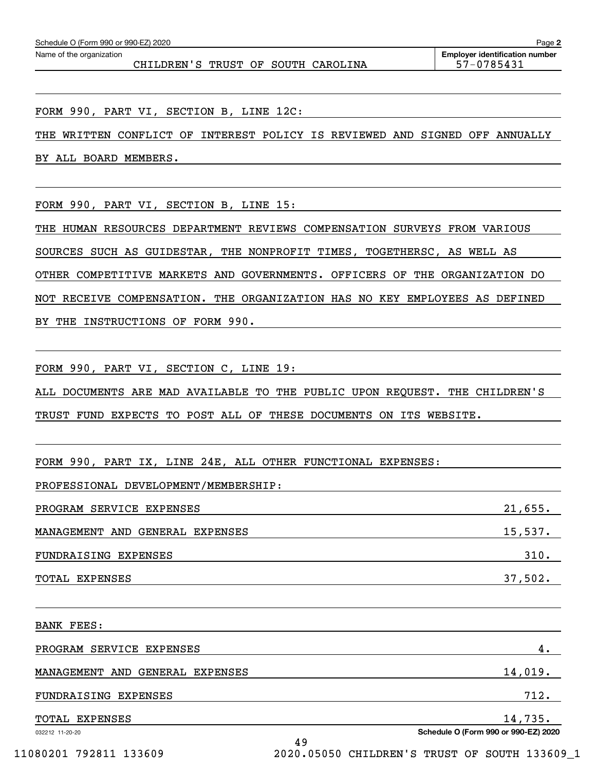Schedule O (Form 990 or 990-EZ) 2020

Name of the organization: CHILDREN'S TRUST OF SOUTH CAROLINA

Employer identification number: 57-0785431

FORM 990, PART VI, SECTION B, LINE 12C:

THE WRITTEN CONFLICT OF INTEREST POLICY IS REVIEWED AND SIGNED OFF ANNUALLY BY ALL BOARD MEMBERS.

FORM 990, PART VI, SECTION B, LINE 15:

THE HUMAN RESOURCES DEPARTMENT REVIEWS COMPENSATION SURVEYS FROM VARIOUS SOURCES SUCH AS GUIDESTAR, THE NONPROFIT TIMES, TOGETHERSC, AS WELL AS OTHER COMPETITIVE MARKETS AND GOVERNMENTS. OFFICERS OF THE ORGANIZATION DO NOT RECEIVE COMPENSATION. THE ORGANIZATION HAS NO KEY EMPLOYEES AS DEFINED BY THE INSTRUCTIONS OF FORM 990.

FORM 990, PART VI, SECTION C, LINE 19:

ALL DOCUMENTS ARE MAD AVAILABLE TO THE PUBLIC UPON REQUEST. THE CHILDREN'S TRUST FUND EXPECTS TO POST ALL OF THESE DOCUMENTS ON ITS WEBSITE.

FORM 990, PART IX, LINE 24E, ALL OTHER FUNCTIONAL EXPENSES:

PROFESSIONAL DEVELOPMENT/MEMBERSHIP:

| | |
|---|---|
| PROGRAM SERVICE EXPENSES | 21,655. |
| MANAGEMENT AND GENERAL EXPENSES | 15,537. |
| FUNDRAISING EXPENSES | 310. |
| TOTAL EXPENSES | 37,502. |

BANK FEES:

| | |
|---|---|
| PROGRAM SERVICE EXPENSES | 4. |
| MANAGEMENT AND GENERAL EXPENSES | 14,019. |
| FUNDRAISING EXPENSES | 712. |
| TOTAL EXPENSES | 14,735. |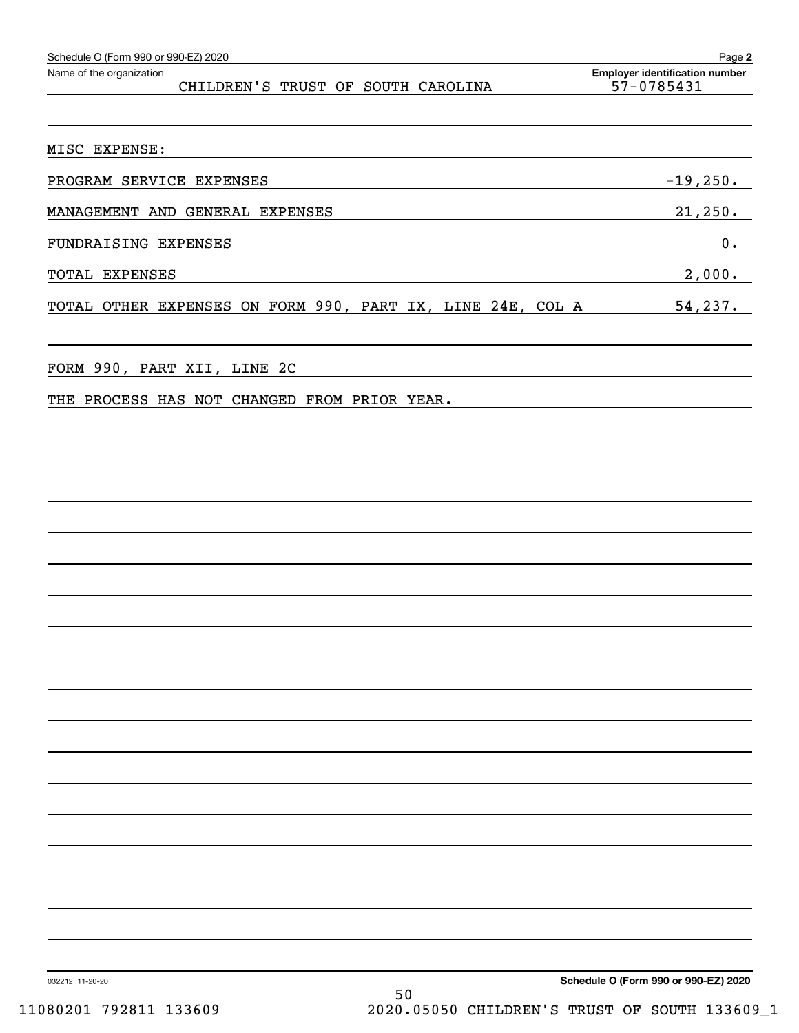Schedule O (Form 990 or 990-EZ) 2020

| Name of the organization | Employer identification number |
| --- | --- |
| CHILDREN'S TRUST OF SOUTH CAROLINA | 57-0785431 |

MISC EXPENSE:

| | |
| --- | --- |
| PROGRAM SERVICE EXPENSES | -19,250. |
| MANAGEMENT AND GENERAL EXPENSES | 21,250. |
| FUNDRAISING EXPENSES | 0. |
| TOTAL EXPENSES | 2,000. |
| TOTAL OTHER EXPENSES ON FORM 990, PART IX, LINE 24E, COL A | 54,237. |

FORM 990, PART XII, LINE 2C

THE PROCESS HAS NOT CHANGED FROM PRIOR YEAR.

032212 11-20-20

Schedule O (Form 990 or 990-EZ) 2020

11080201 792811 133609 2020.05050 CHILDREN'S TRUST OF SOUTH 133609_1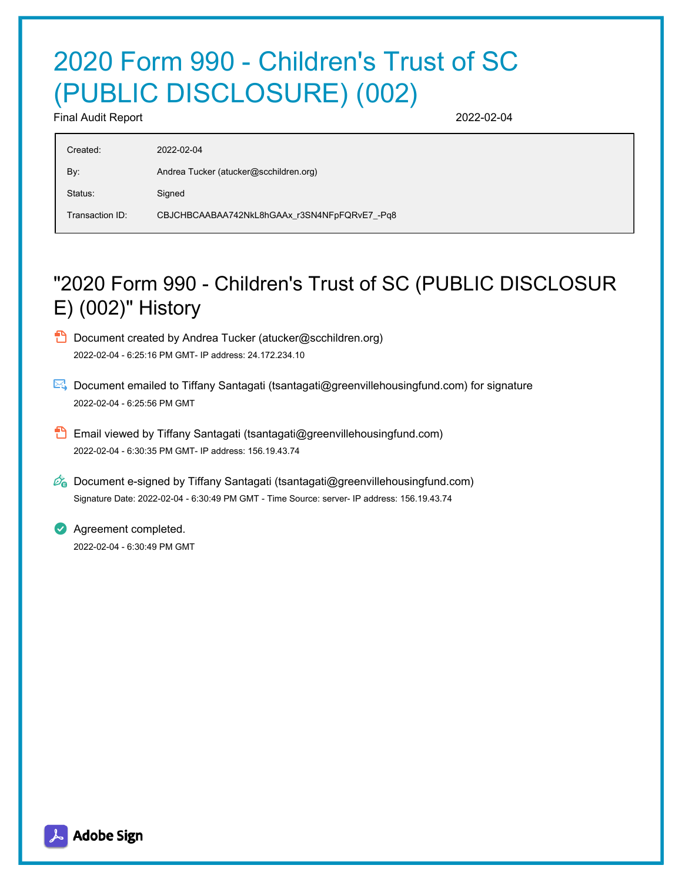# 2020 Form 990 - Children's Trust of SC (PUBLIC DISCLOSURE) (002)

Final Audit Report 2022-02-04

| | |
|---|---|
| Created: | 2022-02-04 |
| By: | Andrea Tucker (atucker@scchildren.org) |
| Status: | Signed |
| Transaction ID: | CBJCHBCAABAA742NkL8hGAAx_r3SN4NFpFQRvE7_-Pq8 |

## "2020 Form 990 - Children's Trust of SC (PUBLIC DISCLOSURE) (002)" History

- Document created by Andrea Tucker (atucker@scchildren.org)
  2022-02-04 - 6:25:16 PM GMT- IP address: 24.172.234.10

- Document emailed to Tiffany Santagati (tsantagati@greenvillehousingfund.com) for signature
  2022-02-04 - 6:25:56 PM GMT

- Email viewed by Tiffany Santagati (tsantagati@greenvillehousingfund.com)
  2022-02-04 - 6:30:35 PM GMT- IP address: 156.19.43.74

- Document e-signed by Tiffany Santagati (tsantagati@greenvillehousingfund.com)
  Signature Date: 2022-02-04 - 6:30:49 PM GMT - Time Source: server- IP address: 156.19.43.74

- Agreement completed.
  2022-02-04 - 6:30:49 PM GMT

Adobe Sign